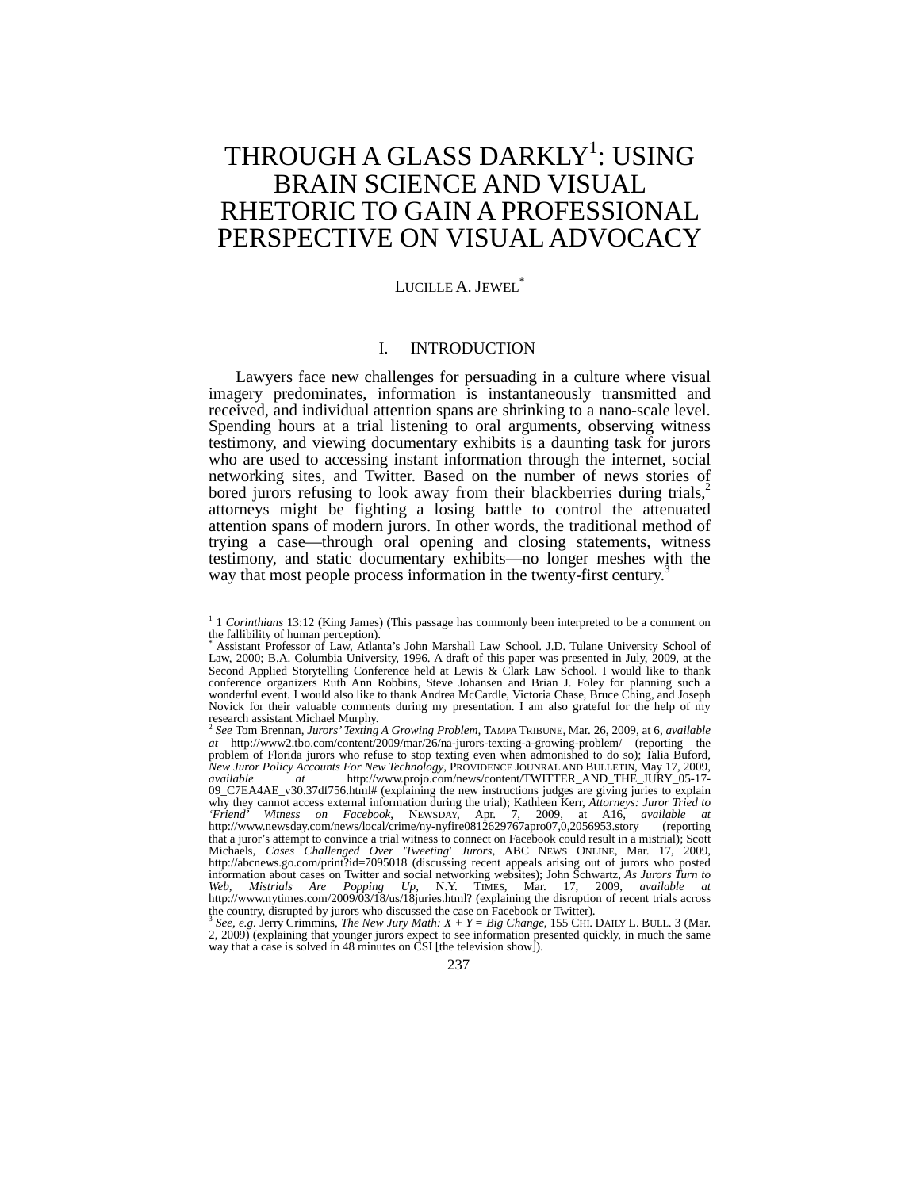# THROUGH A GLASS DARKLY[1]: USING BRAIN SCIENCE AND VISUAL RHETORIC TO GAIN A PROFESSIONAL PERSPECTIVE ON VISUAL ADVOCACY

LUCILLE A. JEWEL[*]

## I. INTRODUCTION

Lawyers face new challenges for persuading in a culture where visual imagery predominates, information is instantaneously transmitted and received, and individual attention spans are shrinking to a nano-scale level. Spending hours at a trial listening to oral arguments, observing witness testimony, and viewing documentary exhibits is a daunting task for jurors who are used to accessing instant information through the internet, social networking sites, and Twitter. Based on the number of news stories of bored jurors refusing to look away from their blackberries during trials,[2] attorneys might be fighting a losing battle to control the attenuated attention spans of modern jurors. In other words, the traditional method of trying a case—through oral opening and closing statements, witness testimony, and static documentary exhibits—no longer meshes with the way that most people process information in the twenty-first century.[3]

---

[1] 1 *Corinthians* 13:12 (King James) (This passage has commonly been interpreted to be a comment on the fallibility of human perception).

[*] Assistant Professor of Law, Atlanta's John Marshall Law School. J.D. Tulane University School of Law, 2000; B.A. Columbia University, 1996. A draft of this paper was presented in July, 2009, at the Second Applied Storytelling Conference held at Lewis & Clark Law School. I would like to thank conference organizers Ruth Ann Robbins, Steve Johansen and Brian J. Foley for planning such a wonderful event. I would also like to thank Andrea McCardle, Victoria Chase, Bruce Ching, and Joseph Novick for their valuable comments during my presentation. I am also grateful for the help of my research assistant Michael Murphy.

[2] *See* Tom Brennan, *Jurors' Texting A Growing Problem*, TAMPA TRIBUNE, Mar. 26, 2009, at 6, *available at* http://www2.tbo.com/content/2009/mar/26/na-jurors-texting-a-growing-problem/ (reporting the problem of Florida jurors who refuse to stop texting even when admonished to do so); Talia Buford, *New Juror Policy Accounts For New Technology*, PROVIDENCE JOUNRAL AND BULLETIN, May 17, 2009, *available at* http://www.projo.com/news/content/TWITTER_AND_THE_JURY_05-17-09_C7EA4AE_v30.37df756.html# (explaining the new instructions judges are giving juries to explain why they cannot access external information during the trial); Kathleen Kerr, *Attorneys: Juror Tried to 'Friend' Witness on Facebook*, NEWSDAY, Apr. 7, 2009, at A16, *available at* http://www.newsday.com/news/local/crime/ny-nyfire0812629767apro07,0,2056963.story (reporting that a juror's attempt to convince a trial witness to connect on Facebook could result in a mistrial); Scott Michaels, *Cases Challenged Over 'Tweeting' Jurors*, ABC NEWS ONLINE, Mar. 17, 2009, http://abcnews.go.com/print?id=7095018 (discussing recent appeals arising out of jurors who posted information about cases on Twitter and social networking websites); John Schwartz, *As Jurors Turn to Web, Mistrials Are Popping Up*, N.Y. TIMES, Mar. 17, 2009, *available at* http://www.nytimes.com/2009/03/18/us/18juries.html? (explaining the disruption of recent trials across the country, disrupted by jurors who discussed the case on Facebook or Twitter).

[3] *See, e.g.* Jerry Crimmins, *The New Jury Math: X + Y = Big Change*, 155 CHI. DAILY L. BULL. 3 (Mar. 2, 2009) (explaining that younger jurors expect to see information presented quickly, in much the same way that a case is solved in 48 minutes on CSI [the television show]).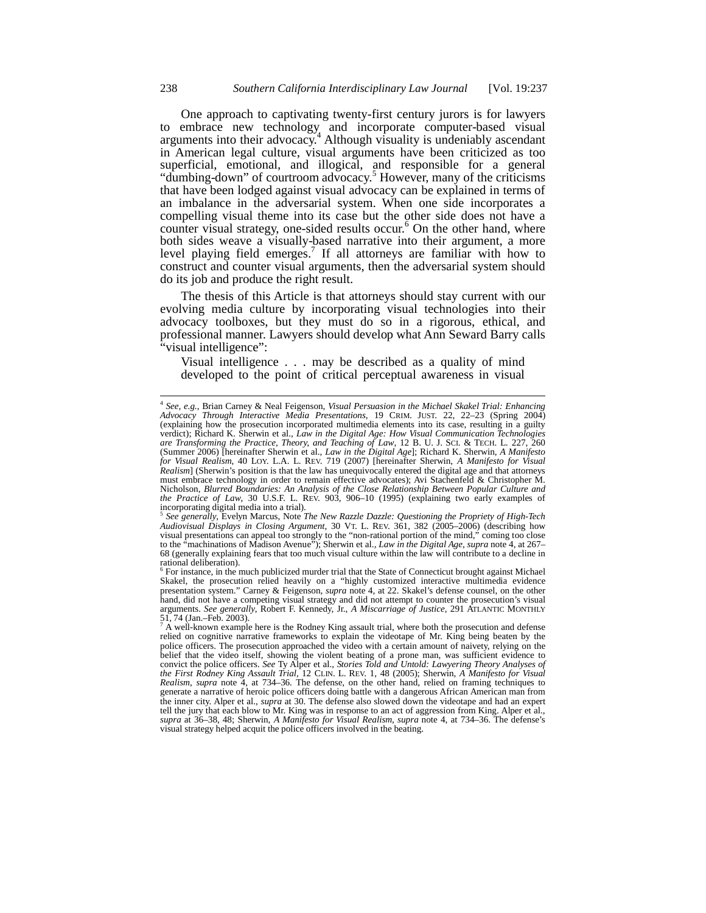One approach to captivating twenty-first century jurors is for lawyers to embrace new technology and incorporate computer-based visual arguments into their advocacy.[4] Although visuality is undeniably ascendant in American legal culture, visual arguments have been criticized as too superficial, emotional, and illogical, and responsible for a general "dumbing-down" of courtroom advocacy.[5] However, many of the criticisms that have been lodged against visual advocacy can be explained in terms of an imbalance in the adversarial system. When one side incorporates a compelling visual theme into its case but the other side does not have a counter visual strategy, one-sided results occur.[6] On the other hand, where both sides weave a visually-based narrative into their argument, a more level playing field emerges.[7] If all attorneys are familiar with how to construct and counter visual arguments, then the adversarial system should do its job and produce the right result.

The thesis of this Article is that attorneys should stay current with our evolving media culture by incorporating visual technologies into their advocacy toolboxes, but they must do so in a rigorous, ethical, and professional manner. Lawyers should develop what Ann Seward Barry calls "visual intelligence":

> Visual intelligence . . . may be described as a quality of mind developed to the point of critical perceptual awareness in visual

---

[4] *See, e.g.*, Brian Carney & Neal Feigenson, *Visual Persuasion in the Michael Skakel Trial: Enhancing Advocacy Through Interactive Media Presentations*, 19 CRIM. JUST. 22, 22–23 (Spring 2004) (explaining how the prosecution incorporated multimedia elements into its case, resulting in a guilty verdict); Richard K. Sherwin et al., *Law in the Digital Age: How Visual Communication Technologies are Transforming the Practice, Theory, and Teaching of Law*, 12 B. U. J. SCI. & TECH. L. 227, 260 (Summer 2006) [hereinafter Sherwin et al., *Law in the Digital Age*]; Richard K. Sherwin, *A Manifesto for Visual Realism*, 40 LOY. L.A. L. REV. 719 (2007) [hereinafter Sherwin, *A Manifesto for Visual Realism*] (Sherwin's position is that the law has unequivocally entered the digital age and that attorneys must embrace technology in order to remain effective advocates); Avi Stachenfeld & Christopher M. Nicholson, *Blurred Boundaries: An Analysis of the Close Relationship Between Popular Culture and the Practice of Law*, 30 U.S.F. L. REV. 903, 906–10 (1995) (explaining two early examples of incorporating digital media into a trial).

[5] *See generally*, Evelyn Marcus, Note *The New Razzle Dazzle: Questioning the Propriety of High-Tech Audiovisual Displays in Closing Argument*, 30 VT. L. REV. 361, 382 (2005–2006) (describing how visual presentations can appeal too strongly to the "non-rational portion of the mind," coming too close to the "machinations of Madison Avenue"); Sherwin et al., *Law in the Digital Age*, *supra* note 4, at 267–68 (generally explaining fears that too much visual culture within the law will contribute to a decline in rational deliberation).

[6] For instance, in the much publicized murder trial that the State of Connecticut brought against Michael Skakel, the prosecution relied heavily on a "highly customized interactive multimedia evidence presentation system." Carney & Feigenson, *supra* note 4, at 22. Skakel's defense counsel, on the other hand, did not have a competing visual strategy and did not attempt to counter the prosecution's visual arguments. *See generally*, Robert F. Kennedy, Jr., *A Miscarriage of Justice*, 291 ATLANTIC MONTHLY 51, 74 (Jan.–Feb. 2003).

[7] A well-known example here is the Rodney King assault trial, where both the prosecution and defense relied on cognitive narrative frameworks to explain the videotape of Mr. King being beaten by the police officers. The prosecution approached the video with a certain amount of naivety, relying on the belief that the video itself, showing the violent beating of a prone man, was sufficient evidence to convict the police officers. *See* Ty Alper et al., *Stories Told and Untold: Lawyering Theory Analyses of the First Rodney King Assault Trial*, 12 CLIN. L. REV. 1, 48 (2005); Sherwin, *A Manifesto for Visual Realism*, *supra* note 4, at 734–36. The defense, on the other hand, relied on framing techniques to generate a narrative of heroic police officers doing battle with a dangerous African American man from the inner city. Alper et al., *supra* at 30. The defense also slowed down the videotape and had an expert tell the jury that each blow to Mr. King was in response to an act of aggression from King. Alper et al., *supra* at 36–38, 48; Sherwin, *A Manifesto for Visual Realism*, *supra* note 4, at 734–36. The defense's visual strategy helped acquit the police officers involved in the beating.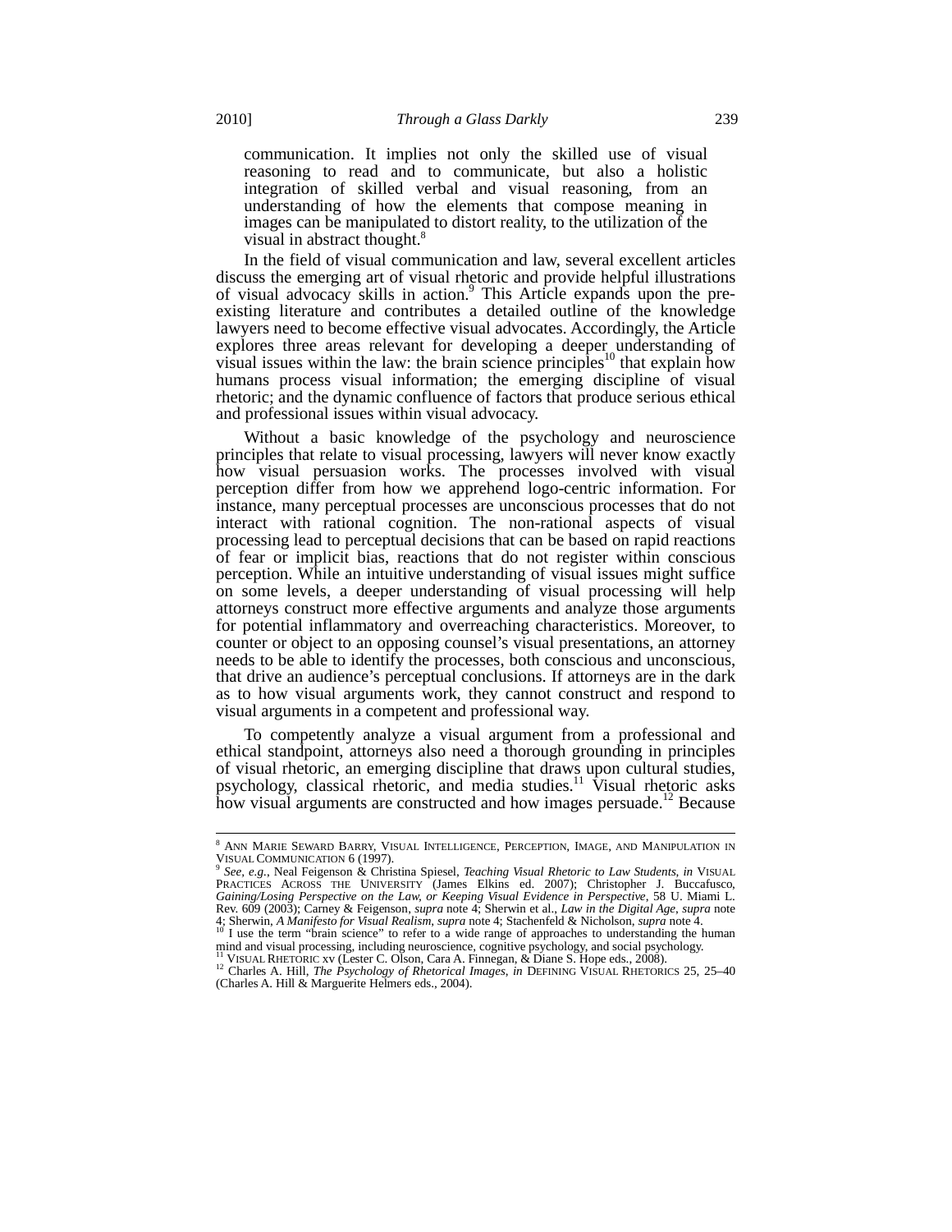> communication. It implies not only the skilled use of visual reasoning to read and to communicate, but also a holistic integration of skilled verbal and visual reasoning, from an understanding of how the elements that compose meaning in images can be manipulated to distort reality, to the utilization of the visual in abstract thought.[8]

In the field of visual communication and law, several excellent articles discuss the emerging art of visual rhetoric and provide helpful illustrations of visual advocacy skills in action.[9] This Article expands upon the pre-existing literature and contributes a detailed outline of the knowledge lawyers need to become effective visual advocates. Accordingly, the Article explores three areas relevant for developing a deeper understanding of visual issues within the law: the brain science principles[10] that explain how humans process visual information; the emerging discipline of visual rhetoric; and the dynamic confluence of factors that produce serious ethical and professional issues within visual advocacy.

Without a basic knowledge of the psychology and neuroscience principles that relate to visual processing, lawyers will never know exactly how visual persuasion works. The processes involved with visual perception differ from how we apprehend logo-centric information. For instance, many perceptual processes are unconscious processes that do not interact with rational cognition. The non-rational aspects of visual processing lead to perceptual decisions that can be based on rapid reactions of fear or implicit bias, reactions that do not register within conscious perception. While an intuitive understanding of visual issues might suffice on some levels, a deeper understanding of visual processing will help attorneys construct more effective arguments and analyze those arguments for potential inflammatory and overreaching characteristics. Moreover, to counter or object to an opposing counsel's visual presentations, an attorney needs to be able to identify the processes, both conscious and unconscious, that drive an audience's perceptual conclusions. If attorneys are in the dark as to how visual arguments work, they cannot construct and respond to visual arguments in a competent and professional way.

To competently analyze a visual argument from a professional and ethical standpoint, attorneys also need a thorough grounding in principles of visual rhetoric, an emerging discipline that draws upon cultural studies, psychology, classical rhetoric, and media studies.[11] Visual rhetoric asks how visual arguments are constructed and how images persuade.[12] Because

---

[8] ANN MARIE SEWARD BARRY, VISUAL INTELLIGENCE, PERCEPTION, IMAGE, AND MANIPULATION IN VISUAL COMMUNICATION 6 (1997).

[9] *See, e.g.*, Neal Feigenson & Christina Spiesel, *Teaching Visual Rhetoric to Law Students*, *in* VISUAL PRACTICES ACROSS THE UNIVERSITY (James Elkins ed. 2007); Christopher J. Buccafusco, *Gaining/Losing Perspective on the Law, or Keeping Visual Evidence in Perspective*, 58 U. Miami L. Rev. 609 (2003); Carney & Feigenson, *supra* note 4; Sherwin et al., *Law in the Digital Age*, *supra* note 4; Sherwin, *A Manifesto for Visual Realism*, *supra* note 4; Stachenfeld & Nicholson, *supra* note 4.

[10] I use the term "brain science" to refer to a wide range of approaches to understanding the human mind and visual processing, including neuroscience, cognitive psychology, and social psychology.

[11] VISUAL RHETORIC xv (Lester C. Olson, Cara A. Finnegan, & Diane S. Hope eds., 2008).

[12] Charles A. Hill, *The Psychology of Rhetorical Images*, *in* DEFINING VISUAL RHETORICS 25, 25–40 (Charles A. Hill & Marguerite Helmers eds., 2004).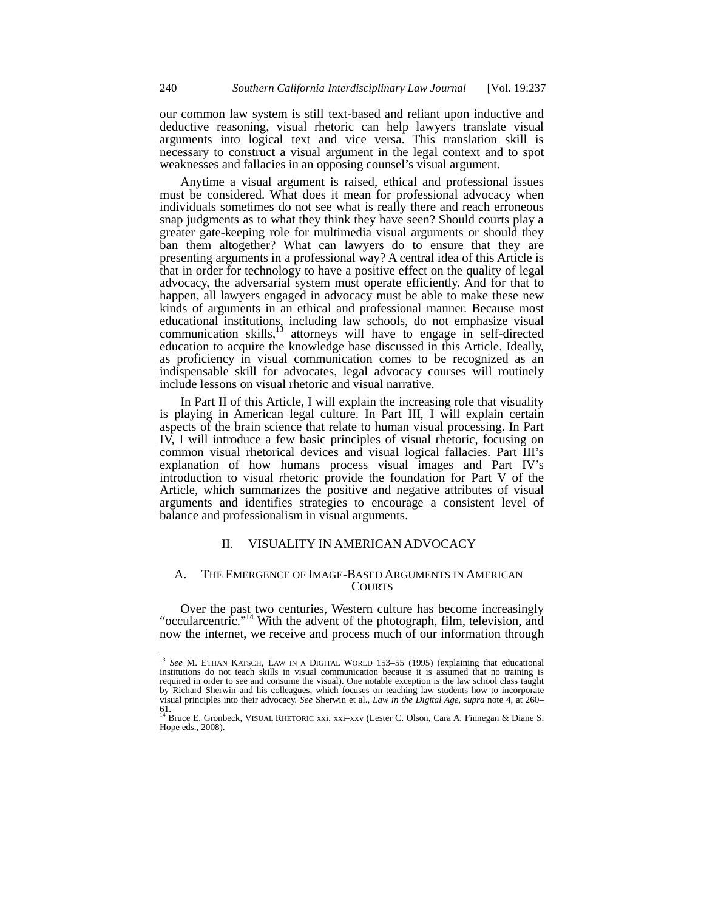our common law system is still text-based and reliant upon inductive and deductive reasoning, visual rhetoric can help lawyers translate visual arguments into logical text and vice versa. This translation skill is necessary to construct a visual argument in the legal context and to spot weaknesses and fallacies in an opposing counsel's visual argument.

Anytime a visual argument is raised, ethical and professional issues must be considered. What does it mean for professional advocacy when individuals sometimes do not see what is really there and reach erroneous snap judgments as to what they think they have seen? Should courts play a greater gate-keeping role for multimedia visual arguments or should they ban them altogether? What can lawyers do to ensure that they are presenting arguments in a professional way? A central idea of this Article is that in order for technology to have a positive effect on the quality of legal advocacy, the adversarial system must operate efficiently. And for that to happen, all lawyers engaged in advocacy must be able to make these new kinds of arguments in an ethical and professional manner. Because most educational institutions, including law schools, do not emphasize visual communication skills,[13] attorneys will have to engage in self-directed education to acquire the knowledge base discussed in this Article. Ideally, as proficiency in visual communication comes to be recognized as an indispensable skill for advocates, legal advocacy courses will routinely include lessons on visual rhetoric and visual narrative.

In Part II of this Article, I will explain the increasing role that visuality is playing in American legal culture. In Part III, I will explain certain aspects of the brain science that relate to human visual processing. In Part IV, I will introduce a few basic principles of visual rhetoric, focusing on common visual rhetorical devices and visual logical fallacies. Part III's explanation of how humans process visual images and Part IV's introduction to visual rhetoric provide the foundation for Part V of the Article, which summarizes the positive and negative attributes of visual arguments and identifies strategies to encourage a consistent level of balance and professionalism in visual arguments.

## II. VISUALITY IN AMERICAN ADVOCACY

### A. THE EMERGENCE OF IMAGE-BASED ARGUMENTS IN AMERICAN COURTS

Over the past two centuries, Western culture has become increasingly "occularcentric."[14] With the advent of the photograph, film, television, and now the internet, we receive and process much of our information through

---

[13] *See* M. ETHAN KATSCH, LAW IN A DIGITAL WORLD 153–55 (1995) (explaining that educational institutions do not teach skills in visual communication because it is assumed that no training is required in order to see and consume the visual). One notable exception is the law school class taught by Richard Sherwin and his colleagues, which focuses on teaching law students how to incorporate visual principles into their advocacy. *See* Sherwin et al., *Law in the Digital Age*, *supra* note 4, at 260–61.

[14] Bruce E. Gronbeck, VISUAL RHETORIC xxi, xxi–xxv (Lester C. Olson, Cara A. Finnegan & Diane S. Hope eds., 2008).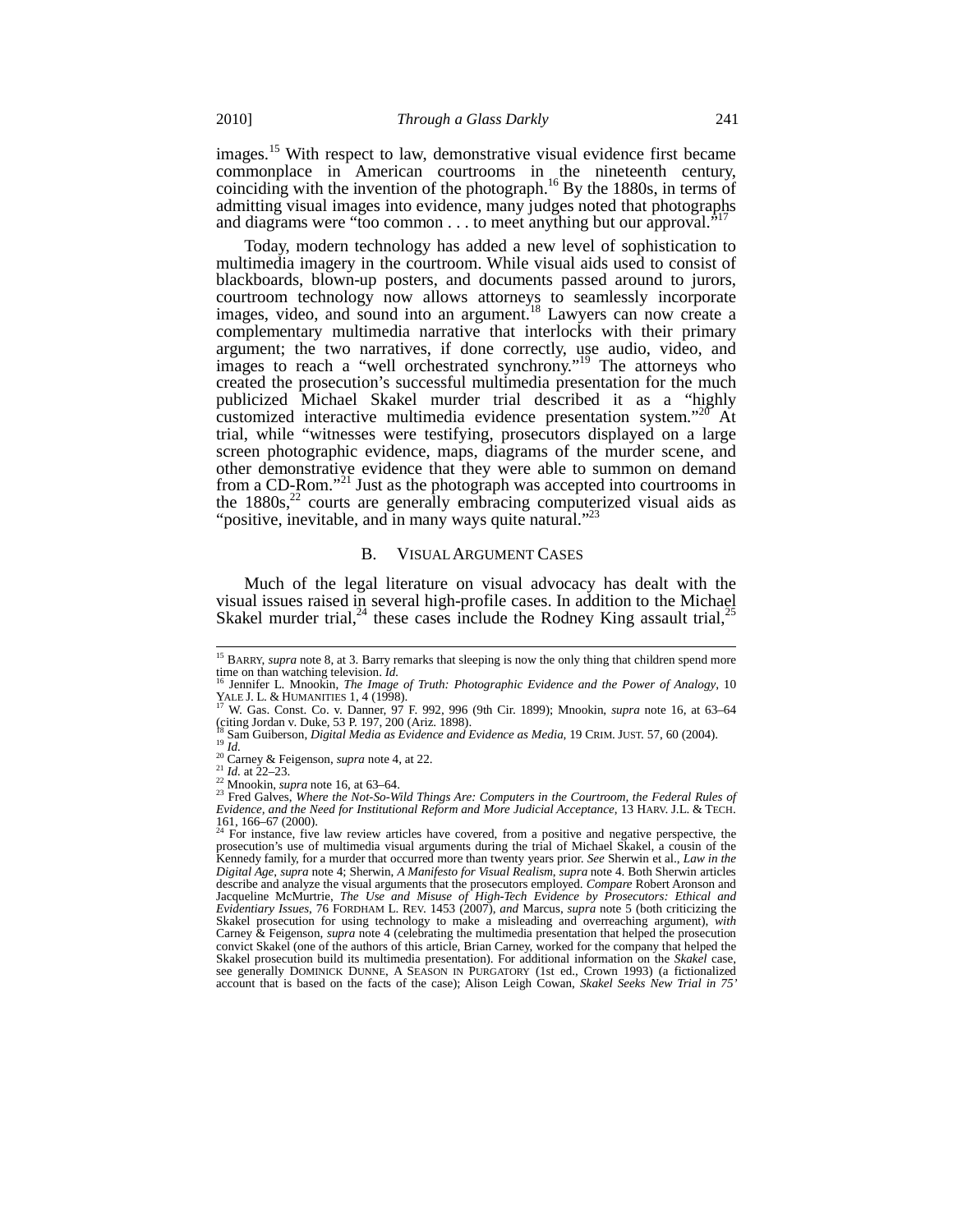images.[15] With respect to law, demonstrative visual evidence first became commonplace in American courtrooms in the nineteenth century, coinciding with the invention of the photograph.[16] By the 1880s, in terms of admitting visual images into evidence, many judges noted that photographs and diagrams were "too common . . . to meet anything but our approval."[17]

Today, modern technology has added a new level of sophistication to multimedia imagery in the courtroom. While visual aids used to consist of blackboards, blown-up posters, and documents passed around to jurors, courtroom technology now allows attorneys to seamlessly incorporate images, video, and sound into an argument.[18] Lawyers can now create a complementary multimedia narrative that interlocks with their primary argument; the two narratives, if done correctly, use audio, video, and images to reach a "well orchestrated synchrony."[19] The attorneys who created the prosecution's successful multimedia presentation for the much publicized Michael Skakel murder trial described it as a "highly customized interactive multimedia evidence presentation system."[20] At trial, while "witnesses were testifying, prosecutors displayed on a large screen photographic evidence, maps, diagrams of the murder scene, and other demonstrative evidence that they were able to summon on demand from a CD-Rom."[21] Just as the photograph was accepted into courtrooms in the 1880s,[22] courts are generally embracing computerized visual aids as "positive, inevitable, and in many ways quite natural."[23]

### B. Visual Argument Cases

Much of the legal literature on visual advocacy has dealt with the visual issues raised in several high-profile cases. In addition to the Michael Skakel murder trial,[24] these cases include the Rodney King assault trial,[25]

---

[15] Barry, *supra* note 8, at 3. Barry remarks that sleeping is now the only thing that children spend more time on than watching television. *Id.*

[16] Jennifer L. Mnookin, *The Image of Truth: Photographic Evidence and the Power of Analogy*, 10 Yale J. L. & Humanities 1, 4 (1998).

[17] W. Gas. Const. Co. v. Danner, 97 F. 992, 996 (9th Cir. 1899); Mnookin, *supra* note 16, at 63–64 (citing Jordan v. Duke, 53 P. 197, 200 (Ariz. 1898).

[18] Sam Guiberson, *Digital Media as Evidence and Evidence as Media*, 19 Crim. Just. 57, 60 (2004).

[19] *Id.*

[20] Carney & Feigenson, *supra* note 4, at 22.

[21] *Id.* at 22–23.

[22] Mnookin, *supra* note 16, at 63–64.

[23] Fred Galves, *Where the Not-So-Wild Things Are: Computers in the Courtroom, the Federal Rules of Evidence, and the Need for Institutional Reform and More Judicial Acceptance*, 13 Harv. J.L. & Tech. 161, 166–67 (2000).

[24] For instance, five law review articles have covered, from a positive and negative perspective, the prosecution's use of multimedia visual arguments during the trial of Michael Skakel, a cousin of the Kennedy family, for a murder that occurred more than twenty years prior. *See* Sherwin et al., *Law in the Digital Age*, *supra* note 4; Sherwin, *A Manifesto for Visual Realism*, *supra* note 4. Both Sherwin articles describe and analyze the visual arguments that the prosecutors employed. *Compare* Robert Aronson and Jacqueline McMurtrie, *The Use and Misuse of High-Tech Evidence by Prosecutors: Ethical and Evidentiary Issues*, 76 Fordham L. Rev. 1453 (2007), *and* Marcus, *supra* note 5 (both criticizing the Skakel prosecution for using technology to make a misleading and overreaching argument), *with* Carney & Feigenson, *supra* note 4 (celebrating the multimedia presentation that helped the prosecution convict Skakel (one of the authors of this article, Brian Carney, worked for the company that helped the Skakel prosecution build its multimedia presentation). For additional information on the *Skakel* case, see generally Dominick Dunne, A Season in Purgatory (1st ed., Crown 1993) (a fictionalized account that is based on the facts of the case); Alison Leigh Cowan, *Skakel Seeks New Trial in 75'*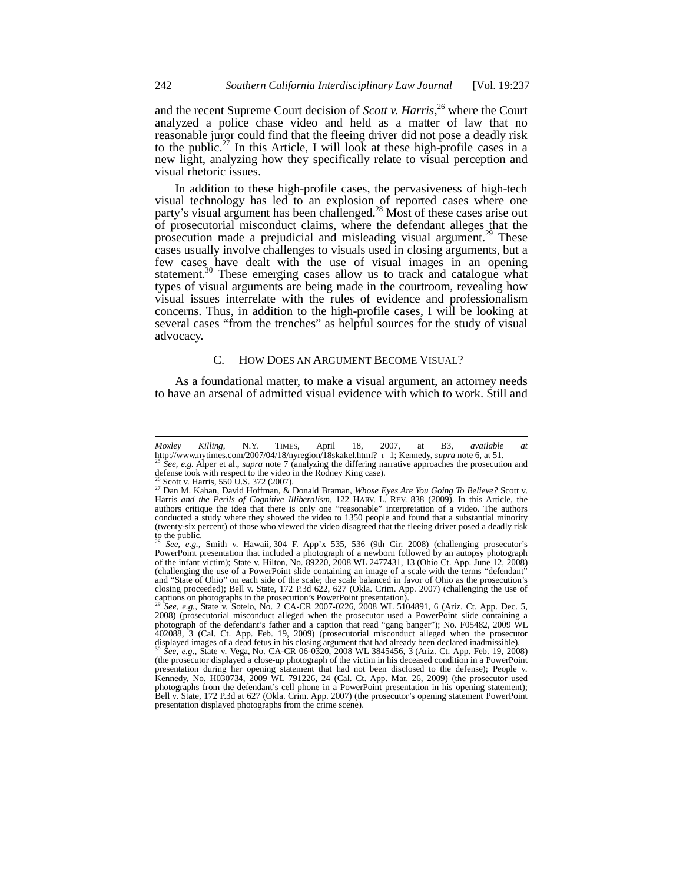and the recent Supreme Court decision of *Scott v. Harris*,[26] where the Court analyzed a police chase video and held as a matter of law that no reasonable juror could find that the fleeing driver did not pose a deadly risk to the public.[27] In this Article, I will look at these high-profile cases in a new light, analyzing how they specifically relate to visual perception and visual rhetoric issues.

In addition to these high-profile cases, the pervasiveness of high-tech visual technology has led to an explosion of reported cases where one party's visual argument has been challenged.[28] Most of these cases arise out of prosecutorial misconduct claims, where the defendant alleges that the prosecution made a prejudicial and misleading visual argument.[29] These cases usually involve challenges to visuals used in closing arguments, but a few cases have dealt with the use of visual images in an opening statement.[30] These emerging cases allow us to track and catalogue what types of visual arguments are being made in the courtroom, revealing how visual issues interrelate with the rules of evidence and professionalism concerns. Thus, in addition to the high-profile cases, I will be looking at several cases "from the trenches" as helpful sources for the study of visual advocacy.

### C. How Does an Argument Become Visual?

As a foundational matter, to make a visual argument, an attorney needs to have an arsenal of admitted visual evidence with which to work. Still and

---

*Moxley Killing*, N.Y. TIMES, April 18, 2007, at B3, *available at* http://www.nytimes.com/2007/04/18/nyregion/18skakel.html?_r=1; Kennedy, *supra* note 6, at 51.

[25] *See, e.g.* Alper et al., *supra* note 7 (analyzing the differing narrative approaches the prosecution and defense took with respect to the video in the Rodney King case).

[26] Scott v. Harris, 550 U.S. 372 (2007).

[27] Dan M. Kahan, David Hoffman, & Donald Braman, *Whose Eyes Are You Going To Believe?* Scott v. Harris *and the Perils of Cognitive Illiberalism*, 122 HARV. L. REV. 838 (2009). In this Article, the authors critique the idea that there is only one "reasonable" interpretation of a video. The authors conducted a study where they showed the video to 1350 people and found that a substantial minority (twenty-six percent) of those who viewed the video disagreed that the fleeing driver posed a deadly risk to the public.

[28] *See, e.g.*, Smith v. Hawaii, 304 F. App'x 535, 536 (9th Cir. 2008) (challenging prosecutor's PowerPoint presentation that included a photograph of a newborn followed by an autopsy photograph of the infant victim); State v. Hilton, No. 89220, 2008 WL 2477431, 13 (Ohio Ct. App. June 12, 2008) (challenging the use of a PowerPoint slide containing an image of a scale with the terms "defendant" and "State of Ohio" on each side of the scale; the scale balanced in favor of Ohio as the prosecution's closing proceeded); Bell v. State, 172 P.3d 622, 627 (Okla. Crim. App. 2007) (challenging the use of captions on photographs in the prosecution's PowerPoint presentation).

[29] *See, e.g.*, State v. Sotelo, No. 2 CA-CR 2007-0226, 2008 WL 5104891, 6 (Ariz. Ct. App. Dec. 5, 2008) (prosecutorial misconduct alleged when the prosecutor used a PowerPoint slide containing a photograph of the defendant's father and a caption that read "gang banger"); No. F05482, 2009 WL 402088, 3 (Cal. Ct. App. Feb. 19, 2009) (prosecutorial misconduct alleged when the prosecutor displayed images of a dead fetus in his closing argument that had already been declared inadmissible).

[30] *See, e.g.*, State v. Vega, No. CA-CR 06-0320, 2008 WL 3845456, 3 (Ariz. Ct. App. Feb. 19, 2008) (the prosecutor displayed a close-up photograph of the victim in his deceased condition in a PowerPoint presentation during her opening statement that had not been disclosed to the defense); People v. Kennedy, No. H030734, 2009 WL 791226, 24 (Cal. Ct. App. Mar. 26, 2009) (the prosecutor used photographs from the defendant's cell phone in a PowerPoint presentation in his opening statement); Bell v. State, 172 P.3d at 627 (Okla. Crim. App. 2007) (the prosecutor's opening statement PowerPoint presentation displayed photographs from the crime scene).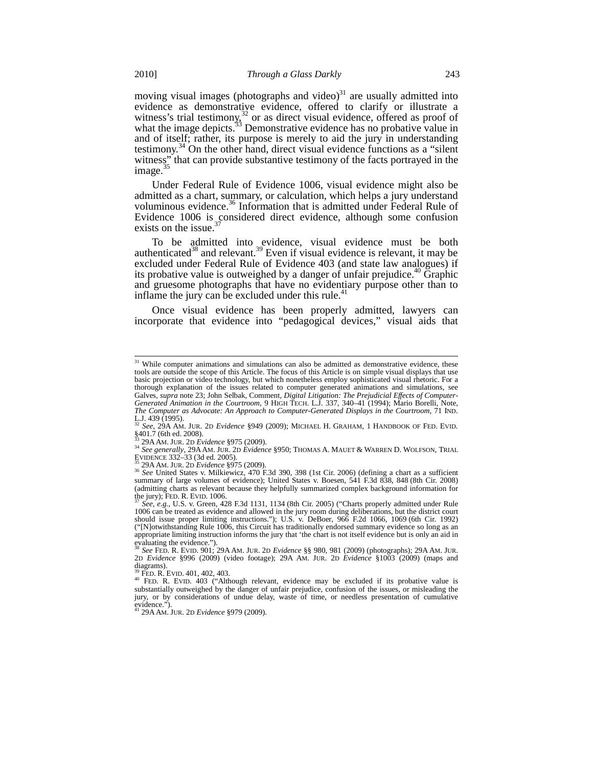moving visual images (photographs and video)[31] are usually admitted into evidence as demonstrative evidence, offered to clarify or illustrate a witness's trial testimony,[32] or as direct visual evidence, offered as proof of what the image depicts.[33] Demonstrative evidence has no probative value in and of itself; rather, its purpose is merely to aid the jury in understanding testimony.[34] On the other hand, direct visual evidence functions as a "silent witness" that can provide substantive testimony of the facts portrayed in the image.[35]

Under Federal Rule of Evidence 1006, visual evidence might also be admitted as a chart, summary, or calculation, which helps a jury understand voluminous evidence.[36] Information that is admitted under Federal Rule of Evidence 1006 is considered direct evidence, although some confusion exists on the issue.[37]

To be admitted into evidence, visual evidence must be both authenticated[38] and relevant.[39] Even if visual evidence is relevant, it may be excluded under Federal Rule of Evidence 403 (and state law analogues) if its probative value is outweighed by a danger of unfair prejudice.[40] Graphic and gruesome photographs that have no evidentiary purpose other than to inflame the jury can be excluded under this rule.[41]

Once visual evidence has been properly admitted, lawyers can incorporate that evidence into "pedagogical devices," visual aids that

---

[31] While computer animations and simulations can also be admitted as demonstrative evidence, these tools are outside the scope of this Article. The focus of this Article is on simple visual displays that use basic projection or video technology, but which nonetheless employ sophisticated visual rhetoric. For a thorough explanation of the issues related to computer generated animations and simulations, see Galves, *supra* note 23; John Selbak, Comment, *Digital Litigation: The Prejudicial Effects of Computer-Generated Animation in the Courtroom*, 9 HIGH TECH. L.J. 337, 340–41 (1994); Mario Borelli, Note, *The Computer as Advocate: An Approach to Computer-Generated Displays in the Courtroom*, 71 IND. L.J. 439 (1995).

[32] *See*, 29A AM. JUR. 2D *Evidence* §949 (2009); MICHAEL H. GRAHAM, 1 HANDBOOK OF FED. EVID. §401.7 (6th ed. 2008).

[33] 29A AM. JUR. 2D *Evidence* §975 (2009).

[34] *See generally*, 29A AM. JUR. 2D *Evidence* §950; THOMAS A. MAUET & WARREN D. WOLFSON, TRIAL EVIDENCE 332–33 (3d ed. 2005).

[35] 29A AM. JUR. 2D *Evidence* §975 (2009).

[36] *See* United States v. Milkiewicz, 470 F.3d 390, 398 (1st Cir. 2006) (defining a chart as a sufficient summary of large volumes of evidence); United States v. Boesen, 541 F.3d 838, 848 (8th Cir. 2008) (admitting charts as relevant because they helpfully summarized complex background information for the jury); FED. R. EVID. 1006.

[37] *See, e.g.*, U.S. v. Green, 428 F.3d 1131, 1134 (8th Cir. 2005) ("Charts properly admitted under Rule 1006 can be treated as evidence and allowed in the jury room during deliberations, but the district court should issue proper limiting instructions."); U.S. v. DeBoer, 966 F.2d 1066, 1069 (6th Cir. 1992) ("[N]otwithstanding Rule 1006, this Circuit has traditionally endorsed summary evidence so long as an appropriate limiting instruction informs the jury that 'the chart is not itself evidence but is only an aid in evaluating the evidence.").

[38] *See* FED. R. EVID. 901; 29A AM. JUR. 2D *Evidence* §§ 980, 981 (2009) (photographs); 29A AM. JUR. 2D *Evidence* §996 (2009) (video footage); 29A AM. JUR. 2D *Evidence* §1003 (2009) (maps and diagrams).

[39] FED. R. EVID. 401, 402, 403.

[40] FED. R. EVID. 403 ("Although relevant, evidence may be excluded if its probative value is substantially outweighed by the danger of unfair prejudice, confusion of the issues, or misleading the jury, or by considerations of undue delay, waste of time, or needless presentation of cumulative evidence.").

[41] 29A AM. JUR. 2D *Evidence* §979 (2009).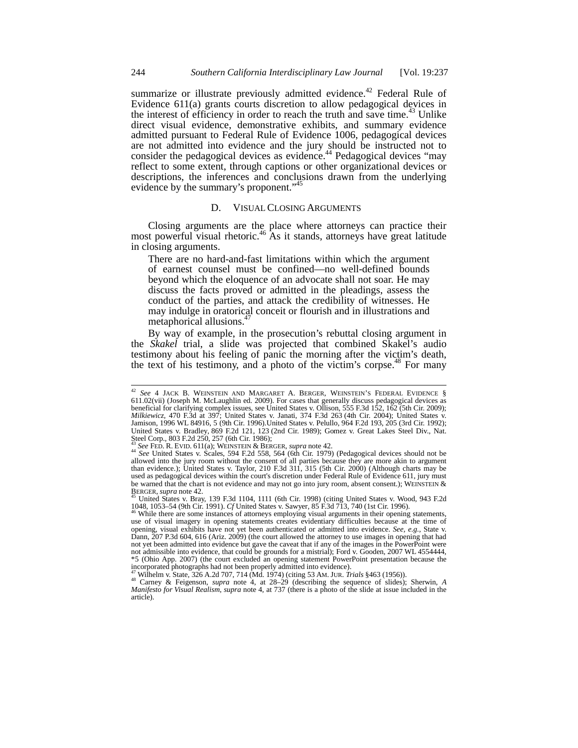summarize or illustrate previously admitted evidence.[42] Federal Rule of Evidence 611(a) grants courts discretion to allow pedagogical devices in the interest of efficiency in order to reach the truth and save time.[43] Unlike direct visual evidence, demonstrative exhibits, and summary evidence admitted pursuant to Federal Rule of Evidence 1006, pedagogical devices are not admitted into evidence and the jury should be instructed not to consider the pedagogical devices as evidence.[44] Pedagogical devices "may reflect to some extent, through captions or other organizational devices or descriptions, the inferences and conclusions drawn from the underlying evidence by the summary's proponent."[45]

### D. VISUAL CLOSING ARGUMENTS

Closing arguments are the place where attorneys can practice their most powerful visual rhetoric.[46] As it stands, attorneys have great latitude in closing arguments.

> There are no hard-and-fast limitations within which the argument of earnest counsel must be confined—no well-defined bounds beyond which the eloquence of an advocate shall not soar. He may discuss the facts proved or admitted in the pleadings, assess the conduct of the parties, and attack the credibility of witnesses. He may indulge in oratorical conceit or flourish and in illustrations and metaphorical allusions.[47]

By way of example, in the prosecution's rebuttal closing argument in the *Skakel* trial, a slide was projected that combined Skakel's audio testimony about his feeling of panic the morning after the victim's death, the text of his testimony, and a photo of the victim's corpse.[48] For many

---

[42] *See* 4 JACK B. WEINSTEIN AND MARGARET A. BERGER, WEINSTEIN'S FEDERAL EVIDENCE § 611.02(vii) (Joseph M. McLaughlin ed. 2009). For cases that generally discuss pedagogical devices as beneficial for clarifying complex issues, see United States v. Ollison, 555 F.3d 152, 162 (5th Cir. 2009); *Milkiewicz*, 470 F.3d at 397; United States v. Janati, 374 F.3d 263 (4th Cir. 2004); United States v. Jamison, 1996 WL 84916, 5 (9th Cir. 1996).United States v. Pelullo, 964 F.2d 193, 205 (3rd Cir. 1992); United States v. Bradley, 869 F.2d 121, 123 (2nd Cir. 1989); Gomez v. Great Lakes Steel Div., Nat. Steel Corp., 803 F.2d 250, 257 (6th Cir. 1986);

[43] *See* FED. R. EVID. 611(a); WEINSTEIN & BERGER, *supra* note 42.

[44] *See* United States v. Scales, 594 F.2d 558, 564 (6th Cir. 1979) (Pedagogical devices should not be allowed into the jury room without the consent of all parties because they are more akin to argument than evidence.); United States v. Taylor, 210 F.3d 311, 315 (5th Cir. 2000) (Although charts may be used as pedagogical devices within the court's discretion under Federal Rule of Evidence 611, jury must be warned that the chart is not evidence and may not go into jury room, absent consent.); WEINSTEIN & BERGER, *supra* note 42.

[45] United States v. Bray, 139 F.3d 1104, 1111 (6th Cir. 1998) (citing United States v. Wood, 943 F.2d 1048, 1053–54 (9th Cir. 1991). *Cf* United States v. Sawyer, 85 F.3d 713, 740 (1st Cir. 1996).

[46] While there are some instances of attorneys employing visual arguments in their opening statements, use of visual imagery in opening statements creates evidentiary difficulties because at the time of opening, visual exhibits have not yet been authenticated or admitted into evidence. *See, e.g.*, State v. Dann, 207 P.3d 604, 616 (Ariz. 2009) (the court allowed the attorney to use images in opening that had not yet been admitted into evidence but gave the caveat that if any of the images in the PowerPoint were not admissible into evidence, that could be grounds for a mistrial); Ford v. Gooden, 2007 WL 4554444, *5 (Ohio App. 2007) (the court excluded an opening statement PowerPoint presentation because the incorporated photographs had not been properly admitted into evidence).

[47] Wilhelm v. State, 326 A.2d 707, 714 (Md. 1974) (citing 53 AM. JUR. *Trials* §463 (1956)).

[48] Carney & Feigenson, *supra* note 4, at 28–29 (describing the sequence of slides); Sherwin, *A Manifesto for Visual Realism*, *supra* note 4, at 737 (there is a photo of the slide at issue included in the article).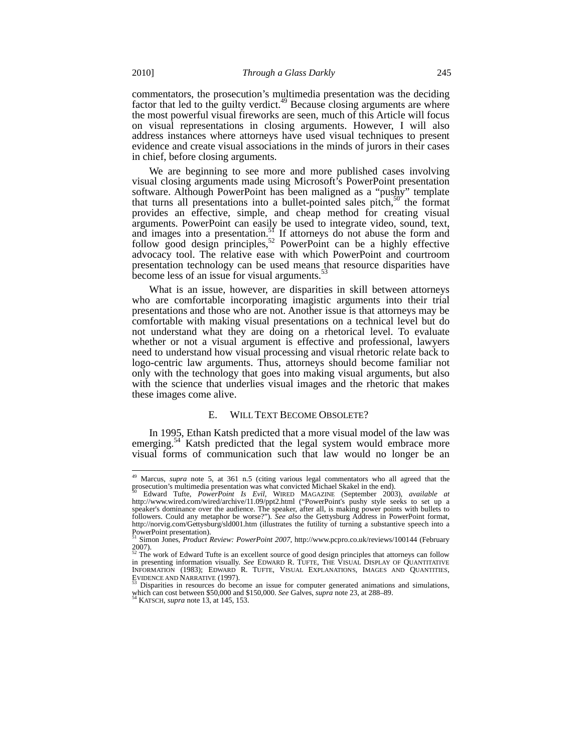commentators, the prosecution's multimedia presentation was the deciding factor that led to the guilty verdict.[49] Because closing arguments are where the most powerful visual fireworks are seen, much of this Article will focus on visual representations in closing arguments. However, I will also address instances where attorneys have used visual techniques to present evidence and create visual associations in the minds of jurors in their cases in chief, before closing arguments.

We are beginning to see more and more published cases involving visual closing arguments made using Microsoft's PowerPoint presentation software. Although PowerPoint has been maligned as a "pushy" template that turns all presentations into a bullet-pointed sales pitch,[50] the format provides an effective, simple, and cheap method for creating visual arguments. PowerPoint can easily be used to integrate video, sound, text, and images into a presentation.[51] If attorneys do not abuse the form and follow good design principles,[52] PowerPoint can be a highly effective advocacy tool. The relative ease with which PowerPoint and courtroom presentation technology can be used means that resource disparities have become less of an issue for visual arguments.[53]

What is an issue, however, are disparities in skill between attorneys who are comfortable incorporating imagistic arguments into their trial presentations and those who are not. Another issue is that attorneys may be comfortable with making visual presentations on a technical level but do not understand what they are doing on a rhetorical level. To evaluate whether or not a visual argument is effective and professional, lawyers need to understand how visual processing and visual rhetoric relate back to logo-centric law arguments. Thus, attorneys should become familiar not only with the technology that goes into making visual arguments, but also with the science that underlies visual images and the rhetoric that makes these images come alive.

## E. WILL TEXT BECOME OBSOLETE?

In 1995, Ethan Katsh predicted that a more visual model of the law was emerging.[54] Katsh predicted that the legal system would embrace more visual forms of communication such that law would no longer be an

---

[49] Marcus, *supra* note 5, at 361 n.5 (citing various legal commentators who all agreed that the prosecution's multimedia presentation was what convicted Michael Skakel in the end).

[50] Edward Tufte, *PowerPoint Is Evil*, WIRED MAGAZINE (September 2003), *available at* http://www.wired.com/wired/archive/11.09/ppt2.html ("PowerPoint's pushy style seeks to set up a speaker's dominance over the audience. The speaker, after all, is making power points with bullets to followers. Could any metaphor be worse?"). *See also* the Gettysburg Address in PowerPoint format, http://norvig.com/Gettysburg/sld001.htm (illustrates the futility of turning a substantive speech into a PowerPoint presentation).

[51] Simon Jones, *Product Review: PowerPoint 2007*, http://www.pcpro.co.uk/reviews/100144 (February 2007).

[52] The work of Edward Tufte is an excellent source of good design principles that attorneys can follow in presenting information visually. *See* EDWARD R. TUFTE, THE VISUAL DISPLAY OF QUANTITATIVE INFORMATION (1983); EDWARD R. TUFTE, VISUAL EXPLANATIONS, IMAGES AND QUANTITIES, EVIDENCE AND NARRATIVE (1997).

[53] Disparities in resources do become an issue for computer generated animations and simulations, which can cost between $50,000 and $150,000. *See* Galves, *supra* note 23, at 288–89.

[54] KATSCH, *supra* note 13, at 145, 153.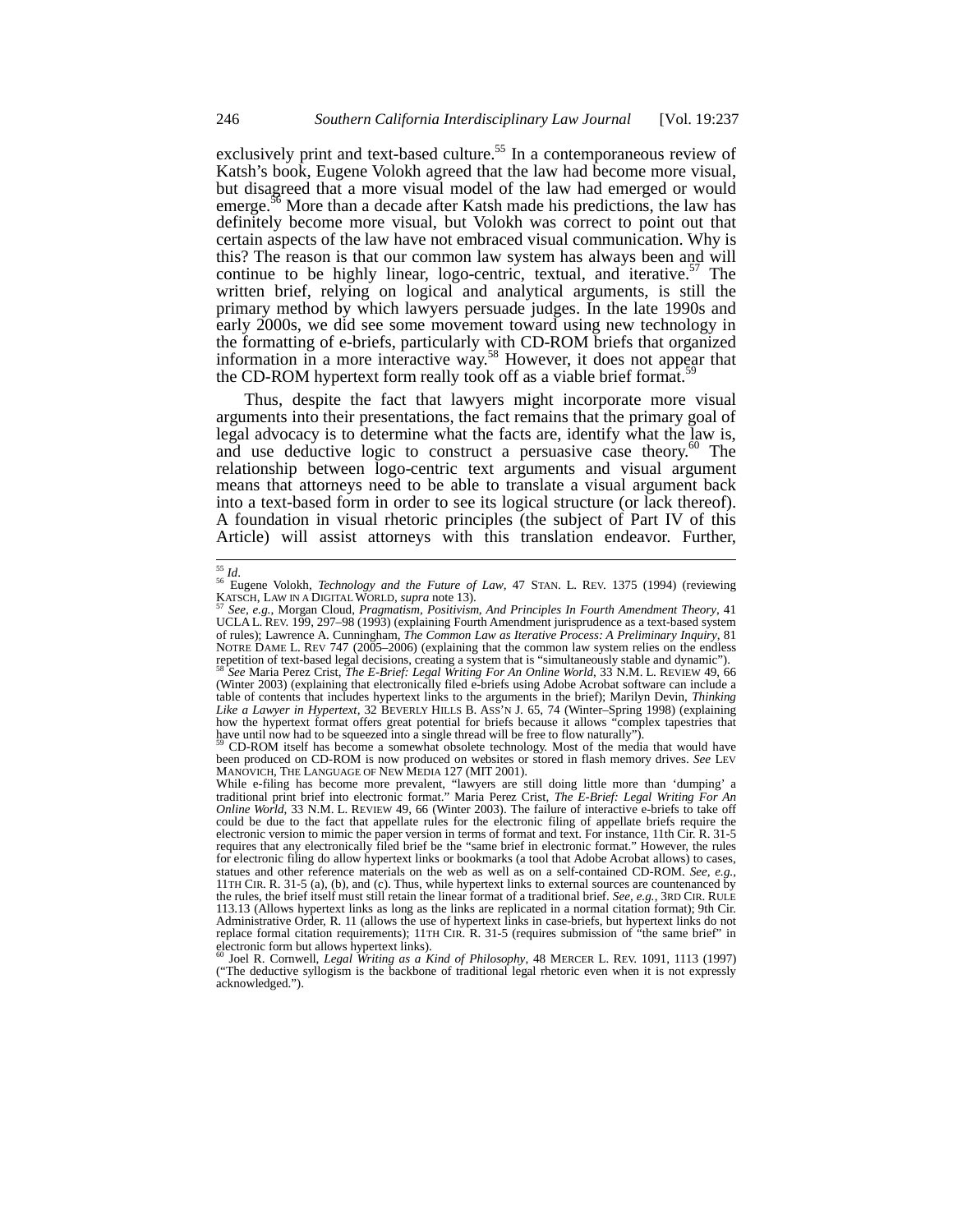exclusively print and text-based culture.[55] In a contemporaneous review of Katsh's book, Eugene Volokh agreed that the law had become more visual, but disagreed that a more visual model of the law had emerged or would emerge.[56] More than a decade after Katsh made his predictions, the law has definitely become more visual, but Volokh was correct to point out that certain aspects of the law have not embraced visual communication. Why is this? The reason is that our common law system has always been and will continue to be highly linear, logo-centric, textual, and iterative.[57] The written brief, relying on logical and analytical arguments, is still the primary method by which lawyers persuade judges. In the late 1990s and early 2000s, we did see some movement toward using new technology in the formatting of e-briefs, particularly with CD-ROM briefs that organized information in a more interactive way.[58] However, it does not appear that the CD-ROM hypertext form really took off as a viable brief format.[59]

Thus, despite the fact that lawyers might incorporate more visual arguments into their presentations, the fact remains that the primary goal of legal advocacy is to determine what the facts are, identify what the law is, and use deductive logic to construct a persuasive case theory.[60] The relationship between logo-centric text arguments and visual argument means that attorneys need to be able to translate a visual argument back into a text-based form in order to see its logical structure (or lack thereof). A foundation in visual rhetoric principles (the subject of Part IV of this Article) will assist attorneys with this translation endeavor. Further,

---

[55] *Id*.

[56] Eugene Volokh, *Technology and the Future of Law*, 47 STAN. L. REV. 1375 (1994) (reviewing KATSCH, LAW IN A DIGITAL WORLD, *supra* note 13).

[57] *See, e.g.*, Morgan Cloud, *Pragmatism, Positivism, And Principles In Fourth Amendment Theory*, 41 UCLA L. REV. 199, 297–98 (1993) (explaining Fourth Amendment jurisprudence as a text-based system of rules); Lawrence A. Cunningham, *The Common Law as Iterative Process: A Preliminary Inquiry*, 81 NOTRE DAME L. REV 747 (2005–2006) (explaining that the common law system relies on the endless repetition of text-based legal decisions, creating a system that is "simultaneously stable and dynamic").

[58] *See* Maria Perez Crist, *The E-Brief: Legal Writing For An Online World*, 33 N.M. L. REVIEW 49, 66 (Winter 2003) (explaining that electronically filed e-briefs using Adobe Acrobat software can include a table of contents that includes hypertext links to the arguments in the brief); Marilyn Devin, *Thinking Like a Lawyer in Hypertext*, 32 BEVERLY HILLS B. ASS'N J. 65, 74 (Winter–Spring 1998) (explaining how the hypertext format offers great potential for briefs because it allows "complex tapestries that have until now had to be squeezed into a single thread will be free to flow naturally").

[59] CD-ROM itself has become a somewhat obsolete technology. Most of the media that would have been produced on CD-ROM is now produced on websites or stored in flash memory drives. *See* LEV MANOVICH, THE LANGUAGE OF NEW MEDIA 127 (MIT 2001).

While e-filing has become more prevalent, "lawyers are still doing little more than 'dumping' a traditional print brief into electronic format." Maria Perez Crist, *The E-Brief: Legal Writing For An Online World*, 33 N.M. L. REVIEW 49, 66 (Winter 2003). The failure of interactive e-briefs to take off could be due to the fact that appellate rules for the electronic filing of appellate briefs require the electronic version to mimic the paper version in terms of format and text. For instance, 11th Cir. R. 31-5 requires that any electronically filed brief be the "same brief in electronic format." However, the rules for electronic filing do allow hypertext links or bookmarks (a tool that Adobe Acrobat allows) to cases, statues and other reference materials on the web as well as on a self-contained CD-ROM. *See, e.g.*, 11TH CIR. R. 31-5 (a), (b), and (c). Thus, while hypertext links to external sources are countenanced by the rules, the brief itself must still retain the linear format of a traditional brief. *See, e.g.*, 3RD CIR. RULE 113.13 (Allows hypertext links as long as the links are replicated in a normal citation format); 9th Cir. Administrative Order, R. 11 (allows the use of hypertext links in case-briefs, but hypertext links do not replace formal citation requirements); 11TH CIR. R. 31-5 (requires submission of "the same brief" in electronic form but allows hypertext links).

[60] Joel R. Cornwell, *Legal Writing as a Kind of Philosophy*, 48 MERCER L. REV. 1091, 1113 (1997) ("The deductive syllogism is the backbone of traditional legal rhetoric even when it is not expressly acknowledged.").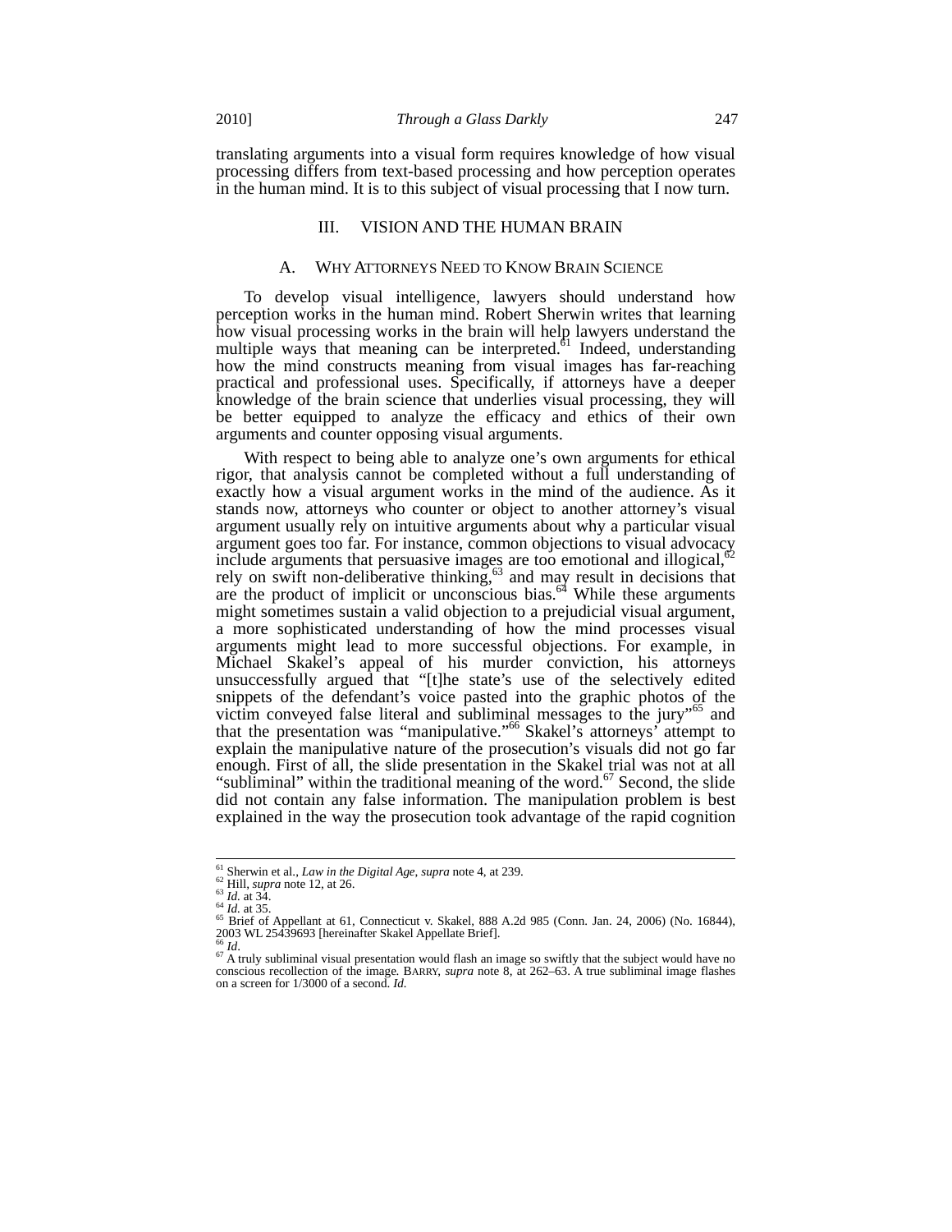translating arguments into a visual form requires knowledge of how visual processing differs from text-based processing and how perception operates in the human mind. It is to this subject of visual processing that I now turn.

## III. VISION AND THE HUMAN BRAIN

### A. WHY ATTORNEYS NEED TO KNOW BRAIN SCIENCE

To develop visual intelligence, lawyers should understand how perception works in the human mind. Robert Sherwin writes that learning how visual processing works in the brain will help lawyers understand the multiple ways that meaning can be interpreted.[61] Indeed, understanding how the mind constructs meaning from visual images has far-reaching practical and professional uses. Specifically, if attorneys have a deeper knowledge of the brain science that underlies visual processing, they will be better equipped to analyze the efficacy and ethics of their own arguments and counter opposing visual arguments.

With respect to being able to analyze one's own arguments for ethical rigor, that analysis cannot be completed without a full understanding of exactly how a visual argument works in the mind of the audience. As it stands now, attorneys who counter or object to another attorney's visual argument usually rely on intuitive arguments about why a particular visual argument goes too far. For instance, common objections to visual advocacy include arguments that persuasive images are too emotional and illogical,[62] rely on swift non-deliberative thinking,[63] and may result in decisions that are the product of implicit or unconscious bias.[64] While these arguments might sometimes sustain a valid objection to a prejudicial visual argument, a more sophisticated understanding of how the mind processes visual arguments might lead to more successful objections. For example, in Michael Skakel's appeal of his murder conviction, his attorneys unsuccessfully argued that "[t]he state's use of the selectively edited snippets of the defendant's voice pasted into the graphic photos of the victim conveyed false literal and subliminal messages to the jury"[65] and that the presentation was "manipulative."[66] Skakel's attorneys' attempt to explain the manipulative nature of the prosecution's visuals did not go far enough. First of all, the slide presentation in the Skakel trial was not at all "subliminal" within the traditional meaning of the word.[67] Second, the slide did not contain any false information. The manipulation problem is best explained in the way the prosecution took advantage of the rapid cognition

---

[61] Sherwin et al., *Law in the Digital Age*, *supra* note 4, at 239.

[62] Hill, *supra* note 12, at 26.

[63] *Id.* at 34.

[64] *Id.* at 35.

[65] Brief of Appellant at 61, Connecticut v. Skakel, 888 A.2d 985 (Conn. Jan. 24, 2006) (No. 16844), 2003 WL 25439693 [hereinafter Skakel Appellate Brief].

[66] *Id.*

[67] A truly subliminal visual presentation would flash an image so swiftly that the subject would have no conscious recollection of the image. BARRY, *supra* note 8, at 262–63. A true subliminal image flashes on a screen for 1/3000 of a second. *Id.*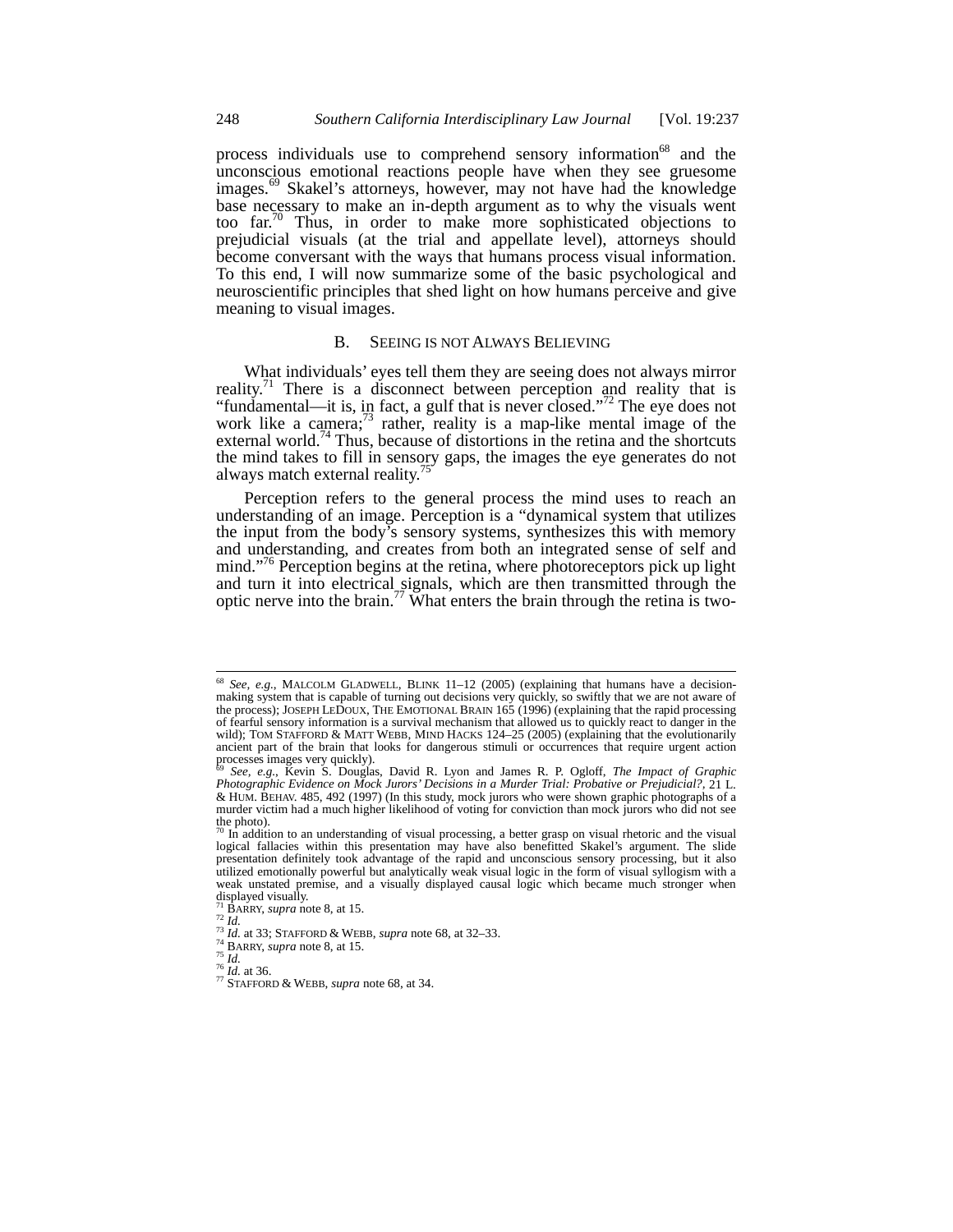process individuals use to comprehend sensory information[68] and the unconscious emotional reactions people have when they see gruesome images.[69] Skakel's attorneys, however, may not have had the knowledge base necessary to make an in-depth argument as to why the visuals went too far.[70] Thus, in order to make more sophisticated objections to prejudicial visuals (at the trial and appellate level), attorneys should become conversant with the ways that humans process visual information. To this end, I will now summarize some of the basic psychological and neuroscientific principles that shed light on how humans perceive and give meaning to visual images.

## B. SEEING IS NOT ALWAYS BELIEVING

What individuals' eyes tell them they are seeing does not always mirror reality.[71] There is a disconnect between perception and reality that is "fundamental—it is, in fact, a gulf that is never closed."[72] The eye does not work like a camera;[73] rather, reality is a map-like mental image of the external world.[74] Thus, because of distortions in the retina and the shortcuts the mind takes to fill in sensory gaps, the images the eye generates do not always match external reality.[75]

Perception refers to the general process the mind uses to reach an understanding of an image. Perception is a "dynamical system that utilizes the input from the body's sensory systems, synthesizes this with memory and understanding, and creates from both an integrated sense of self and mind."[76] Perception begins at the retina, where photoreceptors pick up light and turn it into electrical signals, which are then transmitted through the optic nerve into the brain.[77] What enters the brain through the retina is two-

---

[68] *See, e.g.*, MALCOLM GLADWELL, BLINK 11–12 (2005) (explaining that humans have a decision-making system that is capable of turning out decisions very quickly, so swiftly that we are not aware of the process); JOSEPH LEDOUX, THE EMOTIONAL BRAIN 165 (1996) (explaining that the rapid processing of fearful sensory information is a survival mechanism that allowed us to quickly react to danger in the wild); TOM STAFFORD & MATT WEBB, MIND HACKS 124–25 (2005) (explaining that the evolutionarily ancient part of the brain that looks for dangerous stimuli or occurrences that require urgent action processes images very quickly).

[69] *See, e.g.*, Kevin S. Douglas, David R. Lyon and James R. P. Ogloff, *The Impact of Graphic Photographic Evidence on Mock Jurors' Decisions in a Murder Trial: Probative or Prejudicial?*, 21 L. & HUM. BEHAV. 485, 492 (1997) (In this study, mock jurors who were shown graphic photographs of a murder victim had a much higher likelihood of voting for conviction than mock jurors who did not see the photo).

[70] In addition to an understanding of visual processing, a better grasp on visual rhetoric and the visual logical fallacies within this presentation may have also benefitted Skakel's argument. The slide presentation definitely took advantage of the rapid and unconscious sensory processing, but it also utilized emotionally powerful but analytically weak visual logic in the form of visual syllogism with a weak unstated premise, and a visually displayed causal logic which became much stronger when displayed visually.

[71] BARRY, *supra* note 8, at 15.

[72] *Id.*

[73] *Id.* at 33; STAFFORD & WEBB, *supra* note 68, at 32–33.

[74] BARRY, *supra* note 8, at 15.

[75] *Id.*

[76] *Id.* at 36.

[77] STAFFORD & WEBB, *supra* note 68, at 34.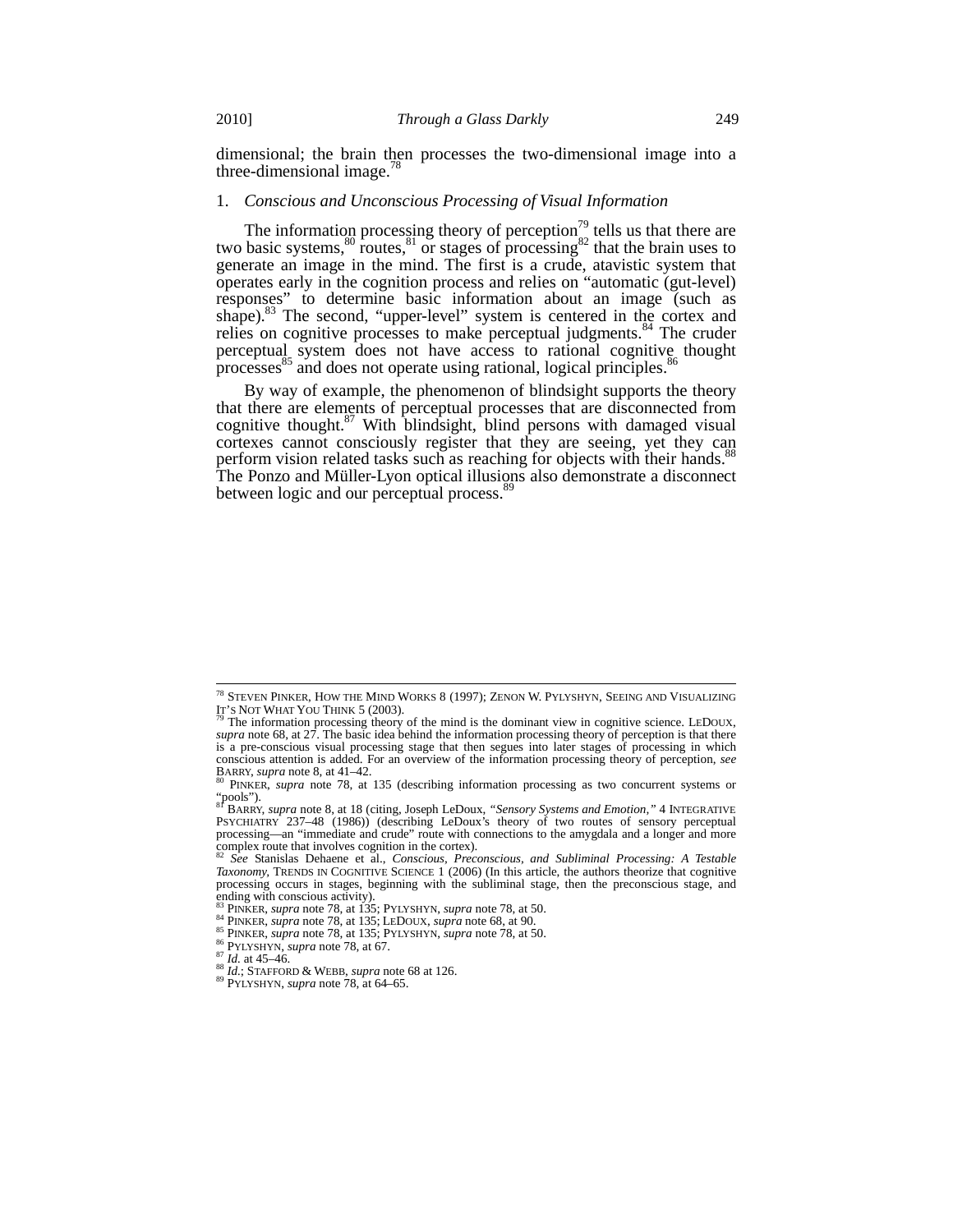dimensional; the brain then processes the two-dimensional image into a three-dimensional image.[78]

1. *Conscious and Unconscious Processing of Visual Information*

The information processing theory of perception[79] tells us that there are two basic systems,[80] routes,[81] or stages of processing[82] that the brain uses to generate an image in the mind. The first is a crude, atavistic system that operates early in the cognition process and relies on "automatic (gut-level) responses" to determine basic information about an image (such as shape).[83] The second, "upper-level" system is centered in the cortex and relies on cognitive processes to make perceptual judgments.[84] The cruder perceptual system does not have access to rational cognitive thought processes[85] and does not operate using rational, logical principles.[86]

By way of example, the phenomenon of blindsight supports the theory that there are elements of perceptual processes that are disconnected from cognitive thought.[87] With blindsight, blind persons with damaged visual cortexes cannot consciously register that they are seeing, yet they can perform vision related tasks such as reaching for objects with their hands.[88] The Ponzo and Müller-Lyon optical illusions also demonstrate a disconnect between logic and our perceptual process.[89]

---

[78] STEVEN PINKER, HOW THE MIND WORKS 8 (1997); ZENON W. PYLYSHYN, SEEING AND VISUALIZING IT'S NOT WHAT YOU THINK 5 (2003).

[79] The information processing theory of the mind is the dominant view in cognitive science. LEDOUX, *supra* note 68, at 27. The basic idea behind the information processing theory of perception is that there is a pre-conscious visual processing stage that then segues into later stages of processing in which conscious attention is added. For an overview of the information processing theory of perception, *see* BARRY, *supra* note 8, at 41–42.

[80] PINKER, *supra* note 78, at 135 (describing information processing as two concurrent systems or "pools").

[81] BARRY, *supra* note 8, at 18 (citing, Joseph LeDoux, *"Sensory Systems and Emotion,"* 4 INTEGRATIVE PSYCHIATRY 237–48 (1986)) (describing LeDoux's theory of two routes of sensory perceptual processing—an "immediate and crude" route with connections to the amygdala and a longer and more complex route that involves cognition in the cortex).

[82] *See* Stanislas Dehaene et al., *Conscious, Preconscious, and Subliminal Processing: A Testable Taxonomy*, TRENDS IN COGNITIVE SCIENCE 1 (2006) (In this article, the authors theorize that cognitive processing occurs in stages, beginning with the subliminal stage, then the preconscious stage, and ending with conscious activity).

[83] PINKER, *supra* note 78, at 135; PYLYSHYN, *supra* note 78, at 50.

[84] PINKER, *supra* note 78, at 135; LEDOUX, *supra* note 68, at 90.

[85] PINKER, *supra* note 78, at 135; PYLYSHYN, *supra* note 78, at 50.

[86] PYLYSHYN, *supra* note 78, at 67.

[87] *Id.* at 45–46.

[88] *Id.*; STAFFORD & WEBB, *supra* note 68 at 126.

[89] PYLYSHYN, *supra* note 78, at 64–65.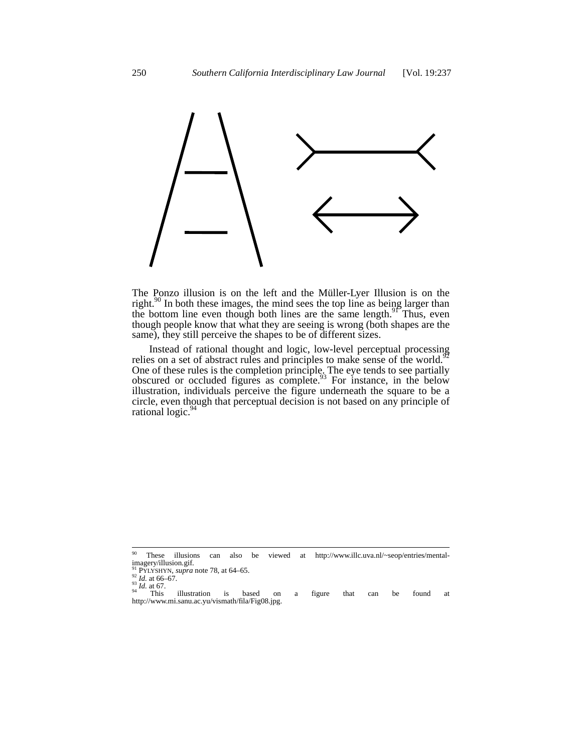The Ponzo illusion is on the left and the Müller-Lyer Illusion is on the right.[90] In both these images, the mind sees the top line as being larger than the bottom line even though both lines are the same length.[91] Thus, even though people know that what they are seeing is wrong (both shapes are the same), they still perceive the shapes to be of different sizes.

Instead of rational thought and logic, low-level perceptual processing relies on a set of abstract rules and principles to make sense of the world.[92] One of these rules is the completion principle. The eye tends to see partially obscured or occluded figures as complete.[93] For instance, in the below illustration, individuals perceive the figure underneath the square to be a circle, even though that perceptual decision is not based on any principle of rational logic.[94]

---

[90] These illusions can also be viewed at http://www.illc.uva.nl/~seop/entries/mental-imagery/illusion.gif.

[91] PYLYSHYN, *supra* note 78, at 64–65.

[92] *Id.* at 66–67.

[93] *Id.* at 67.

[94] This illustration is based on a figure that can be found at http://www.mi.sanu.ac.yu/vismath/fila/Fig08.jpg.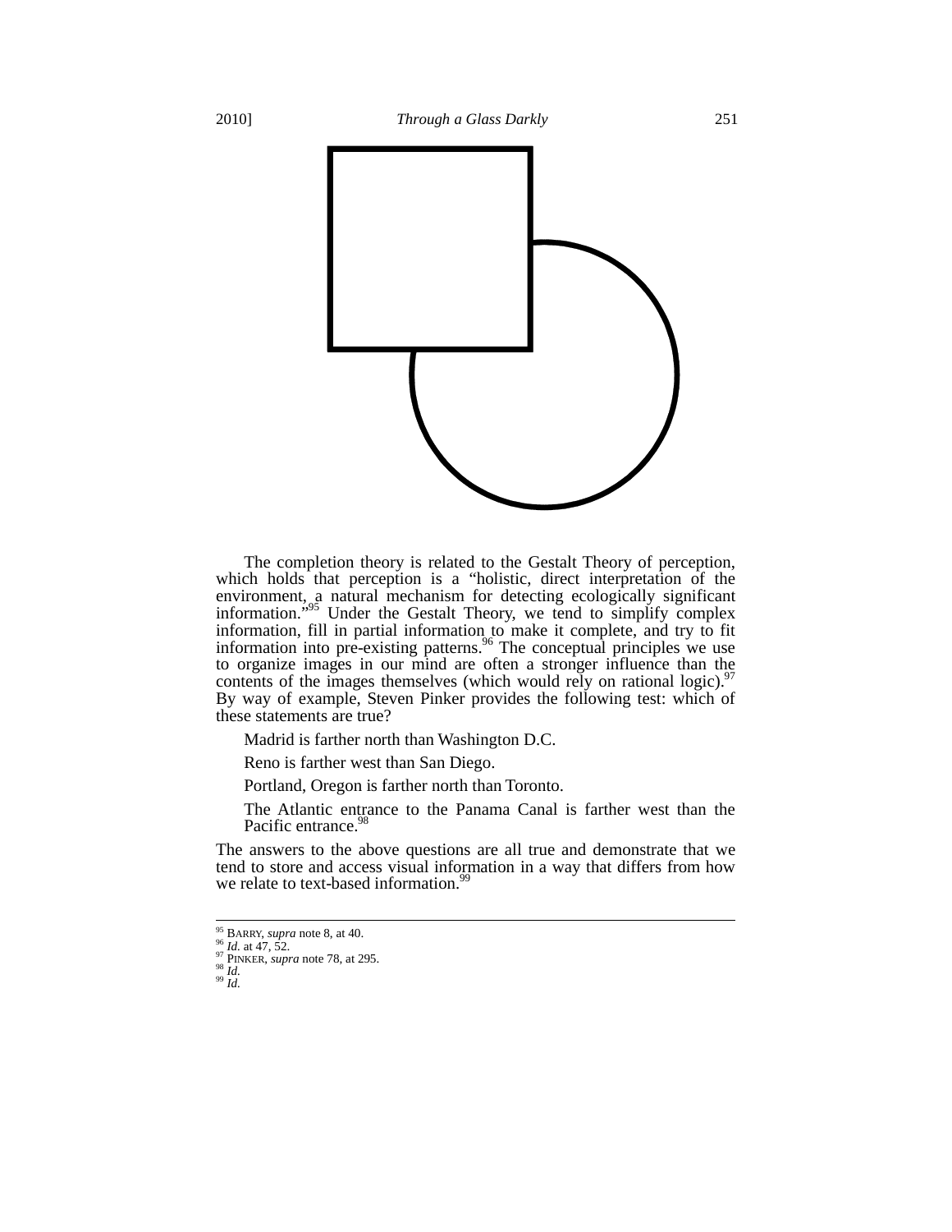The completion theory is related to the Gestalt Theory of perception, which holds that perception is a "holistic, direct interpretation of the environment, a natural mechanism for detecting ecologically significant information."[95] Under the Gestalt Theory, we tend to simplify complex information, fill in partial information to make it complete, and try to fit information into pre-existing patterns.[96] The conceptual principles we use to organize images in our mind are often a stronger influence than the contents of the images themselves (which would rely on rational logic).[97] By way of example, Steven Pinker provides the following test: which of these statements are true?

Madrid is farther north than Washington D.C.

Reno is farther west than San Diego.

Portland, Oregon is farther north than Toronto.

The Atlantic entrance to the Panama Canal is farther west than the Pacific entrance.[98]

The answers to the above questions are all true and demonstrate that we tend to store and access visual information in a way that differs from how we relate to text-based information.[99]

---

[95] BARRY, *supra* note 8, at 40.
[96] *Id.* at 47, 52.
[97] PINKER, *supra* note 78, at 295.
[98] *Id.*
[99] *Id.*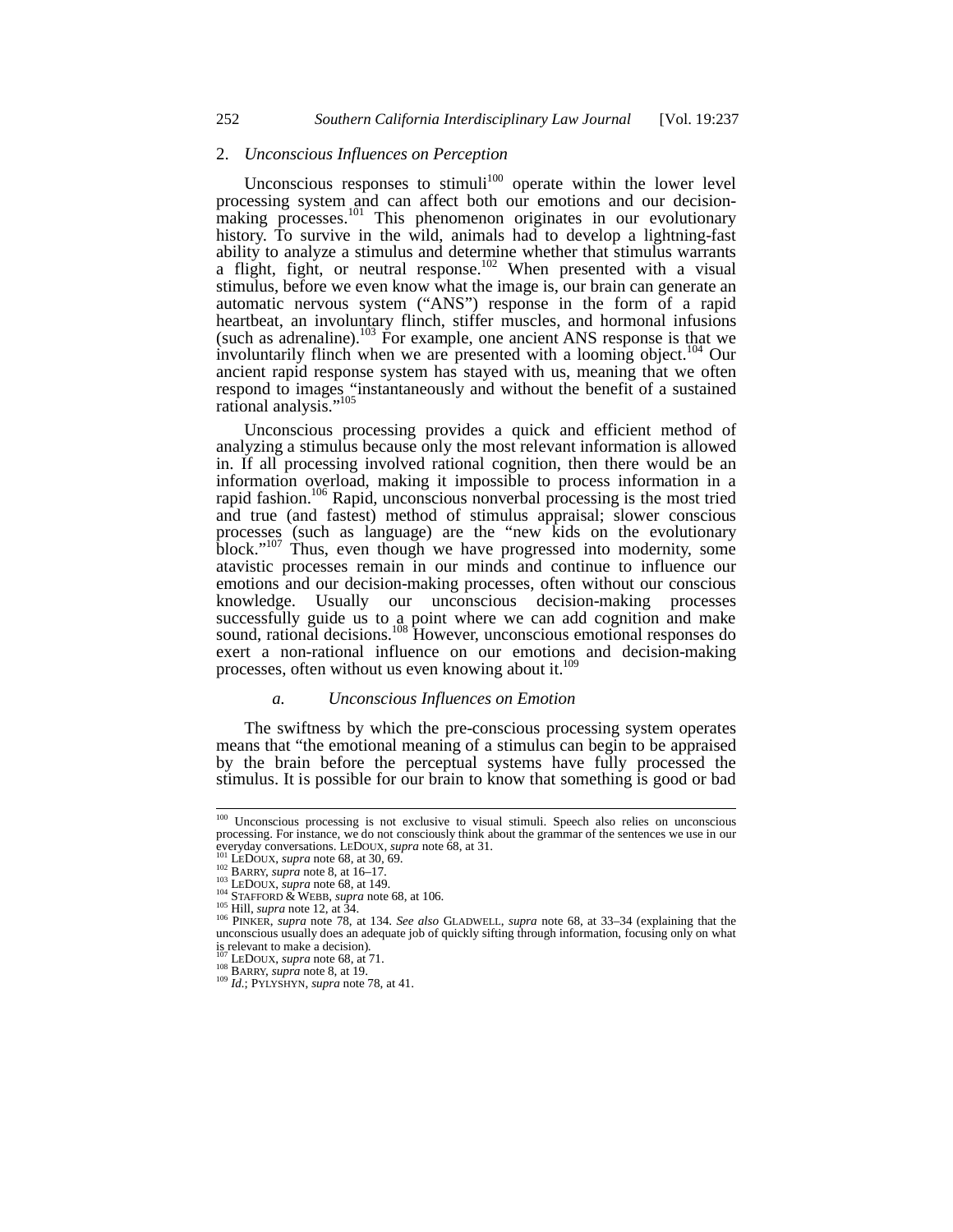### 2. *Unconscious Influences on Perception*

Unconscious responses to stimuli[100] operate within the lower level processing system and can affect both our emotions and our decision-making processes.[101] This phenomenon originates in our evolutionary history. To survive in the wild, animals had to develop a lightning-fast ability to analyze a stimulus and determine whether that stimulus warrants a flight, fight, or neutral response.[102] When presented with a visual stimulus, before we even know what the image is, our brain can generate an automatic nervous system ("ANS") response in the form of a rapid heartbeat, an involuntary flinch, stiffer muscles, and hormonal infusions (such as adrenaline).[103] For example, one ancient ANS response is that we involuntarily flinch when we are presented with a looming object.[104] Our ancient rapid response system has stayed with us, meaning that we often respond to images "instantaneously and without the benefit of a sustained rational analysis."[105]

Unconscious processing provides a quick and efficient method of analyzing a stimulus because only the most relevant information is allowed in. If all processing involved rational cognition, then there would be an information overload, making it impossible to process information in a rapid fashion.[106] Rapid, unconscious nonverbal processing is the most tried and true (and fastest) method of stimulus appraisal; slower conscious processes (such as language) are the "new kids on the evolutionary block."[107] Thus, even though we have progressed into modernity, some atavistic processes remain in our minds and continue to influence our emotions and our decision-making processes, often without our conscious knowledge. Usually our unconscious decision-making processes successfully guide us to a point where we can add cognition and make sound, rational decisions.[108] However, unconscious emotional responses do exert a non-rational influence on our emotions and decision-making processes, often without us even knowing about it.[109]

#### *a. Unconscious Influences on Emotion*

The swiftness by which the pre-conscious processing system operates means that "the emotional meaning of a stimulus can begin to be appraised by the brain before the perceptual systems have fully processed the stimulus. It is possible for our brain to know that something is good or bad

---

[100] Unconscious processing is not exclusive to visual stimuli. Speech also relies on unconscious processing. For instance, we do not consciously think about the grammar of the sentences we use in our everyday conversations. LEDOUX, *supra* note 68, at 31.

[101] LEDOUX, *supra* note 68, at 30, 69.

[102] BARRY, *supra* note 8, at 16–17.

[103] LEDOUX, *supra* note 68, at 149.

[104] STAFFORD & WEBB, *supra* note 68, at 106.

[105] Hill, *supra* note 12, at 34.

[106] PINKER, *supra* note 78, at 134. *See also* GLADWELL, *supra* note 68, at 33–34 (explaining that the unconscious usually does an adequate job of quickly sifting through information, focusing only on what is relevant to make a decision).

[107] LEDOUX, *supra* note 68, at 71.

[108] BARRY, *supra* note 8, at 19.

[109] *Id.*; PYLYSHYN, *supra* note 78, at 41.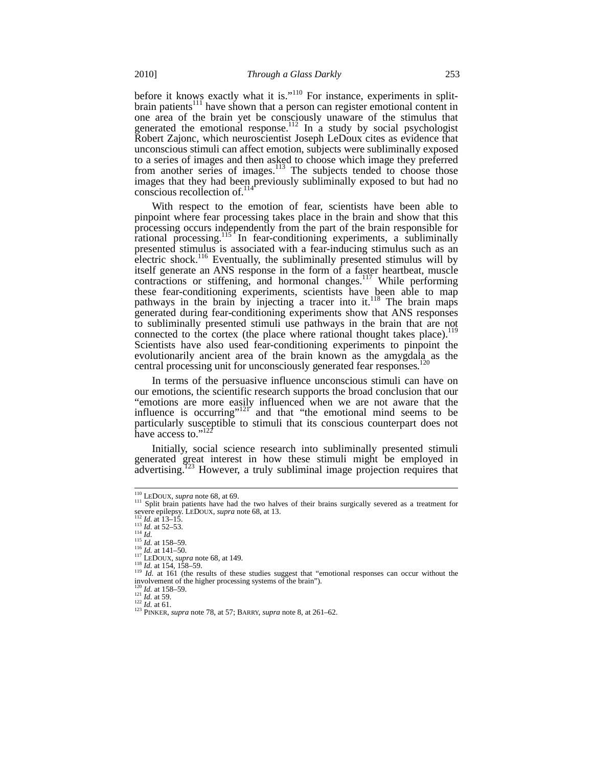before it knows exactly what it is."[110] For instance, experiments in split-brain patients[111] have shown that a person can register emotional content in one area of the brain yet be consciously unaware of the stimulus that generated the emotional response.[112] In a study by social psychologist Robert Zajonc, which neuroscientist Joseph LeDoux cites as evidence that unconscious stimuli can affect emotion, subjects were subliminally exposed to a series of images and then asked to choose which image they preferred from another series of images.[113] The subjects tended to choose those images that they had been previously subliminally exposed to but had no conscious recollection of.[114]

With respect to the emotion of fear, scientists have been able to pinpoint where fear processing takes place in the brain and show that this processing occurs independently from the part of the brain responsible for rational processing.[115] In fear-conditioning experiments, a subliminally presented stimulus is associated with a fear-inducing stimulus such as an electric shock.[116] Eventually, the subliminally presented stimulus will by itself generate an ANS response in the form of a faster heartbeat, muscle contractions or stiffening, and hormonal changes.[117] While performing these fear-conditioning experiments, scientists have been able to map pathways in the brain by injecting a tracer into it.[118] The brain maps generated during fear-conditioning experiments show that ANS responses to subliminally presented stimuli use pathways in the brain that are not connected to the cortex (the place where rational thought takes place).[119] Scientists have also used fear-conditioning experiments to pinpoint the evolutionarily ancient area of the brain known as the amygdala as the central processing unit for unconsciously generated fear responses.[120]

In terms of the persuasive influence unconscious stimuli can have on our emotions, the scientific research supports the broad conclusion that our "emotions are more easily influenced when we are not aware that the influence is occurring"[121] and that "the emotional mind seems to be particularly susceptible to stimuli that its conscious counterpart does not have access to."[122]

Initially, social science research into subliminally presented stimuli generated great interest in how these stimuli might be employed in advertising.[123] However, a truly subliminal image projection requires that

---

[110] LEDOUX, *supra* note 68, at 69.

[111] Split brain patients have had the two halves of their brains surgically severed as a treatment for severe epilepsy. LEDOUX, *supra* note 68, at 13.

[112] *Id.* at 13–15.

[113] *Id.* at 52–53.

[114] *Id.*

[115] *Id.* at 158–59.

[116] *Id.* at 141–50.

[117] LEDOUX, *supra* note 68, at 149.

[118] *Id.* at 154, 158–59.

[119] *Id.* at 161 (the results of these studies suggest that "emotional responses can occur without the involvement of the higher processing systems of the brain").

[120] *Id.* at 158–59.

[121] *Id.* at 59.

[122] *Id.* at 61.

[123] PINKER, *supra* note 78, at 57; BARRY, *supra* note 8, at 261–62.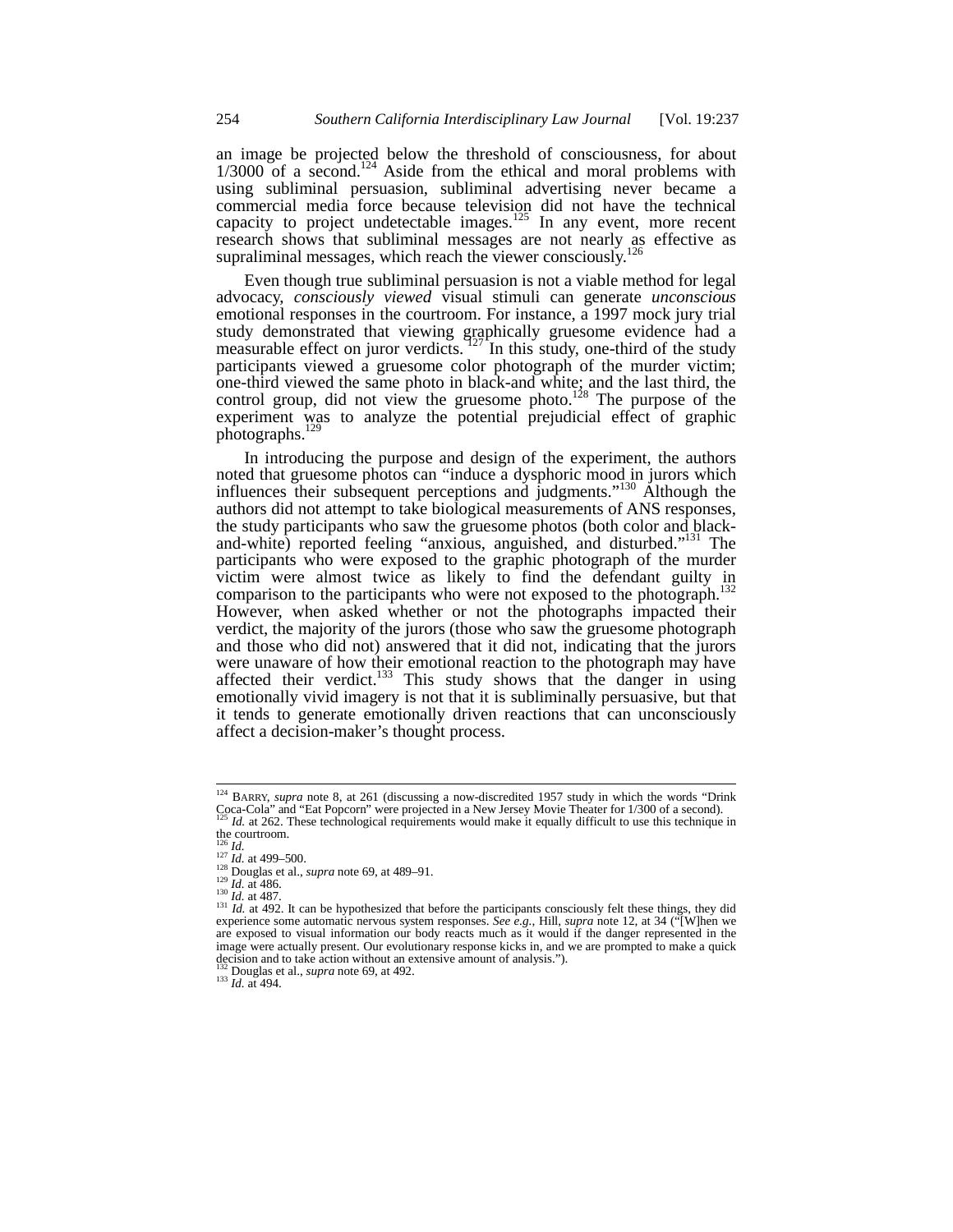an image be projected below the threshold of consciousness, for about 1/3000 of a second.[124] Aside from the ethical and moral problems with using subliminal persuasion, subliminal advertising never became a commercial media force because television did not have the technical capacity to project undetectable images.[125] In any event, more recent research shows that subliminal messages are not nearly as effective as supraliminal messages, which reach the viewer consciously.[126]

Even though true subliminal persuasion is not a viable method for legal advocacy, *consciously viewed* visual stimuli can generate *unconscious* emotional responses in the courtroom. For instance, a 1997 mock jury trial study demonstrated that viewing graphically gruesome evidence had a measurable effect on juror verdicts.[127] In this study, one-third of the study participants viewed a gruesome color photograph of the murder victim; one-third viewed the same photo in black-and white; and the last third, the control group, did not view the gruesome photo.[128] The purpose of the experiment was to analyze the potential prejudicial effect of graphic photographs.[129]

In introducing the purpose and design of the experiment, the authors noted that gruesome photos can "induce a dysphoric mood in jurors which influences their subsequent perceptions and judgments."[130] Although the authors did not attempt to take biological measurements of ANS responses, the study participants who saw the gruesome photos (both color and black-and-white) reported feeling "anxious, anguished, and disturbed."[131] The participants who were exposed to the graphic photograph of the murder victim were almost twice as likely to find the defendant guilty in comparison to the participants who were not exposed to the photograph.[132] However, when asked whether or not the photographs impacted their verdict, the majority of the jurors (those who saw the gruesome photograph and those who did not) answered that it did not, indicating that the jurors were unaware of how their emotional reaction to the photograph may have affected their verdict.[133] This study shows that the danger in using emotionally vivid imagery is not that it is subliminally persuasive, but that it tends to generate emotionally driven reactions that can unconsciously affect a decision-maker's thought process.

---

[124] BARRY, *supra* note 8, at 261 (discussing a now-discredited 1957 study in which the words "Drink Coca-Cola" and "Eat Popcorn" were projected in a New Jersey Movie Theater for 1/300 of a second).

[125] *Id.* at 262. These technological requirements would make it equally difficult to use this technique in the courtroom.

[126] *Id.*

[127] *Id.* at 499–500.

[128] Douglas et al., *supra* note 69, at 489–91.

[129] *Id.* at 486.

[130] *Id.* at 487.

[131] *Id.* at 492. It can be hypothesized that before the participants consciously felt these things, they did experience some automatic nervous system responses. *See e.g.*, Hill, *supra* note 12, at 34 ("[W]hen we are exposed to visual information our body reacts much as it would if the danger represented in the image were actually present. Our evolutionary response kicks in, and we are prompted to make a quick decision and to take action without an extensive amount of analysis.").

[132] Douglas et al., *supra* note 69, at 492.

[133] *Id.* at 494.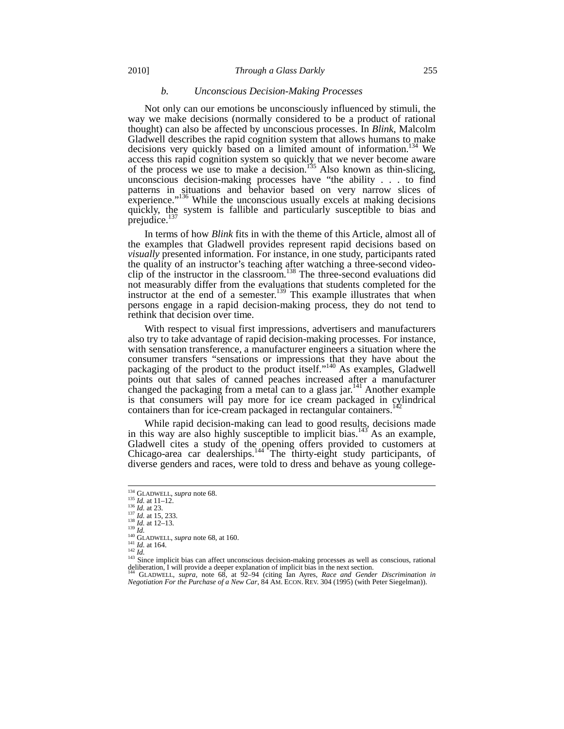### *b. Unconscious Decision-Making Processes*

Not only can our emotions be unconsciously influenced by stimuli, the way we make decisions (normally considered to be a product of rational thought) can also be affected by unconscious processes. In *Blink*, Malcolm Gladwell describes the rapid cognition system that allows humans to make decisions very quickly based on a limited amount of information.[134] We access this rapid cognition system so quickly that we never become aware of the process we use to make a decision.[135] Also known as thin-slicing, unconscious decision-making processes have "the ability . . . to find patterns in situations and behavior based on very narrow slices of experience."[136] While the unconscious usually excels at making decisions quickly, the system is fallible and particularly susceptible to bias and prejudice.[137]

In terms of how *Blink* fits in with the theme of this Article, almost all of the examples that Gladwell provides represent rapid decisions based on *visually* presented information. For instance, in one study, participants rated the quality of an instructor's teaching after watching a three-second video-clip of the instructor in the classroom.[138] The three-second evaluations did not measurably differ from the evaluations that students completed for the instructor at the end of a semester.[139] This example illustrates that when persons engage in a rapid decision-making process, they do not tend to rethink that decision over time.

With respect to visual first impressions, advertisers and manufacturers also try to take advantage of rapid decision-making processes. For instance, with sensation transference, a manufacturer engineers a situation where the consumer transfers "sensations or impressions that they have about the packaging of the product to the product itself."[140] As examples, Gladwell points out that sales of canned peaches increased after a manufacturer changed the packaging from a metal can to a glass jar.[141] Another example is that consumers will pay more for ice cream packaged in cylindrical containers than for ice-cream packaged in rectangular containers.[142]

While rapid decision-making can lead to good results, decisions made in this way are also highly susceptible to implicit bias.[143] As an example, Gladwell cites a study of the opening offers provided to customers at Chicago-area car dealerships.[144] The thirty-eight study participants, of diverse genders and races, were told to dress and behave as young college-

---

[134] GLADWELL, *supra* note 68.
[135] *Id.* at 11–12.
[136] *Id.* at 23.
[137] *Id.* at 15, 233.
[138] *Id.* at 12–13.
[139] *Id.*
[140] GLADWELL, *supra* note 68, at 160.
[141] *Id.* at 164.
[142] *Id.*
[143] Since implicit bias can affect unconscious decision-making processes as well as conscious, rational deliberation, I will provide a deeper explanation of implicit bias in the next section.
[144] GLADWELL, *supra*, note 68, at 92–94 (citing Ian Ayres, *Race and Gender Discrimination in Negotiation For the Purchase of a New Car*, 84 AM. ECON. REV. 304 (1995) (with Peter Siegelman)).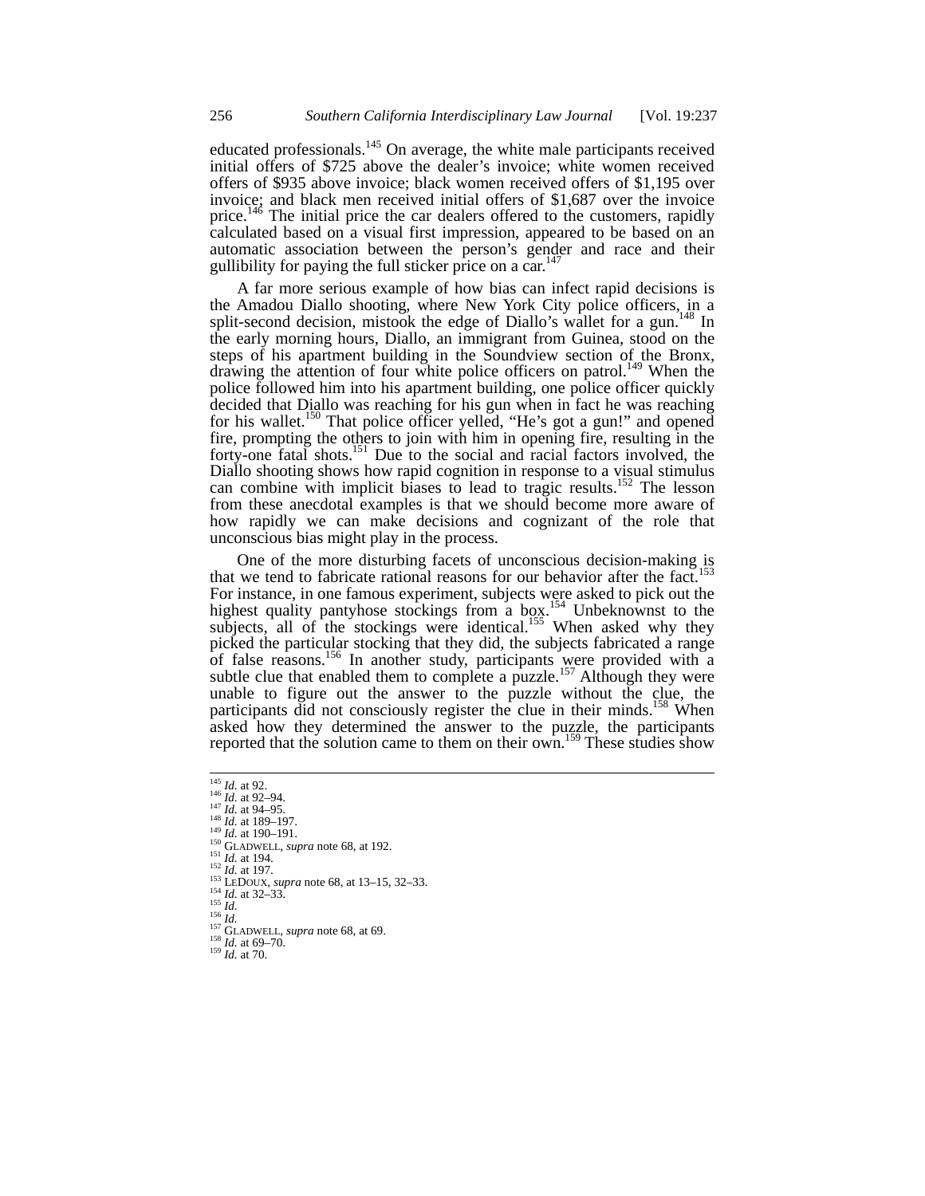educated professionals.[145] On average, the white male participants received initial offers of $725 above the dealer's invoice; white women received offers of $935 above invoice; black women received offers of $1,195 over invoice; and black men received initial offers of $1,687 over the invoice price.[146] The initial price the car dealers offered to the customers, rapidly calculated based on a visual first impression, appeared to be based on an automatic association between the person's gender and race and their gullibility for paying the full sticker price on a car.[147]

A far more serious example of how bias can infect rapid decisions is the Amadou Diallo shooting, where New York City police officers, in a split-second decision, mistook the edge of Diallo's wallet for a gun.[148] In the early morning hours, Diallo, an immigrant from Guinea, stood on the steps of his apartment building in the Soundview section of the Bronx, drawing the attention of four white police officers on patrol.[149] When the police followed him into his apartment building, one police officer quickly decided that Diallo was reaching for his gun when in fact he was reaching for his wallet.[150] That police officer yelled, "He's got a gun!" and opened fire, prompting the others to join with him in opening fire, resulting in the forty-one fatal shots.[151] Due to the social and racial factors involved, the Diallo shooting shows how rapid cognition in response to a visual stimulus can combine with implicit biases to lead to tragic results.[152] The lesson from these anecdotal examples is that we should become more aware of how rapidly we can make decisions and cognizant of the role that unconscious bias might play in the process.

One of the more disturbing facets of unconscious decision-making is that we tend to fabricate rational reasons for our behavior after the fact.[153] For instance, in one famous experiment, subjects were asked to pick out the highest quality pantyhose stockings from a box.[154] Unbeknownst to the subjects, all of the stockings were identical.[155] When asked why they picked the particular stocking that they did, the subjects fabricated a range of false reasons.[156] In another study, participants were provided with a subtle clue that enabled them to complete a puzzle.[157] Although they were unable to figure out the answer to the puzzle without the clue, the participants did not consciously register the clue in their minds.[158] When asked how they determined the answer to the puzzle, the participants reported that the solution came to them on their own.[159] These studies show

---

[145] *Id.* at 92.
[146] *Id.* at 92–94.
[147] *Id.* at 94–95.
[148] *Id.* at 189–197.
[149] *Id.* at 190–191.
[150] GLADWELL, *supra* note 68, at 192.
[151] *Id.* at 194.
[152] *Id.* at 197.
[153] LEDOUX, *supra* note 68, at 13–15, 32–33.
[154] *Id.* at 32–33.
[155] *Id.*
[156] *Id.*
[157] GLADWELL, *supra* note 68, at 69.
[158] *Id.* at 69–70.
[159] *Id.* at 70.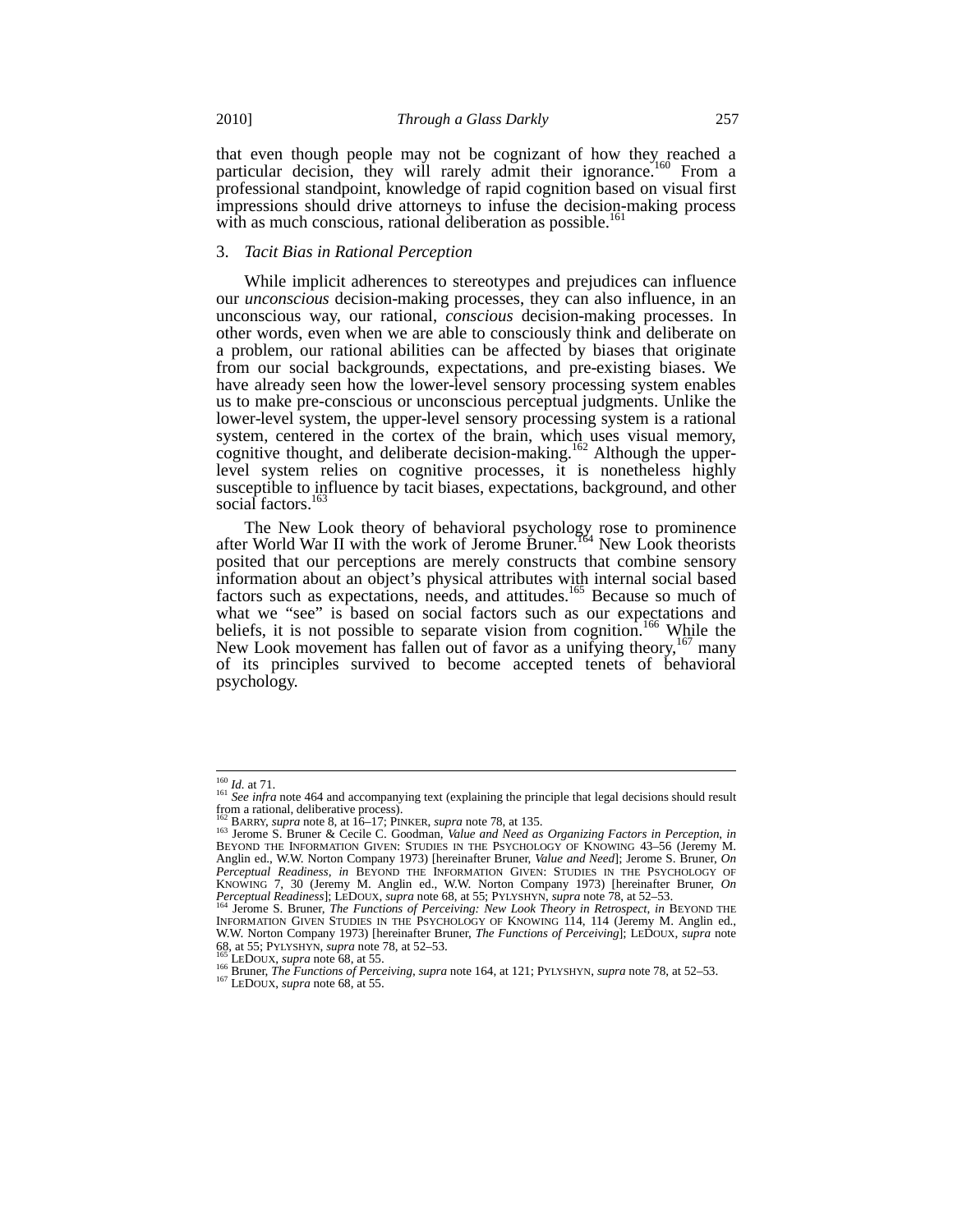that even though people may not be cognizant of how they reached a particular decision, they will rarely admit their ignorance.[160] From a professional standpoint, knowledge of rapid cognition based on visual first impressions should drive attorneys to infuse the decision-making process with as much conscious, rational deliberation as possible.[161]

### 3. *Tacit Bias in Rational Perception*

While implicit adherences to stereotypes and prejudices can influence our *unconscious* decision-making processes, they can also influence, in an unconscious way, our rational, *conscious* decision-making processes. In other words, even when we are able to consciously think and deliberate on a problem, our rational abilities can be affected by biases that originate from our social backgrounds, expectations, and pre-existing biases. We have already seen how the lower-level sensory processing system enables us to make pre-conscious or unconscious perceptual judgments. Unlike the lower-level system, the upper-level sensory processing system is a rational system, centered in the cortex of the brain, which uses visual memory, cognitive thought, and deliberate decision-making.[162] Although the upper-level system relies on cognitive processes, it is nonetheless highly susceptible to influence by tacit biases, expectations, background, and other social factors.[163]

The New Look theory of behavioral psychology rose to prominence after World War II with the work of Jerome Bruner.[164] New Look theorists posited that our perceptions are merely constructs that combine sensory information about an object's physical attributes with internal social based factors such as expectations, needs, and attitudes.[165] Because so much of what we "see" is based on social factors such as our expectations and beliefs, it is not possible to separate vision from cognition.[166] While the New Look movement has fallen out of favor as a unifying theory,[167] many of its principles survived to become accepted tenets of behavioral psychology.

---

[160] *Id.* at 71.

[161] *See infra* note 464 and accompanying text (explaining the principle that legal decisions should result from a rational, deliberative process).

[162] BARRY, *supra* note 8, at 16–17; PINKER, *supra* note 78, at 135.

[163] Jerome S. Bruner & Cecile C. Goodman, *Value and Need as Organizing Factors in Perception*, *in* BEYOND THE INFORMATION GIVEN: STUDIES IN THE PSYCHOLOGY OF KNOWING 43–56 (Jeremy M. Anglin ed., W.W. Norton Company 1973) [hereinafter Bruner, *Value and Need*]; Jerome S. Bruner, *On Perceptual Readiness*, *in* BEYOND THE INFORMATION GIVEN: STUDIES IN THE PSYCHOLOGY OF KNOWING 7, 30 (Jeremy M. Anglin ed., W.W. Norton Company 1973) [hereinafter Bruner, *On Perceptual Readiness*]; LEDOUX, *supra* note 68, at 55; PYLYSHYN, *supra* note 78, at 52–53.

[164] Jerome S. Bruner, *The Functions of Perceiving: New Look Theory in Retrospect*, *in* BEYOND THE INFORMATION GIVEN STUDIES IN THE PSYCHOLOGY OF KNOWING 114, 114 (Jeremy M. Anglin ed., W.W. Norton Company 1973) [hereinafter Bruner, *The Functions of Perceiving*]; LEDOUX, *supra* note 68, at 55; PYLYSHYN, *supra* note 78, at 52–53.

[165] LEDOUX, *supra* note 68, at 55.

[166] Bruner, *The Functions of Perceiving*, *supra* note 164, at 121; PYLYSHYN, *supra* note 78, at 52–53.

[167] LEDOUX, *supra* note 68, at 55.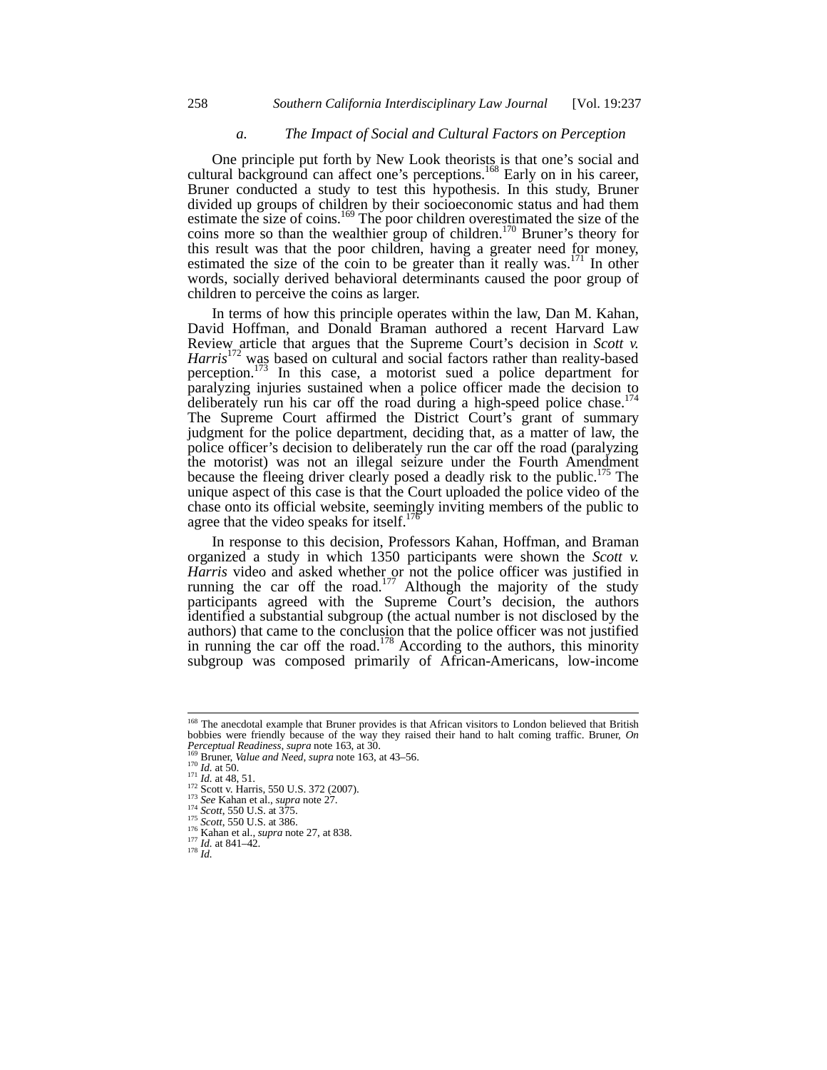### *a. The Impact of Social and Cultural Factors on Perception*

One principle put forth by New Look theorists is that one's social and cultural background can affect one's perceptions.[168] Early on in his career, Bruner conducted a study to test this hypothesis. In this study, Bruner divided up groups of children by their socioeconomic status and had them estimate the size of coins.[169] The poor children overestimated the size of the coins more so than the wealthier group of children.[170] Bruner's theory for this result was that the poor children, having a greater need for money, estimated the size of the coin to be greater than it really was.[171] In other words, socially derived behavioral determinants caused the poor group of children to perceive the coins as larger.

In terms of how this principle operates within the law, Dan M. Kahan, David Hoffman, and Donald Braman authored a recent Harvard Law Review article that argues that the Supreme Court's decision in *Scott v. Harris*[172] was based on cultural and social factors rather than reality-based perception.[173] In this case, a motorist sued a police department for paralyzing injuries sustained when a police officer made the decision to deliberately run his car off the road during a high-speed police chase.[174] The Supreme Court affirmed the District Court's grant of summary judgment for the police department, deciding that, as a matter of law, the police officer's decision to deliberately run the car off the road (paralyzing the motorist) was not an illegal seizure under the Fourth Amendment because the fleeing driver clearly posed a deadly risk to the public.[175] The unique aspect of this case is that the Court uploaded the police video of the chase onto its official website, seemingly inviting members of the public to agree that the video speaks for itself.[176]

In response to this decision, Professors Kahan, Hoffman, and Braman organized a study in which 1350 participants were shown the *Scott v. Harris* video and asked whether or not the police officer was justified in running the car off the road.[177] Although the majority of the study participants agreed with the Supreme Court's decision, the authors identified a substantial subgroup (the actual number is not disclosed by the authors) that came to the conclusion that the police officer was not justified in running the car off the road.[178] According to the authors, this minority subgroup was composed primarily of African-Americans, low-income

---

[168] The anecdotal example that Bruner provides is that African visitors to London believed that British bobbies were friendly because of the way they raised their hand to halt coming traffic. Bruner, *On Perceptual Readiness*, *supra* note 163, at 30.

[169] Bruner, *Value and Need*, *supra* note 163, at 43–56.

[170] *Id.* at 50.

[171] *Id.* at 48, 51.

[172] Scott v. Harris, 550 U.S. 372 (2007).

[173] *See* Kahan et al., *supra* note 27.

[174] *Scott*, 550 U.S. at 375.

[175] *Scott*, 550 U.S. at 386.

[176] Kahan et al., *supra* note 27, at 838.

[177] *Id.* at 841–42.

[178] *Id.*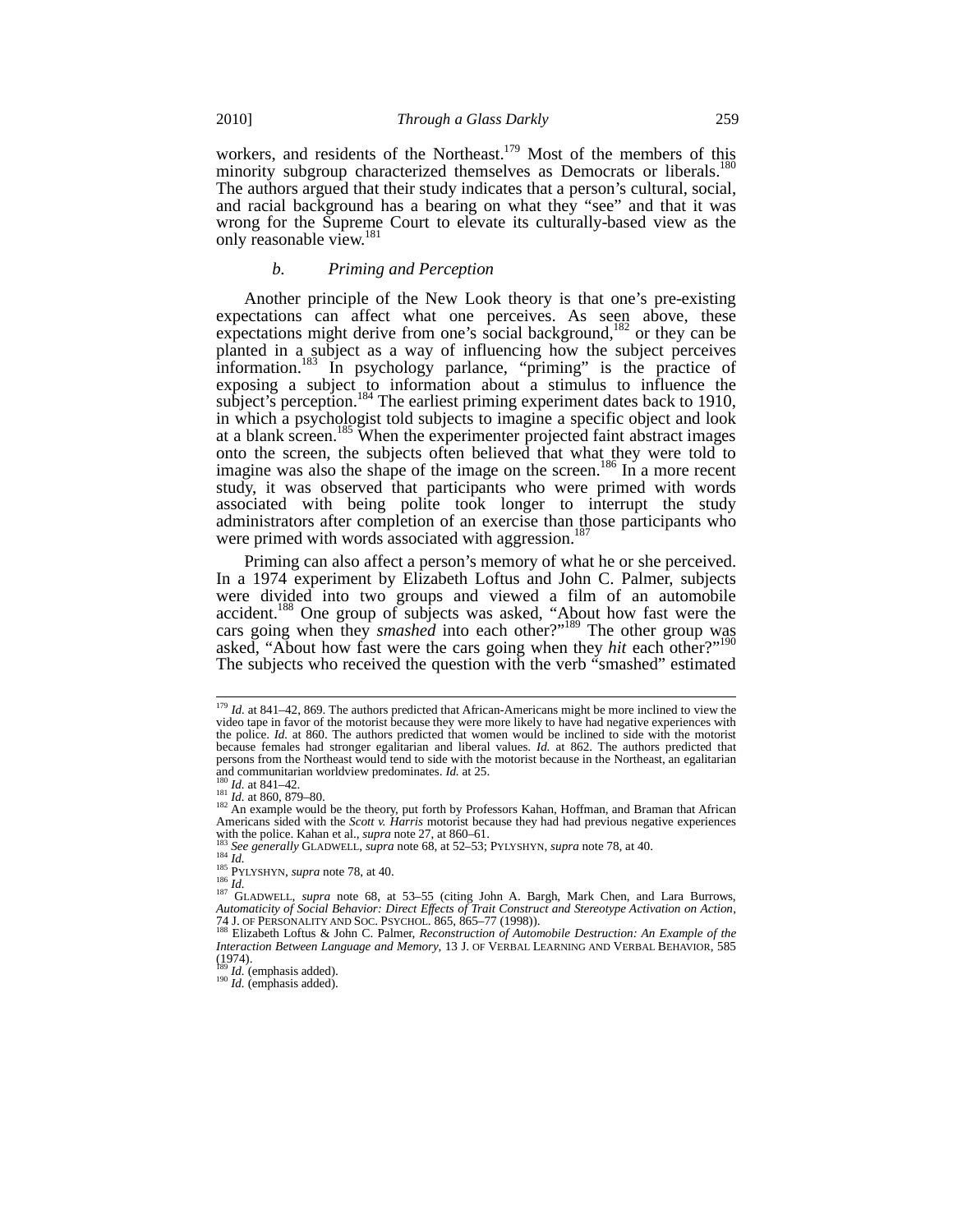workers, and residents of the Northeast.[179] Most of the members of this minority subgroup characterized themselves as Democrats or liberals.[180] The authors argued that their study indicates that a person's cultural, social, and racial background has a bearing on what they "see" and that it was wrong for the Supreme Court to elevate its culturally-based view as the only reasonable view.[181]

### *b. Priming and Perception*

Another principle of the New Look theory is that one's pre-existing expectations can affect what one perceives. As seen above, these expectations might derive from one's social background,[182] or they can be planted in a subject as a way of influencing how the subject perceives information.[183] In psychology parlance, "priming" is the practice of exposing a subject to information about a stimulus to influence the subject's perception.[184] The earliest priming experiment dates back to 1910, in which a psychologist told subjects to imagine a specific object and look at a blank screen.[185] When the experimenter projected faint abstract images onto the screen, the subjects often believed that what they were told to imagine was also the shape of the image on the screen.[186] In a more recent study, it was observed that participants who were primed with words associated with being polite took longer to interrupt the study administrators after completion of an exercise than those participants who were primed with words associated with aggression.[187]

Priming can also affect a person's memory of what he or she perceived. In a 1974 experiment by Elizabeth Loftus and John C. Palmer, subjects were divided into two groups and viewed a film of an automobile accident.[188] One group of subjects was asked, "About how fast were the cars going when they *smashed* into each other?"[189] The other group was asked, "About how fast were the cars going when they *hit* each other?"[190] The subjects who received the question with the verb "smashed" estimated

---

[179] *Id.* at 841–42, 869. The authors predicted that African-Americans might be more inclined to view the video tape in favor of the motorist because they were more likely to have had negative experiences with the police. *Id.* at 860. The authors predicted that women would be inclined to side with the motorist because females had stronger egalitarian and liberal values. *Id.* at 862. The authors predicted that persons from the Northeast would tend to side with the motorist because in the Northeast, an egalitarian and communitarian worldview predominates. *Id.* at 25.

[180] *Id.* at 841–42.

[181] *Id.* at 860, 879–80.

[182] An example would be the theory, put forth by Professors Kahan, Hoffman, and Braman that African Americans sided with the *Scott v. Harris* motorist because they had had previous negative experiences with the police. Kahan et al., *supra* note 27, at 860–61.

[183] *See generally* GLADWELL, *supra* note 68, at 52–53; PYLYSHYN, *supra* note 78, at 40.

[184] *Id.*

[185] PYLYSHYN, *supra* note 78, at 40.

[186] *Id.*

[187] GLADWELL, *supra* note 68, at 53–55 (citing John A. Bargh, Mark Chen, and Lara Burrows, *Automaticity of Social Behavior: Direct Effects of Trait Construct and Stereotype Activation on Action*, 74 J. OF PERSONALITY AND SOC. PSYCHOL. 865, 865–77 (1998)).

[188] Elizabeth Loftus & John C. Palmer, *Reconstruction of Automobile Destruction: An Example of the Interaction Between Language and Memory*, 13 J. OF VERBAL LEARNING AND VERBAL BEHAVIOR, 585 (1974).

[189] *Id.* (emphasis added).

[190] *Id.* (emphasis added).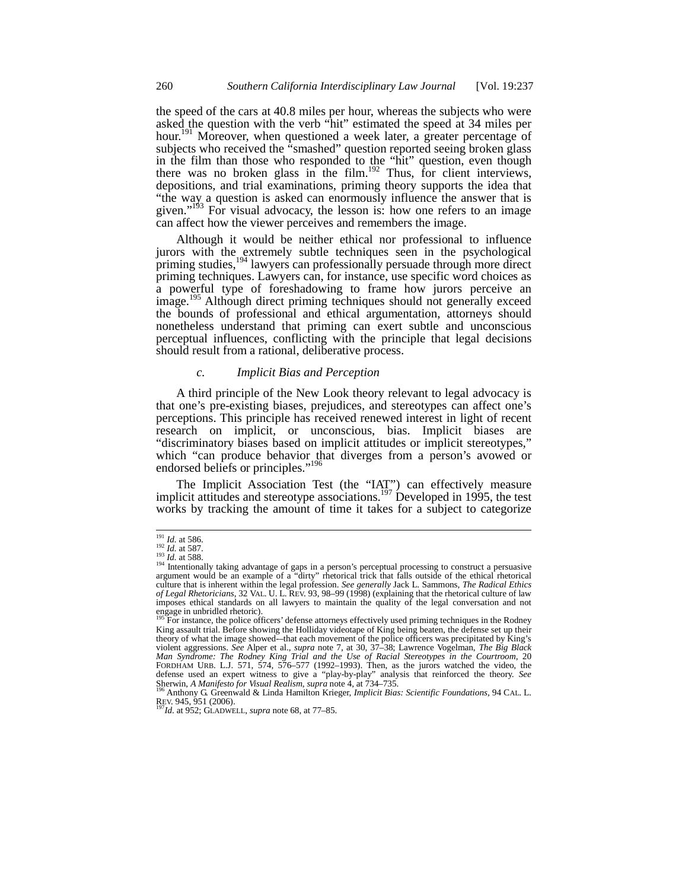the speed of the cars at 40.8 miles per hour, whereas the subjects who were asked the question with the verb "hit" estimated the speed at 34 miles per hour.[191] Moreover, when questioned a week later, a greater percentage of subjects who received the "smashed" question reported seeing broken glass in the film than those who responded to the "hit" question, even though there was no broken glass in the film.[192] Thus, for client interviews, depositions, and trial examinations, priming theory supports the idea that "the way a question is asked can enormously influence the answer that is given."[193] For visual advocacy, the lesson is: how one refers to an image can affect how the viewer perceives and remembers the image.

Although it would be neither ethical nor professional to influence jurors with the extremely subtle techniques seen in the psychological priming studies,[194] lawyers can professionally persuade through more direct priming techniques. Lawyers can, for instance, use specific word choices as a powerful type of foreshadowing to frame how jurors perceive an image.[195] Although direct priming techniques should not generally exceed the bounds of professional and ethical argumentation, attorneys should nonetheless understand that priming can exert subtle and unconscious perceptual influences, conflicting with the principle that legal decisions should result from a rational, deliberative process.

### *c. Implicit Bias and Perception*

A third principle of the New Look theory relevant to legal advocacy is that one's pre-existing biases, prejudices, and stereotypes can affect one's perceptions. This principle has received renewed interest in light of recent research on implicit, or unconscious, bias. Implicit biases are "discriminatory biases based on implicit attitudes or implicit stereotypes," which "can produce behavior that diverges from a person's avowed or endorsed beliefs or principles."[196]

The Implicit Association Test (the "IAT") can effectively measure implicit attitudes and stereotype associations.[197] Developed in 1995, the test works by tracking the amount of time it takes for a subject to categorize

---

[191] *Id.* at 586.

[192] *Id.* at 587.

[193] *Id.* at 588.

[194] Intentionally taking advantage of gaps in a person's perceptual processing to construct a persuasive argument would be an example of a "dirty" rhetorical trick that falls outside of the ethical rhetorical culture that is inherent within the legal profession. *See generally* Jack L. Sammons, *The Radical Ethics of Legal Rhetoricians*, 32 VAL. U. L. REV. 93, 98–99 (1998) (explaining that the rhetorical culture of law imposes ethical standards on all lawyers to maintain the quality of the legal conversation and not engage in unbridled rhetoric).

[195] For instance, the police officers' defense attorneys effectively used priming techniques in the Rodney King assault trial. Before showing the Holliday videotape of King being beaten, the defense set up their theory of what the image showed—that each movement of the police officers was precipitated by King's violent aggressions. *See* Alper et al., *supra* note 7, at 30, 37–38; Lawrence Vogelman, *The Big Black Man Syndrome: The Rodney King Trial and the Use of Racial Stereotypes in the Courtroom*, 20 FORDHAM URB. L.J. 571, 574, 576–577 (1992–1993). Then, as the jurors watched the video, the defense used an expert witness to give a "play-by-play" analysis that reinforced the theory. *See* Sherwin, *A Manifesto for Visual Realism*, *supra* note 4, at 734–735.

[196] Anthony G. Greenwald & Linda Hamilton Krieger, *Implicit Bias: Scientific Foundations*, 94 CAL. L. REV. 945, 951 (2006).

[197] *Id.* at 952; GLADWELL, *supra* note 68, at 77–85.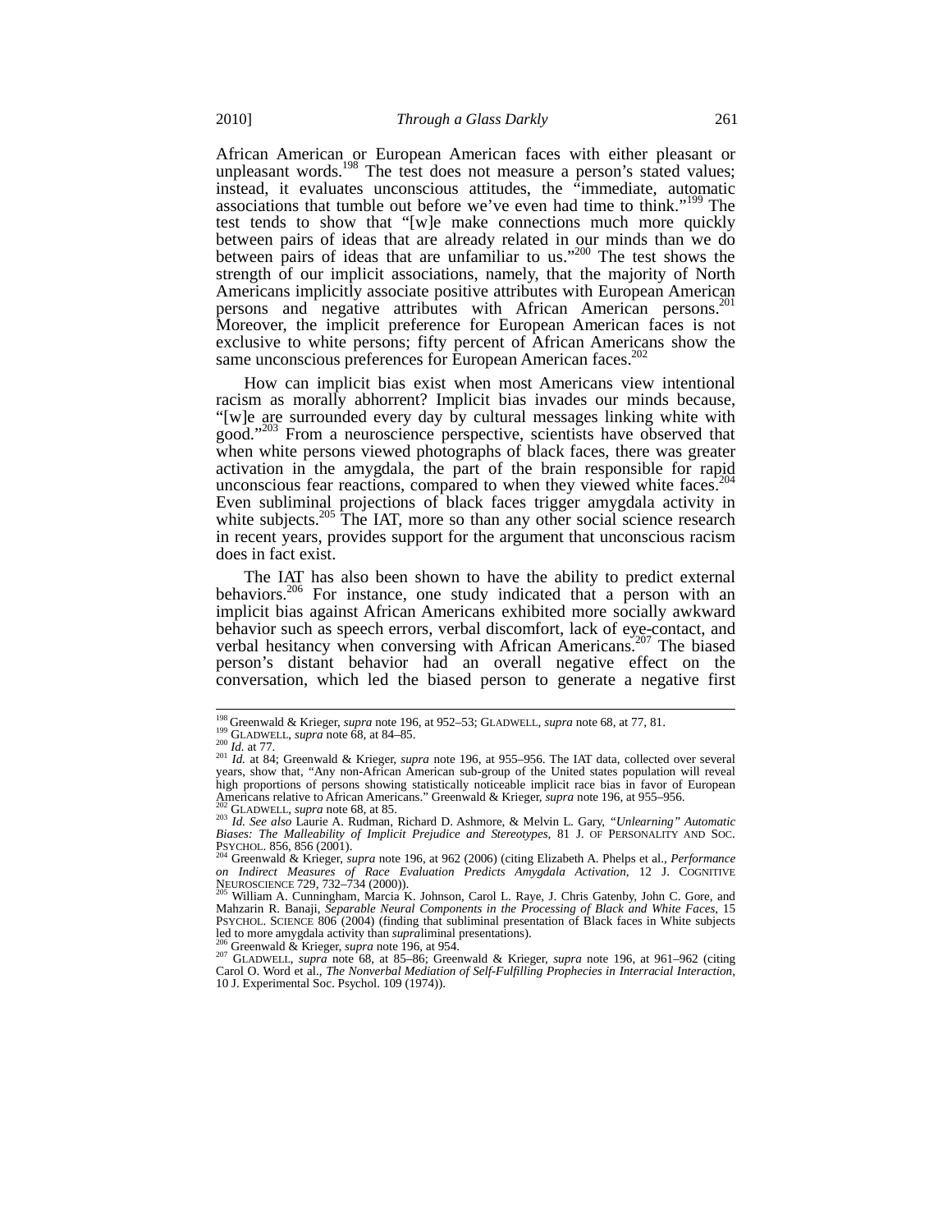African American or European American faces with either pleasant or unpleasant words.[198] The test does not measure a person's stated values; instead, it evaluates unconscious attitudes, the "immediate, automatic associations that tumble out before we've even had time to think."[199] The test tends to show that "[w]e make connections much more quickly between pairs of ideas that are already related in our minds than we do between pairs of ideas that are unfamiliar to us."[200] The test shows the strength of our implicit associations, namely, that the majority of North Americans implicitly associate positive attributes with European American persons and negative attributes with African American persons.[201] Moreover, the implicit preference for European American faces is not exclusive to white persons; fifty percent of African Americans show the same unconscious preferences for European American faces.[202]

How can implicit bias exist when most Americans view intentional racism as morally abhorrent? Implicit bias invades our minds because, "[w]e are surrounded every day by cultural messages linking white with good."[203] From a neuroscience perspective, scientists have observed that when white persons viewed photographs of black faces, there was greater activation in the amygdala, the part of the brain responsible for rapid unconscious fear reactions, compared to when they viewed white faces.[204] Even subliminal projections of black faces trigger amygdala activity in white subjects.[205] The IAT, more so than any other social science research in recent years, provides support for the argument that unconscious racism does in fact exist.

The IAT has also been shown to have the ability to predict external behaviors.[206] For instance, one study indicated that a person with an implicit bias against African Americans exhibited more socially awkward behavior such as speech errors, verbal discomfort, lack of eye-contact, and verbal hesitancy when conversing with African Americans.[207] The biased person's distant behavior had an overall negative effect on the conversation, which led the biased person to generate a negative first

---

[198] Greenwald & Krieger, *supra* note 196, at 952–53; GLADWELL, *supra* note 68, at 77, 81.

[199] GLADWELL, *supra* note 68, at 84–85.

[200] *Id.* at 77.

[201] *Id.* at 84; Greenwald & Krieger, *supra* note 196, at 955–956. The IAT data, collected over several years, show that, "Any non-African American sub-group of the United states population will reveal high proportions of persons showing statistically noticeable implicit race bias in favor of European Americans relative to African Americans." Greenwald & Krieger, *supra* note 196, at 955–956.

[202] GLADWELL, *supra* note 68, at 85.

[203] *Id. See also* Laurie A. Rudman, Richard D. Ashmore, & Melvin L. Gary, *"Unlearning" Automatic Biases: The Malleability of Implicit Prejudice and Stereotypes*, 81 J. OF PERSONALITY AND SOC. PSYCHOL. 856, 856 (2001).

[204] Greenwald & Krieger, *supra* note 196, at 962 (2006) (citing Elizabeth A. Phelps et al., *Performance on Indirect Measures of Race Evaluation Predicts Amygdala Activation*, 12 J. COGNITIVE NEUROSCIENCE 729, 732–734 (2000)).

[205] William A. Cunningham, Marcia K. Johnson, Carol L. Raye, J. Chris Gatenby, John C. Gore, and Mahzarin R. Banaji, *Separable Neural Components in the Processing of Black and White Faces*, 15 PSYCHOL. SCIENCE 806 (2004) (finding that subliminal presentation of Black faces in White subjects led to more amygdala activity than *supra*liminal presentations).

[206] Greenwald & Krieger, *supra* note 196, at 954.

[207] GLADWELL, *supra* note 68, at 85–86; Greenwald & Krieger, *supra* note 196, at 961–962 (citing Carol O. Word et al., *The Nonverbal Mediation of Self-Fulfilling Prophecies in Interracial Interaction*, 10 J. Experimental Soc. Psychol. 109 (1974)).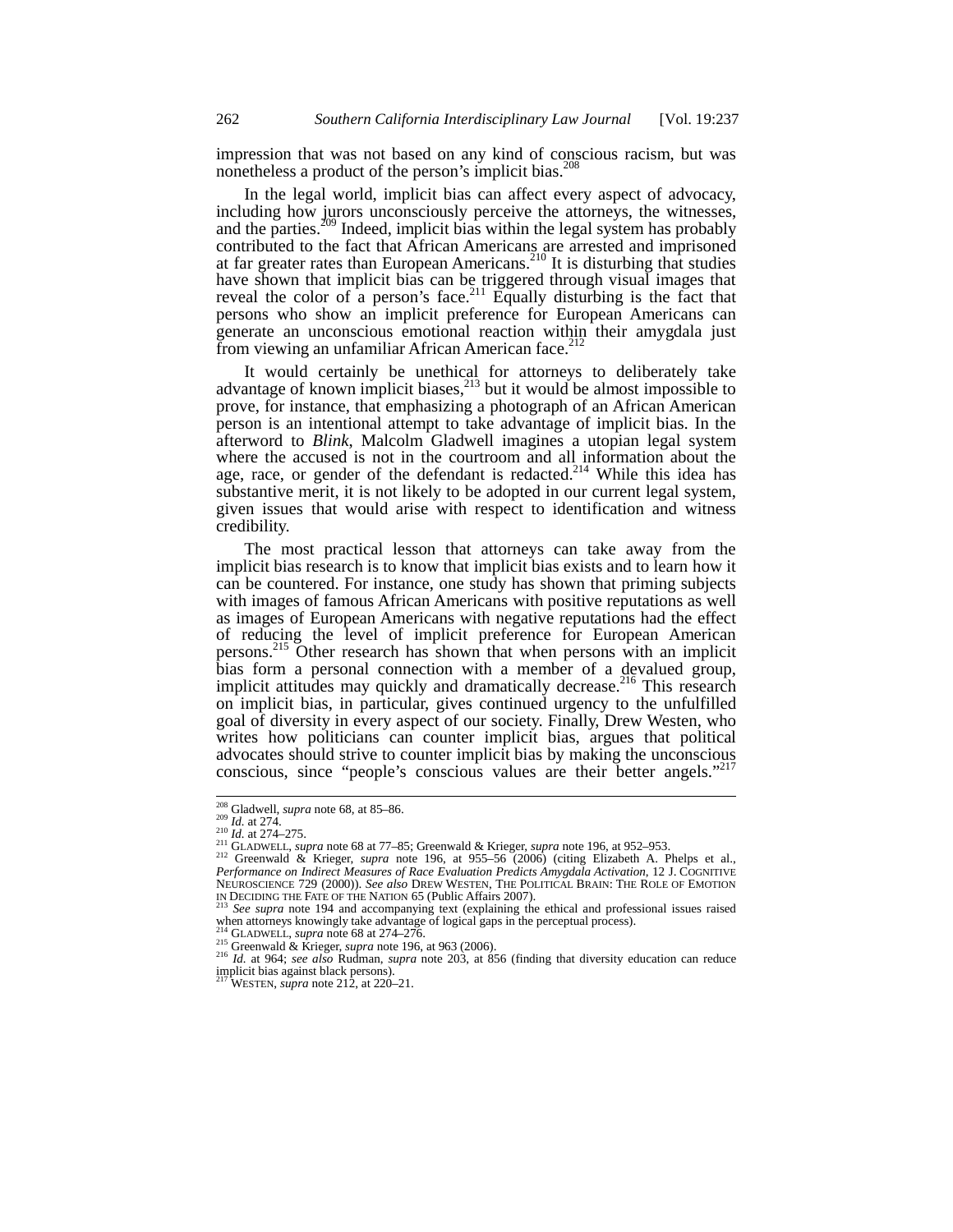impression that was not based on any kind of conscious racism, but was nonetheless a product of the person's implicit bias.[208]

In the legal world, implicit bias can affect every aspect of advocacy, including how jurors unconsciously perceive the attorneys, the witnesses, and the parties.[209] Indeed, implicit bias within the legal system has probably contributed to the fact that African Americans are arrested and imprisoned at far greater rates than European Americans.[210] It is disturbing that studies have shown that implicit bias can be triggered through visual images that reveal the color of a person's face.[211] Equally disturbing is the fact that persons who show an implicit preference for European Americans can generate an unconscious emotional reaction within their amygdala just from viewing an unfamiliar African American face.[212]

It would certainly be unethical for attorneys to deliberately take advantage of known implicit biases,[213] but it would be almost impossible to prove, for instance, that emphasizing a photograph of an African American person is an intentional attempt to take advantage of implicit bias. In the afterword to *Blink*, Malcolm Gladwell imagines a utopian legal system where the accused is not in the courtroom and all information about the age, race, or gender of the defendant is redacted.[214] While this idea has substantive merit, it is not likely to be adopted in our current legal system, given issues that would arise with respect to identification and witness credibility.

The most practical lesson that attorneys can take away from the implicit bias research is to know that implicit bias exists and to learn how it can be countered. For instance, one study has shown that priming subjects with images of famous African Americans with positive reputations as well as images of European Americans with negative reputations had the effect of reducing the level of implicit preference for European American persons.[215] Other research has shown that when persons with an implicit bias form a personal connection with a member of a devalued group, implicit attitudes may quickly and dramatically decrease.[216] This research on implicit bias, in particular, gives continued urgency to the unfulfilled goal of diversity in every aspect of our society. Finally, Drew Westen, who writes how politicians can counter implicit bias, argues that political advocates should strive to counter implicit bias by making the unconscious conscious, since "people's conscious values are their better angels."[217]

---

[208] Gladwell, *supra* note 68, at 85–86.

[209] *Id.* at 274.

[210] *Id.* at 274–275.

[211] GLADWELL, *supra* note 68 at 77–85; Greenwald & Krieger, *supra* note 196, at 952–953.

[212] Greenwald & Krieger, *supra* note 196, at 955–56 (2006) (citing Elizabeth A. Phelps et al., *Performance on Indirect Measures of Race Evaluation Predicts Amygdala Activation*, 12 J. COGNITIVE NEUROSCIENCE 729 (2000)). *See also* DREW WESTEN, THE POLITICAL BRAIN: THE ROLE OF EMOTION IN DECIDING THE FATE OF THE NATION 65 (Public Affairs 2007).

[213] *See supra* note 194 and accompanying text (explaining the ethical and professional issues raised when attorneys knowingly take advantage of logical gaps in the perceptual process).

[214] GLADWELL, *supra* note 68 at 274–276.

[215] Greenwald & Krieger, *supra* note 196, at 963 (2006).

[216] *Id.* at 964; *see also* Rudman, *supra* note 203, at 856 (finding that diversity education can reduce implicit bias against black persons).

[217] WESTEN, *supra* note 212, at 220–21.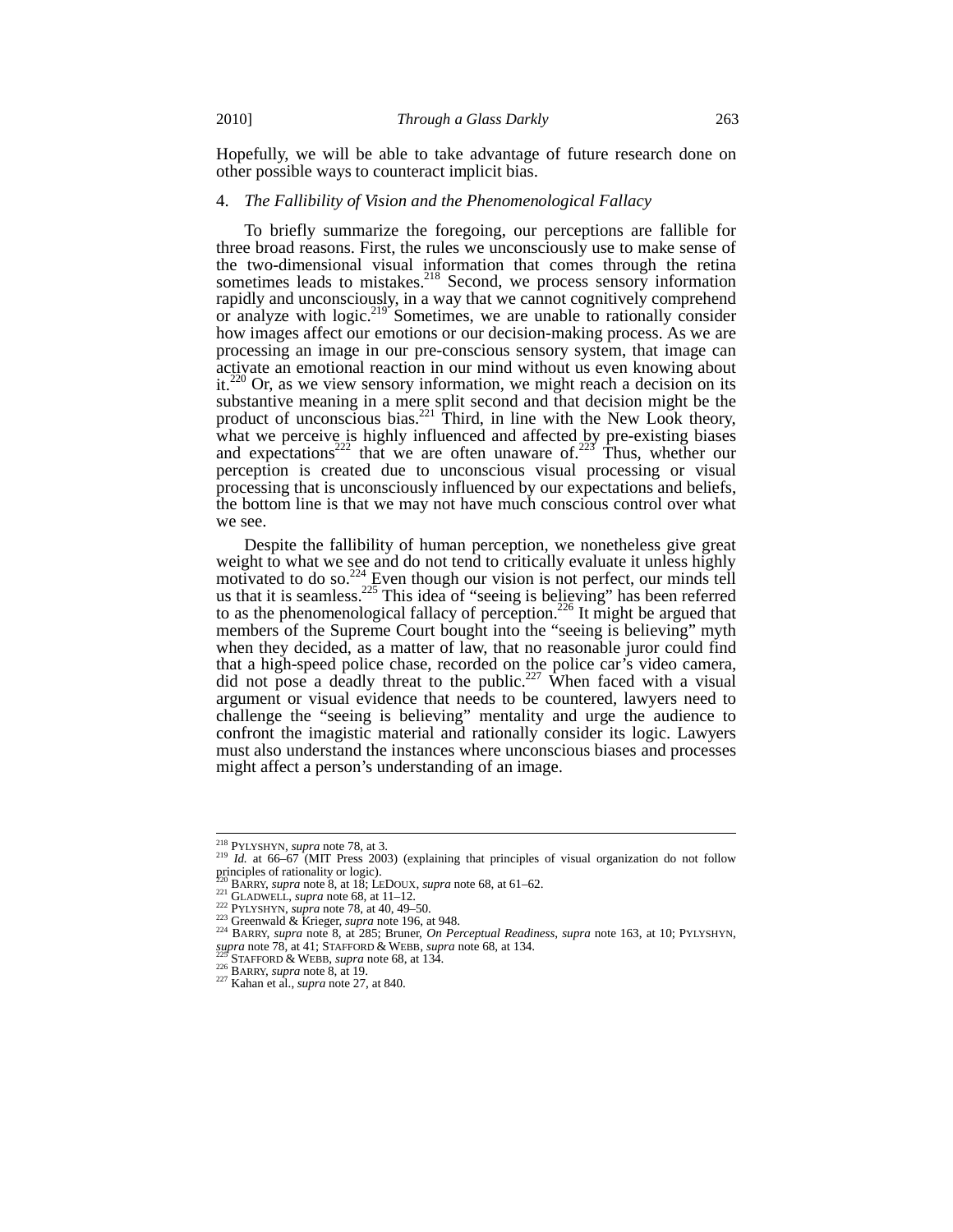Hopefully, we will be able to take advantage of future research done on other possible ways to counteract implicit bias.

### 4. *The Fallibility of Vision and the Phenomenological Fallacy*

To briefly summarize the foregoing, our perceptions are fallible for three broad reasons. First, the rules we unconsciously use to make sense of the two-dimensional visual information that comes through the retina sometimes leads to mistakes.[218] Second, we process sensory information rapidly and unconsciously, in a way that we cannot cognitively comprehend or analyze with logic.[219] Sometimes, we are unable to rationally consider how images affect our emotions or our decision-making process. As we are processing an image in our pre-conscious sensory system, that image can activate an emotional reaction in our mind without us even knowing about it.[220] Or, as we view sensory information, we might reach a decision on its substantive meaning in a mere split second and that decision might be the product of unconscious bias.[221] Third, in line with the New Look theory, what we perceive is highly influenced and affected by pre-existing biases and expectations[222] that we are often unaware of.[223] Thus, whether our perception is created due to unconscious visual processing or visual processing that is unconsciously influenced by our expectations and beliefs, the bottom line is that we may not have much conscious control over what we see.

Despite the fallibility of human perception, we nonetheless give great weight to what we see and do not tend to critically evaluate it unless highly motivated to do so.[224] Even though our vision is not perfect, our minds tell us that it is seamless.[225] This idea of "seeing is believing" has been referred to as the phenomenological fallacy of perception.[226] It might be argued that members of the Supreme Court bought into the "seeing is believing" myth when they decided, as a matter of law, that no reasonable juror could find that a high-speed police chase, recorded on the police car's video camera, did not pose a deadly threat to the public.[227] When faced with a visual argument or visual evidence that needs to be countered, lawyers need to challenge the "seeing is believing" mentality and urge the audience to confront the imagistic material and rationally consider its logic. Lawyers must also understand the instances where unconscious biases and processes might affect a person's understanding of an image.

---

[218] PYLYSHYN, *supra* note 78, at 3.

[219] *Id.* at 66–67 (MIT Press 2003) (explaining that principles of visual organization do not follow principles of rationality or logic).

[220] BARRY, *supra* note 8, at 18; LEDOUX, *supra* note 68, at 61–62.

[221] GLADWELL, *supra* note 68, at 11–12.

[222] PYLYSHYN, *supra* note 78, at 40, 49–50.

[223] Greenwald & Krieger, *supra* note 196, at 948.

[224] BARRY, *supra* note 8, at 285; Bruner, *On Perceptual Readiness*, *supra* note 163, at 10; PYLYSHYN, *supra* note 78, at 41; STAFFORD & WEBB, *supra* note 68, at 134.

[225] STAFFORD & WEBB, *supra* note 68, at 134.

[226] BARRY, *supra* note 8, at 19.

[227] Kahan et al., *supra* note 27, at 840.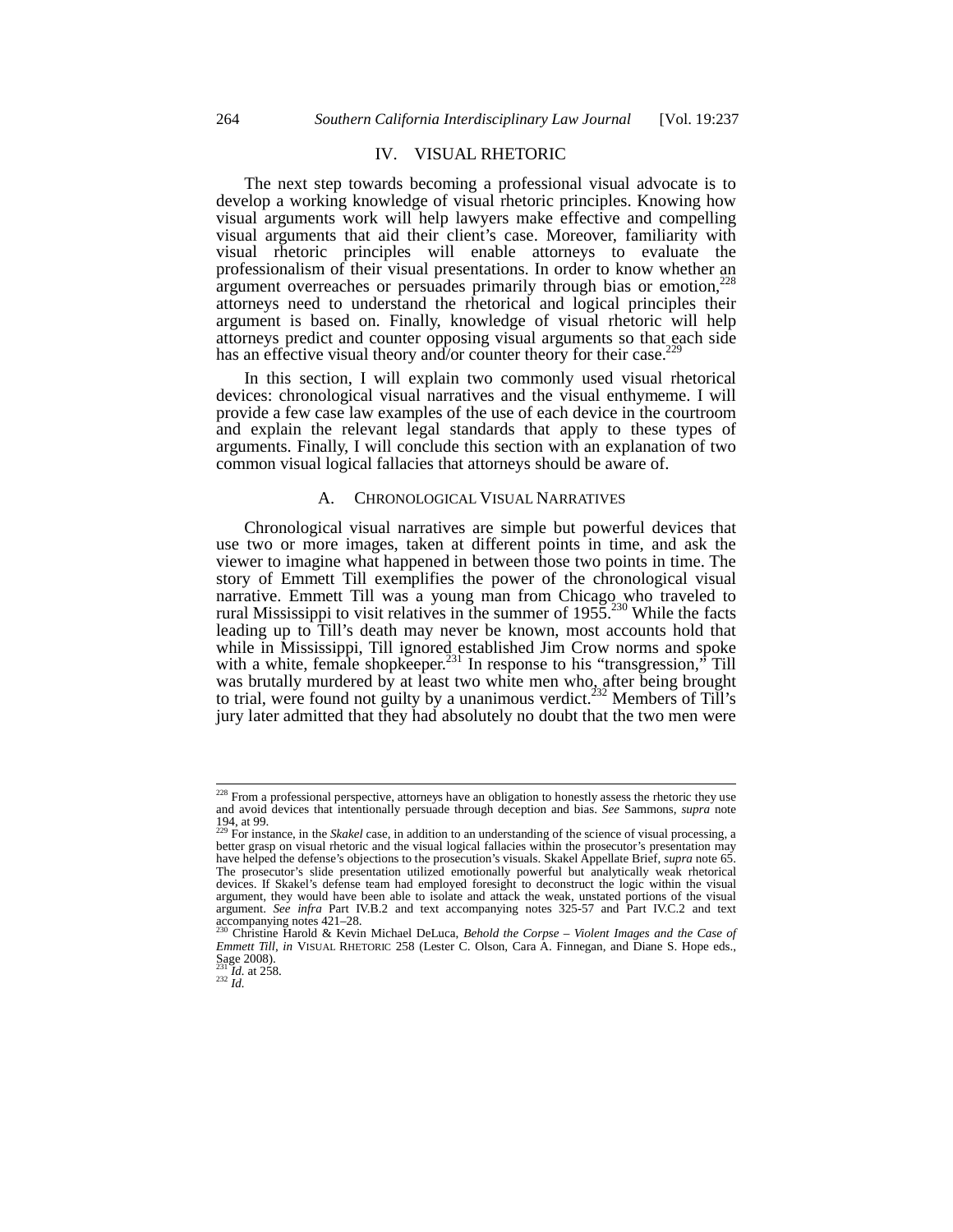## IV. VISUAL RHETORIC

The next step towards becoming a professional visual advocate is to develop a working knowledge of visual rhetoric principles. Knowing how visual arguments work will help lawyers make effective and compelling visual arguments that aid their client's case. Moreover, familiarity with visual rhetoric principles will enable attorneys to evaluate the professionalism of their visual presentations. In order to know whether an argument overreaches or persuades primarily through bias or emotion,[228] attorneys need to understand the rhetorical and logical principles their argument is based on. Finally, knowledge of visual rhetoric will help attorneys predict and counter opposing visual arguments so that each side has an effective visual theory and/or counter theory for their case.[229]

In this section, I will explain two commonly used visual rhetorical devices: chronological visual narratives and the visual enthymeme. I will provide a few case law examples of the use of each device in the courtroom and explain the relevant legal standards that apply to these types of arguments. Finally, I will conclude this section with an explanation of two common visual logical fallacies that attorneys should be aware of.

### A. CHRONOLOGICAL VISUAL NARRATIVES

Chronological visual narratives are simple but powerful devices that use two or more images, taken at different points in time, and ask the viewer to imagine what happened in between those two points in time. The story of Emmett Till exemplifies the power of the chronological visual narrative. Emmett Till was a young man from Chicago who traveled to rural Mississippi to visit relatives in the summer of 1955.[230] While the facts leading up to Till's death may never be known, most accounts hold that while in Mississippi, Till ignored established Jim Crow norms and spoke with a white, female shopkeeper.[231] In response to his "transgression," Till was brutally murdered by at least two white men who, after being brought to trial, were found not guilty by a unanimous verdict.[232] Members of Till's jury later admitted that they had absolutely no doubt that the two men were

---

[228] From a professional perspective, attorneys have an obligation to honestly assess the rhetoric they use and avoid devices that intentionally persuade through deception and bias. *See* Sammons, *supra* note 194, at 99.

[229] For instance, in the *Skakel* case, in addition to an understanding of the science of visual processing, a better grasp on visual rhetoric and the visual logical fallacies within the prosecutor's presentation may have helped the defense's objections to the prosecution's visuals. Skakel Appellate Brief, *supra* note 65. The prosecutor's slide presentation utilized emotionally powerful but analytically weak rhetorical devices. If Skakel's defense team had employed foresight to deconstruct the logic within the visual argument, they would have been able to isolate and attack the weak, unstated portions of the visual argument. *See infra* Part IV.B.2 and text accompanying notes 325-57 and Part IV.C.2 and text accompanying notes 421–28.

[230] Christine Harold & Kevin Michael DeLuca, *Behold the Corpse – Violent Images and the Case of Emmett Till*, *in* VISUAL RHETORIC 258 (Lester C. Olson, Cara A. Finnegan, and Diane S. Hope eds., Sage 2008).

[231] *Id.* at 258.

[232] *Id.*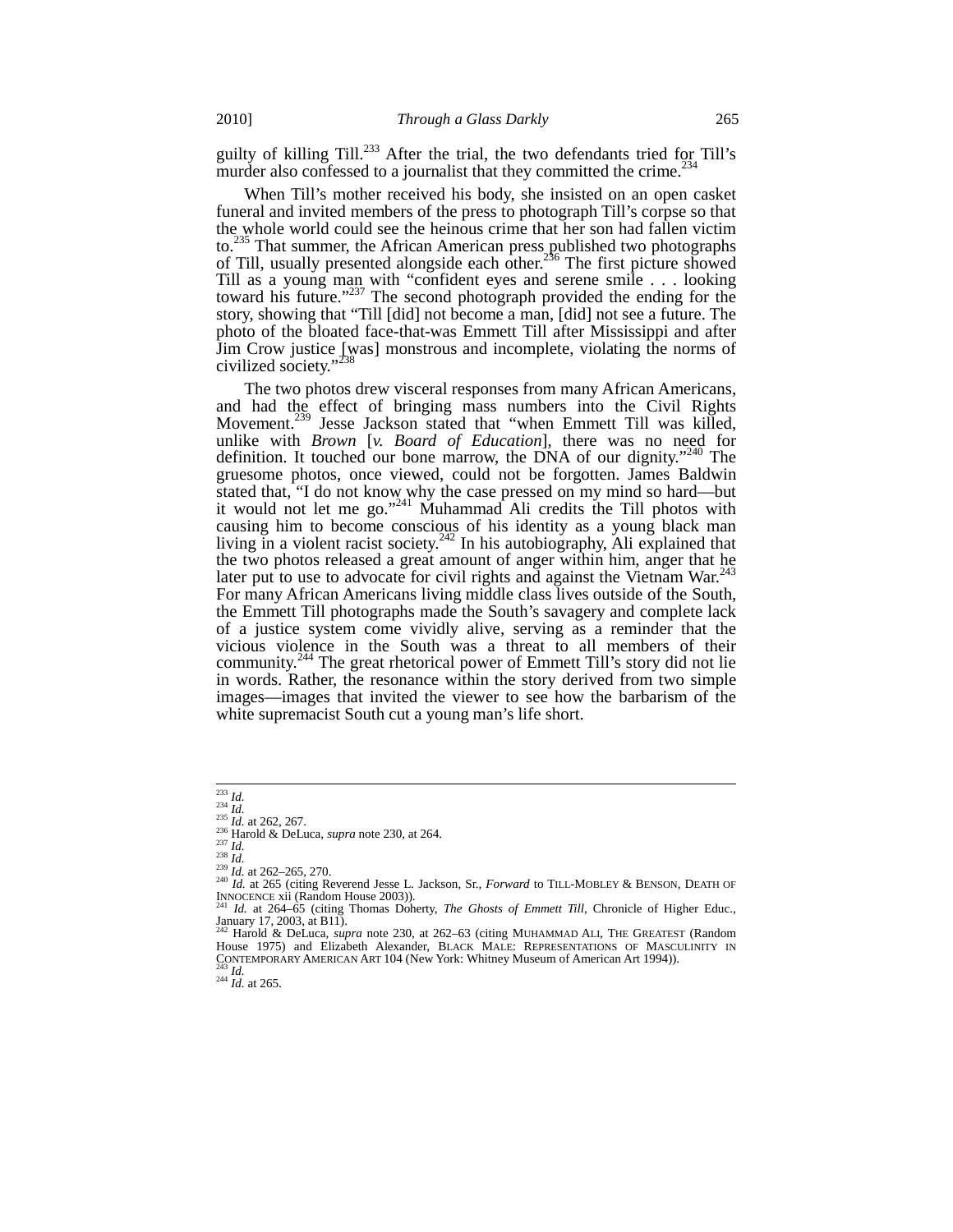guilty of killing Till.[233] After the trial, the two defendants tried for Till's murder also confessed to a journalist that they committed the crime.[234]

When Till's mother received his body, she insisted on an open casket funeral and invited members of the press to photograph Till's corpse so that the whole world could see the heinous crime that her son had fallen victim to.[235] That summer, the African American press published two photographs of Till, usually presented alongside each other.[236] The first picture showed Till as a young man with "confident eyes and serene smile . . . looking toward his future."[237] The second photograph provided the ending for the story, showing that "Till [did] not become a man, [did] not see a future. The photo of the bloated face-that-was Emmett Till after Mississippi and after Jim Crow justice [was] monstrous and incomplete, violating the norms of civilized society."[238]

The two photos drew visceral responses from many African Americans, and had the effect of bringing mass numbers into the Civil Rights Movement.[239] Jesse Jackson stated that "when Emmett Till was killed, unlike with *Brown* [*v. Board of Education*], there was no need for definition. It touched our bone marrow, the DNA of our dignity."[240] The gruesome photos, once viewed, could not be forgotten. James Baldwin stated that, "I do not know why the case pressed on my mind so hard—but it would not let me go."[241] Muhammad Ali credits the Till photos with causing him to become conscious of his identity as a young black man living in a violent racist society.[242] In his autobiography, Ali explained that the two photos released a great amount of anger within him, anger that he later put to use to advocate for civil rights and against the Vietnam War.[243] For many African Americans living middle class lives outside of the South, the Emmett Till photographs made the South's savagery and complete lack of a justice system come vividly alive, serving as a reminder that the vicious violence in the South was a threat to all members of their community.[244] The great rhetorical power of Emmett Till's story did not lie in words. Rather, the resonance within the story derived from two simple images—images that invited the viewer to see how the barbarism of the white supremacist South cut a young man's life short.

---

[233] *Id.*
[234] *Id.*
[235] *Id.* at 262, 267.
[236] Harold & DeLuca, *supra* note 230, at 264.
[237] *Id.*
[238] *Id.*
[239] *Id.* at 262–265, 270.
[240] *Id.* at 265 (citing Reverend Jesse L. Jackson, Sr., *Forward* to TILL-MOBLEY & BENSON, DEATH OF INNOCENCE xii (Random House 2003)).
[241] *Id.* at 264–65 (citing Thomas Doherty, *The Ghosts of Emmett Till*, Chronicle of Higher Educ., January 17, 2003, at B11).
[242] Harold & DeLuca, *supra* note 230, at 262–63 (citing MUHAMMAD ALI, THE GREATEST (Random House 1975) and Elizabeth Alexander, BLACK MALE: REPRESENTATIONS OF MASCULINITY IN CONTEMPORARY AMERICAN ART 104 (New York: Whitney Museum of American Art 1994)).
[243] *Id.*
[244] *Id.* at 265.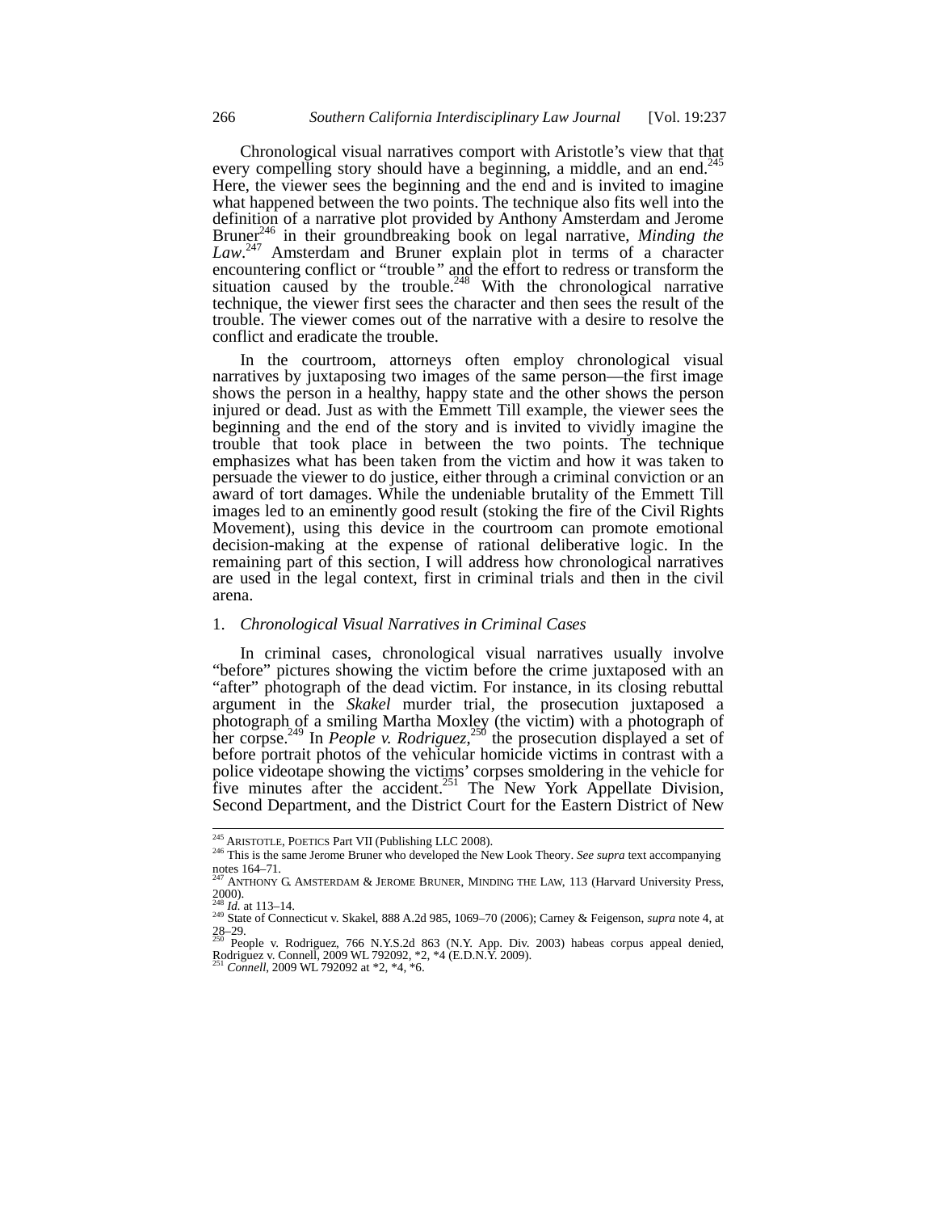Chronological visual narratives comport with Aristotle's view that that every compelling story should have a beginning, a middle, and an end.[245] Here, the viewer sees the beginning and the end and is invited to imagine what happened between the two points. The technique also fits well into the definition of a narrative plot provided by Anthony Amsterdam and Jerome Bruner[246] in their groundbreaking book on legal narrative, *Minding the Law*.[247] Amsterdam and Bruner explain plot in terms of a character encountering conflict or "trouble" and the effort to redress or transform the situation caused by the trouble.[248] With the chronological narrative technique, the viewer first sees the character and then sees the result of the trouble. The viewer comes out of the narrative with a desire to resolve the conflict and eradicate the trouble.

In the courtroom, attorneys often employ chronological visual narratives by juxtaposing two images of the same person—the first image shows the person in a healthy, happy state and the other shows the person injured or dead. Just as with the Emmett Till example, the viewer sees the beginning and the end of the story and is invited to vividly imagine the trouble that took place in between the two points. The technique emphasizes what has been taken from the victim and how it was taken to persuade the viewer to do justice, either through a criminal conviction or an award of tort damages. While the undeniable brutality of the Emmett Till images led to an eminently good result (stoking the fire of the Civil Rights Movement), using this device in the courtroom can promote emotional decision-making at the expense of rational deliberative logic. In the remaining part of this section, I will address how chronological narratives are used in the legal context, first in criminal trials and then in the civil arena.

### 1. *Chronological Visual Narratives in Criminal Cases*

In criminal cases, chronological visual narratives usually involve "before" pictures showing the victim before the crime juxtaposed with an "after" photograph of the dead victim. For instance, in its closing rebuttal argument in the *Skakel* murder trial, the prosecution juxtaposed a photograph of a smiling Martha Moxley (the victim) with a photograph of her corpse.[249] In *People v. Rodriguez*,[250] the prosecution displayed a set of before portrait photos of the vehicular homicide victims in contrast with a police videotape showing the victims' corpses smoldering in the vehicle for five minutes after the accident.[251] The New York Appellate Division, Second Department, and the District Court for the Eastern District of New

---

[245] ARISTOTLE, POETICS Part VII (Publishing LLC 2008).

[246] This is the same Jerome Bruner who developed the New Look Theory. *See supra* text accompanying notes 164–71.

[247] ANTHONY G. AMSTERDAM & JEROME BRUNER, MINDING THE LAW, 113 (Harvard University Press, 2000).

[248] *Id.* at 113–14.

[249] State of Connecticut v. Skakel, 888 A.2d 985, 1069–70 (2006); Carney & Feigenson, *supra* note 4, at 28–29.

[250] People v. Rodriguez, 766 N.Y.S.2d 863 (N.Y. App. Div. 2003) habeas corpus appeal denied, Rodriguez v. Connell, 2009 WL 792092, *2, *4 (E.D.N.Y. 2009).

[251] *Connell*, 2009 WL 792092 at *2, *4, *6.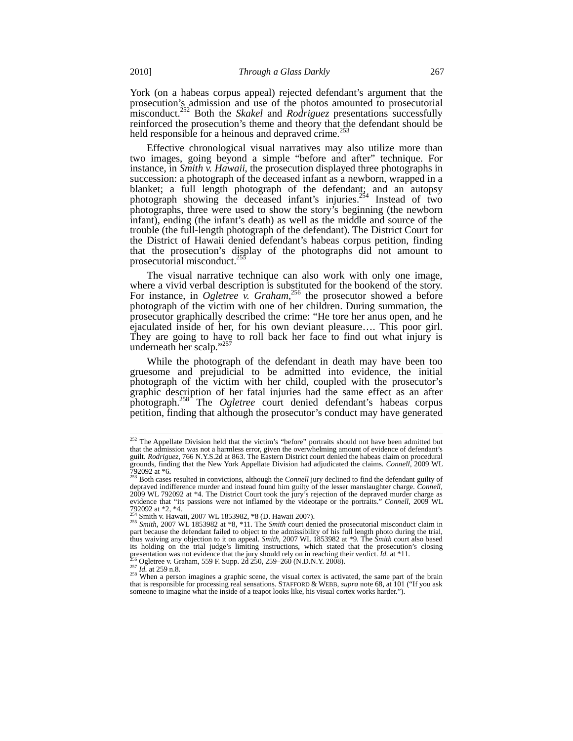York (on a habeas corpus appeal) rejected defendant's argument that the prosecution's admission and use of the photos amounted to prosecutorial misconduct.[252] Both the *Skakel* and *Rodriguez* presentations successfully reinforced the prosecution's theme and theory that the defendant should be held responsible for a heinous and depraved crime.[253]

Effective chronological visual narratives may also utilize more than two images, going beyond a simple "before and after" technique. For instance, in *Smith v. Hawaii*, the prosecution displayed three photographs in succession: a photograph of the deceased infant as a newborn, wrapped in a blanket; a full length photograph of the defendant; and an autopsy photograph showing the deceased infant's injuries.[254] Instead of two photographs, three were used to show the story's beginning (the newborn infant), ending (the infant's death) as well as the middle and source of the trouble (the full-length photograph of the defendant). The District Court for the District of Hawaii denied defendant's habeas corpus petition, finding that the prosecution's display of the photographs did not amount to prosecutorial misconduct.[255]

The visual narrative technique can also work with only one image, where a vivid verbal description is substituted for the bookend of the story. For instance, in *Ogletree v. Graham*,[256] the prosecutor showed a before photograph of the victim with one of her children. During summation, the prosecutor graphically described the crime: "He tore her anus open, and he ejaculated inside of her, for his own deviant pleasure…. This poor girl. They are going to have to roll back her face to find out what injury is underneath her scalp."[257]

While the photograph of the defendant in death may have been too gruesome and prejudicial to be admitted into evidence, the initial photograph of the victim with her child, coupled with the prosecutor's graphic description of her fatal injuries had the same effect as an after photograph.[258] The *Ogletree* court denied defendant's habeas corpus petition, finding that although the prosecutor's conduct may have generated

---

[252] The Appellate Division held that the victim's "before" portraits should not have been admitted but that the admission was not a harmless error, given the overwhelming amount of evidence of defendant's guilt. *Rodriguez*, 766 N.Y.S.2d at 863. The Eastern District court denied the habeas claim on procedural grounds, finding that the New York Appellate Division had adjudicated the claims. *Connell*, 2009 WL 792092 at *6.

[253] Both cases resulted in convictions, although the *Connell* jury declined to find the defendant guilty of depraved indifference murder and instead found him guilty of the lesser manslaughter charge. *Connell*, 2009 WL 792092 at *4. The District Court took the jury's rejection of the depraved murder charge as evidence that "its passions were not inflamed by the videotape or the portraits." *Connell*, 2009 WL 792092 at *2, *4.

[254] Smith v. Hawaii, 2007 WL 1853982, *8 (D. Hawaii 2007).

[255] *Smith*, 2007 WL 1853982 at *8, *11. The *Smith* court denied the prosecutorial misconduct claim in part because the defendant failed to object to the admissibility of his full length photo during the trial, thus waiving any objection to it on appeal. *Smith*, 2007 WL 1853982 at *9. The *Smith* court also based its holding on the trial judge's limiting instructions, which stated that the prosecution's closing presentation was not evidence that the jury should rely on in reaching their verdict. *Id.* at *11.

[256] Ogletree v. Graham, 559 F. Supp. 2d 250, 259–260 (N.D.N.Y. 2008).

[257] *Id.* at 259 n.8.

[258] When a person imagines a graphic scene, the visual cortex is activated, the same part of the brain that is responsible for processing real sensations. STAFFORD & WEBB, *supra* note 68, at 101 ("If you ask someone to imagine what the inside of a teapot looks like, his visual cortex works harder.").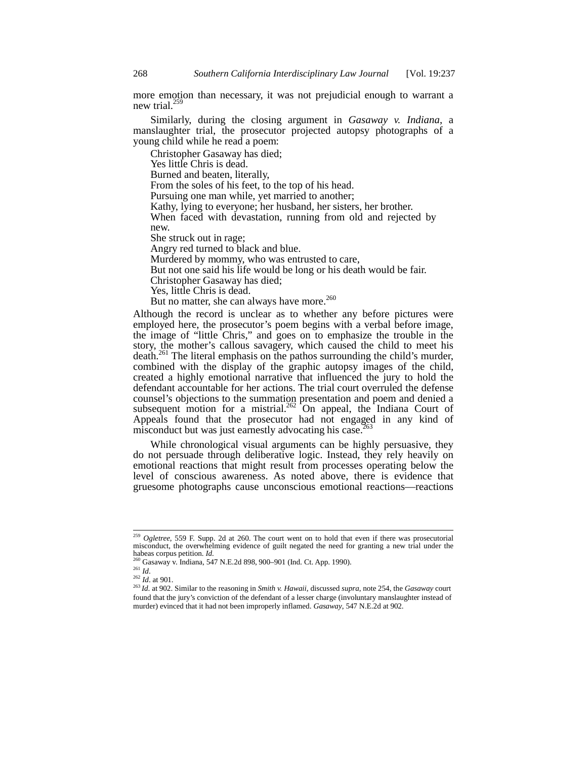more emotion than necessary, it was not prejudicial enough to warrant a new trial.[259]

Similarly, during the closing argument in *Gasaway v. Indiana*, a manslaughter trial, the prosecutor projected autopsy photographs of a young child while he read a poem:

> Christopher Gasaway has died;
> Yes little Chris is dead.
> Burned and beaten, literally,
> From the soles of his feet, to the top of his head.
> Pursuing one man while, yet married to another;
> Kathy, lying to everyone; her husband, her sisters, her brother.
> When faced with devastation, running from old and rejected by new.
> She struck out in rage;
> Angry red turned to black and blue.
> Murdered by mommy, who was entrusted to care,
> But not one said his life would be long or his death would be fair.
> Christopher Gasaway has died;
> Yes, little Chris is dead.
> But no matter, she can always have more.[260]

Although the record is unclear as to whether any before pictures were employed here, the prosecutor's poem begins with a verbal before image, the image of "little Chris," and goes on to emphasize the trouble in the story, the mother's callous savagery, which caused the child to meet his death.[261] The literal emphasis on the pathos surrounding the child's murder, combined with the display of the graphic autopsy images of the child, created a highly emotional narrative that influenced the jury to hold the defendant accountable for her actions. The trial court overruled the defense counsel's objections to the summation presentation and poem and denied a subsequent motion for a mistrial.[262] On appeal, the Indiana Court of Appeals found that the prosecutor had not engaged in any kind of misconduct but was just earnestly advocating his case.[263]

While chronological visual arguments can be highly persuasive, they do not persuade through deliberative logic. Instead, they rely heavily on emotional reactions that might result from processes operating below the level of conscious awareness. As noted above, there is evidence that gruesome photographs cause unconscious emotional reactions—reactions

---

[259] *Ogletree*, 559 F. Supp. 2d at 260. The court went on to hold that even if there was prosecutorial misconduct, the overwhelming evidence of guilt negated the need for granting a new trial under the habeas corpus petition. *Id.*

[260] Gasaway v. Indiana, 547 N.E.2d 898, 900–901 (Ind. Ct. App. 1990).

[261] *Id*.

[262] *Id*. at 901.

[263] *Id*. at 902. Similar to the reasoning in *Smith v. Hawaii*, discussed *supra*, note 254, the *Gasaway* court found that the jury's conviction of the defendant of a lesser charge (involuntary manslaughter instead of murder) evinced that it had not been improperly inflamed. *Gasaway*, 547 N.E.2d at 902.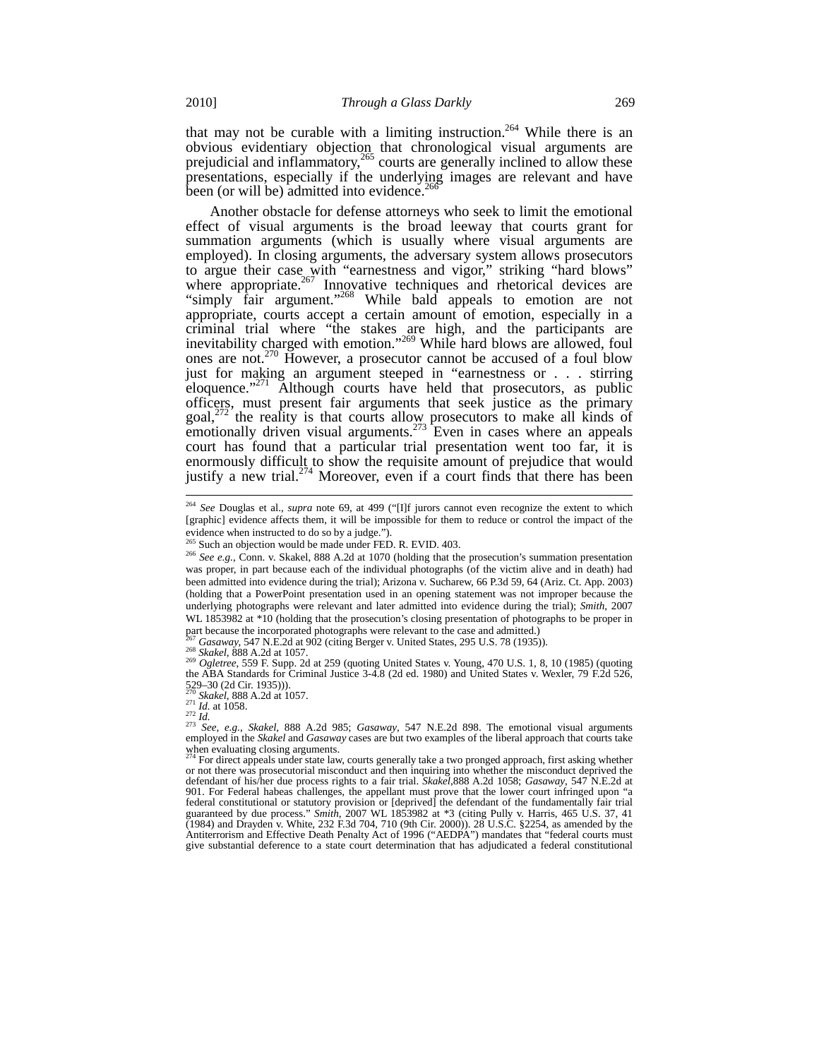that may not be curable with a limiting instruction.[264] While there is an obvious evidentiary objection that chronological visual arguments are prejudicial and inflammatory,[265] courts are generally inclined to allow these presentations, especially if the underlying images are relevant and have been (or will be) admitted into evidence.[266]

Another obstacle for defense attorneys who seek to limit the emotional effect of visual arguments is the broad leeway that courts grant for summation arguments (which is usually where visual arguments are employed). In closing arguments, the adversary system allows prosecutors to argue their case with "earnestness and vigor," striking "hard blows" where appropriate.[267] Innovative techniques and rhetorical devices are "simply fair argument."[268] While bald appeals to emotion are not appropriate, courts accept a certain amount of emotion, especially in a criminal trial where "the stakes are high, and the participants are inevitability charged with emotion."[269] While hard blows are allowed, foul ones are not.[270] However, a prosecutor cannot be accused of a foul blow just for making an argument steeped in "earnestness or . . . stirring eloquence."[271] Although courts have held that prosecutors, as public officers, must present fair arguments that seek justice as the primary goal,[272] the reality is that courts allow prosecutors to make all kinds of emotionally driven visual arguments.[273] Even in cases where an appeals court has found that a particular trial presentation went too far, it is enormously difficult to show the requisite amount of prejudice that would justify a new trial.[274] Moreover, even if a court finds that there has been

---

[264] *See* Douglas et al., *supra* note 69, at 499 ("[I]f jurors cannot even recognize the extent to which [graphic] evidence affects them, it will be impossible for them to reduce or control the impact of the evidence when instructed to do so by a judge.").

[265] Such an objection would be made under FED. R. EVID. 403.

[266] *See e.g.*, Conn. v. Skakel, 888 A.2d at 1070 (holding that the prosecution's summation presentation was proper, in part because each of the individual photographs (of the victim alive and in death) had been admitted into evidence during the trial); Arizona v. Sucharew, 66 P.3d 59, 64 (Ariz. Ct. App. 2003) (holding that a PowerPoint presentation used in an opening statement was not improper because the underlying photographs were relevant and later admitted into evidence during the trial); *Smith*, 2007 WL 1853982 at *10 (holding that the prosecution's closing presentation of photographs to be proper in part because the incorporated photographs were relevant to the case and admitted.)

[267] *Gasaway*, 547 N.E.2d at 902 (citing Berger v. United States, 295 U.S. 78 (1935)).

[268] *Skakel*, 888 A.2d at 1057.

[269] *Ogletree*, 559 F. Supp. 2d at 259 (quoting United States v. Young, 470 U.S. 1, 8, 10 (1985) (quoting the ABA Standards for Criminal Justice 3-4.8 (2d ed. 1980) and United States v. Wexler, 79 F.2d 526, 529–30 (2d Cir. 1935))).

[270] *Skakel*, 888 A.2d at 1057.

[271] *Id.* at 1058.

[272] *Id.*

[273] *See, e.g.*, *Skakel*, 888 A.2d 985; *Gasaway*, 547 N.E.2d 898. The emotional visual arguments employed in the *Skakel* and *Gasaway* cases are but two examples of the liberal approach that courts take when evaluating closing arguments.

[274] For direct appeals under state law, courts generally take a two pronged approach, first asking whether or not there was prosecutorial misconduct and then inquiring into whether the misconduct deprived the defendant of his/her due process rights to a fair trial. *Skakel*,888 A.2d 1058; *Gasaway*, 547 N.E.2d at 901. For Federal habeas challenges, the appellant must prove that the lower court infringed upon "a federal constitutional or statutory provision or [deprived] the defendant of the fundamentally fair trial guaranteed by due process." *Smith*, 2007 WL 1853982 at *3 (citing Pully v. Harris, 465 U.S. 37, 41 (1984) and Drayden v. White, 232 F.3d 704, 710 (9th Cir. 2000)). 28 U.S.C. §2254, as amended by the Antiterrorism and Effective Death Penalty Act of 1996 ("AEDPA") mandates that "federal courts must give substantial deference to a state court determination that has adjudicated a federal constitutional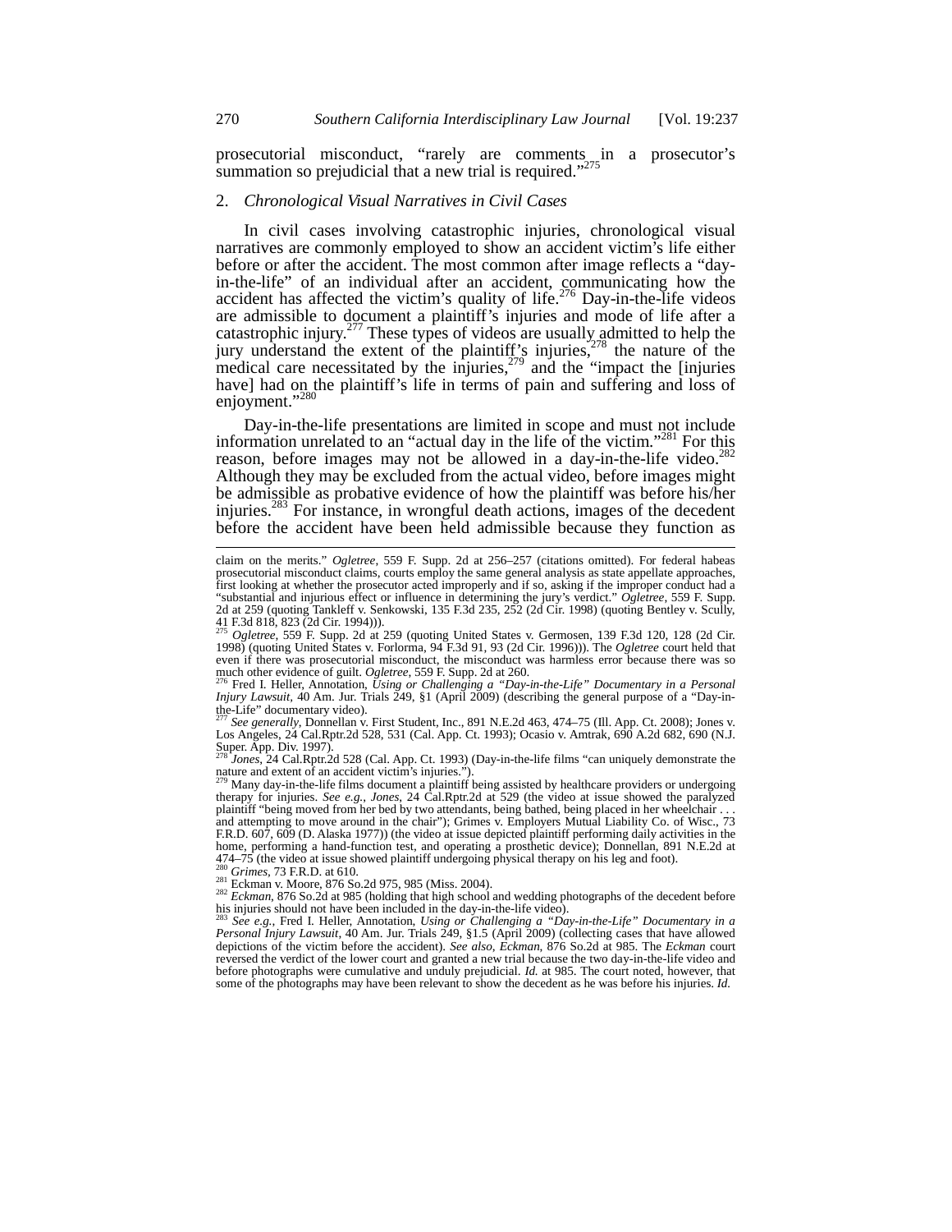prosecutorial misconduct, "rarely are comments in a prosecutor's summation so prejudicial that a new trial is required."[275]

### 2. *Chronological Visual Narratives in Civil Cases*

In civil cases involving catastrophic injuries, chronological visual narratives are commonly employed to show an accident victim's life either before or after the accident. The most common after image reflects a "day-in-the-life" of an individual after an accident, communicating how the accident has affected the victim's quality of life.[276] Day-in-the-life videos are admissible to document a plaintiff's injuries and mode of life after a catastrophic injury.[277] These types of videos are usually admitted to help the jury understand the extent of the plaintiff's injuries,[278] the nature of the medical care necessitated by the injuries,[279] and the "impact the [injuries have] had on the plaintiff's life in terms of pain and suffering and loss of enjoyment."[280]

Day-in-the-life presentations are limited in scope and must not include information unrelated to an "actual day in the life of the victim."[281] For this reason, before images may not be allowed in a day-in-the-life video.[282] Although they may be excluded from the actual video, before images might be admissible as probative evidence of how the plaintiff was before his/her injuries.[283] For instance, in wrongful death actions, images of the decedent before the accident have been held admissible because they function as

---

claim on the merits." *Ogletree*, 559 F. Supp. 2d at 256–257 (citations omitted). For federal habeas prosecutorial misconduct claims, courts employ the same general analysis as state appellate approaches, first looking at whether the prosecutor acted improperly and if so, asking if the improper conduct had a "substantial and injurious effect or influence in determining the jury's verdict." *Ogletree*, 559 F. Supp. 2d at 259 (quoting Tankleff v. Senkowski, 135 F.3d 235, 252 (2d Cir. 1998) (quoting Bentley v. Scully, 41 F.3d 818, 823 (2d Cir. 1994))).

[275] *Ogletree*, 559 F. Supp. 2d at 259 (quoting United States v. Germosen, 139 F.3d 120, 128 (2d Cir. 1998) (quoting United States v. Forlorma, 94 F.3d 91, 93 (2d Cir. 1996))). The *Ogletree* court held that even if there was prosecutorial misconduct, the misconduct was harmless error because there was so much other evidence of guilt. *Ogletree*, 559 F. Supp. 2d at 260.

[276] Fred I. Heller, Annotation, *Using or Challenging a "Day-in-the-Life" Documentary in a Personal Injury Lawsuit*, 40 Am. Jur. Trials 249, §1 (April 2009) (describing the general purpose of a "Day-in-the-Life" documentary video).

[277] *See generally*, Donnellan v. First Student, Inc., 891 N.E.2d 463, 474–75 (Ill. App. Ct. 2008); Jones v. Los Angeles, 24 Cal.Rptr.2d 528, 531 (Cal. App. Ct. 1993); Ocasio v. Amtrak, 690 A.2d 682, 690 (N.J. Super. App. Div. 1997).

[278] *Jones*, 24 Cal.Rptr.2d 528 (Cal. App. Ct. 1993) (Day-in-the-life films "can uniquely demonstrate the nature and extent of an accident victim's injuries.").

[279] Many day-in-the-life films document a plaintiff being assisted by healthcare providers or undergoing therapy for injuries. *See e.g.*, *Jones*, 24 Cal.Rptr.2d at 529 (the video at issue showed the paralyzed plaintiff "being moved from her bed by two attendants, being bathed, being placed in her wheelchair . . . and attempting to move around in the chair"); Grimes v. Employers Mutual Liability Co. of Wisc., 73 F.R.D. 607, 609 (D. Alaska 1977)) (the video at issue depicted plaintiff performing daily activities in the home, performing a hand-function test, and operating a prosthetic device); Donnellan, 891 N.E.2d at 474–75 (the video at issue showed plaintiff undergoing physical therapy on his leg and foot).

[280] *Grimes*, 73 F.R.D. at 610.

[281] Eckman v. Moore, 876 So.2d 975, 985 (Miss. 2004).

[282] *Eckman*, 876 So.2d at 985 (holding that high school and wedding photographs of the decedent before his injuries should not have been included in the day-in-the-life video).

[283] *See e.g.*, Fred I. Heller, Annotation, *Using or Challenging a "Day-in-the-Life" Documentary in a Personal Injury Lawsuit*, 40 Am. Jur. Trials 249, §1.5 (April 2009) (collecting cases that have allowed depictions of the victim before the accident). *See also*, *Eckman*, 876 So.2d at 985. The *Eckman* court reversed the verdict of the lower court and granted a new trial because the two day-in-the-life video and before photographs were cumulative and unduly prejudicial. *Id.* at 985. The court noted, however, that some of the photographs may have been relevant to show the decedent as he was before his injuries. *Id.*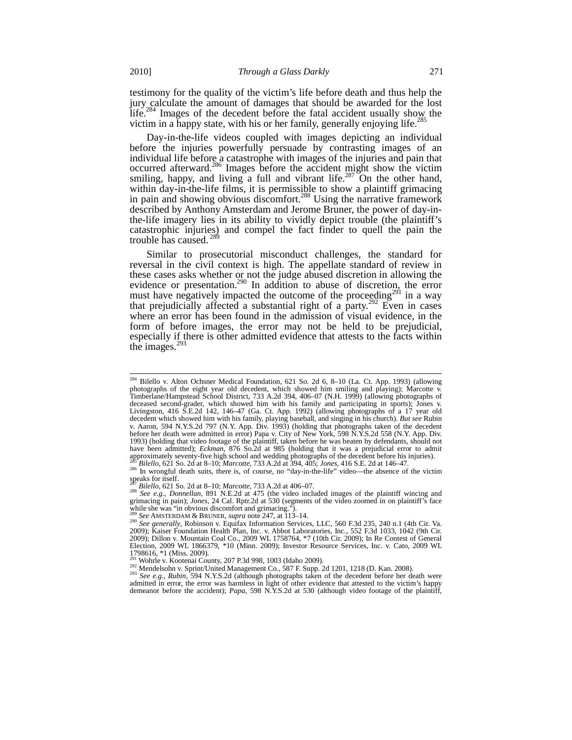testimony for the quality of the victim's life before death and thus help the jury calculate the amount of damages that should be awarded for the lost life.[284] Images of the decedent before the fatal accident usually show the victim in a happy state, with his or her family, generally enjoying life.[285]

Day-in-the-life videos coupled with images depicting an individual before the injuries powerfully persuade by contrasting images of an individual life before a catastrophe with images of the injuries and pain that occurred afterward.[286] Images before the accident might show the victim smiling, happy, and living a full and vibrant life.[287] On the other hand, within day-in-the-life films, it is permissible to show a plaintiff grimacing in pain and showing obvious discomfort.[288] Using the narrative framework described by Anthony Amsterdam and Jerome Bruner, the power of day-in-the-life imagery lies in its ability to vividly depict trouble (the plaintiff's catastrophic injuries) and compel the fact finder to quell the pain the trouble has caused.[289]

Similar to prosecutorial misconduct challenges, the standard for reversal in the civil context is high. The appellate standard of review in these cases asks whether or not the judge abused discretion in allowing the evidence or presentation.[290] In addition to abuse of discretion, the error must have negatively impacted the outcome of the proceeding[291] in a way that prejudicially affected a substantial right of a party.[292] Even in cases where an error has been found in the admission of visual evidence, in the form of before images, the error may not be held to be prejudicial, especially if there is other admitted evidence that attests to the facts within the images.[293]

---

[284] Bilello v. Alton Ochsner Medical Foundation, 621 So. 2d 6, 8–10 (La. Ct. App. 1993) (allowing photographs of the eight year old decedent, which showed him smiling and playing); Marcotte v. Timberlane/Hampstead School District, 733 A.2d 394, 406–07 (N.H. 1999) (allowing photographs of deceased second-grader, which showed him with his family and participating in sports); Jones v. Livingston, 416 S.E.2d 142, 146–47 (Ga. Ct. App. 1992) (allowing photographs of a 17 year old decedent which showed him with his family, playing baseball, and singing in his church). *But see* Rubin v. Aaron, 594 N.Y.S.2d 797 (N.Y. App. Div. 1993) (holding that photographs taken of the decedent before her death were admitted in error) Papa v. City of New York, 598 N.Y.S.2d 558 (N.Y. App. Div. 1993) (holding that video footage of the plaintiff, taken before he was beaten by defendants, should not have been admitted); *Eckman*, 876 So.2d at 985 (holding that it was a prejudicial error to admit approximately seventy-five high school and wedding photographs of the decedent before his injuries).

[285] *Bilello*, 621 So. 2d at 8–10; *Marcotte*, 733 A.2d at 394, 405; *Jones*, 416 S.E. 2d at 146–47.

[286] In wrongful death suits, there is, of course, no "day-in-the-life" video—the absence of the victim speaks for itself.

[287] *Bilello*, 621 So. 2d at 8–10; *Marcotte*, 733 A.2d at 406–07.

[288] *See e.g.*, *Donnellan*, 891 N.E.2d at 475 (the video included images of the plaintiff wincing and grimacing in pain); *Jones*, 24 Cal. Rptr.2d at 530 (segments of the video zoomed in on plaintiff's face while she was "in obvious discomfort and grimacing.").

[289] *See* AMSTERDAM & BRUNER, *supra* note 247, at 113–14.

[290] *See generally*, Robinson v. Equifax Information Services, LLC, 560 F.3d 235, 240 n.1 (4th Cir. Va. 2009); Kaiser Foundation Health Plan, Inc. v. Abbot Laboratories, Inc., 552 F.3d 1033, 1042 (9th Cir. 2009); Dillon v. Mountain Coal Co., 2009 WL 1758764, *7 (10th Cir. 2009); In Re Contest of General Election, 2009 WL 1866379, *10 (Minn. 2009); Investor Resource Services, Inc. v. Cato, 2009 WL 1798616, *1 (Miss. 2009).

[291] Wohrle v. Kootenai County, 207 P.3d 998, 1003 (Idaho 2009).

[292] Mendelsohn v. Sprint/United Management Co., 587 F. Supp. 2d 1201, 1218 (D. Kan. 2008).

[293] *See e.g.*, *Rubin*, 594 N.Y.S.2d (although photographs taken of the decedent before her death were admitted in error, the error was harmless in light of other evidence that attested to the victim's happy demeanor before the accident); *Papa*, 598 N.Y.S.2d at 530 (although video footage of the plaintiff,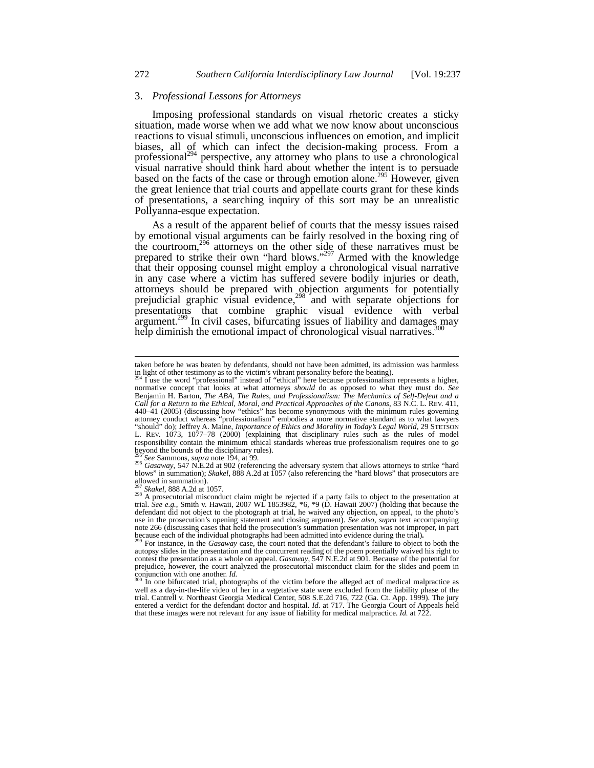### 3. *Professional Lessons for Attorneys*

Imposing professional standards on visual rhetoric creates a sticky situation, made worse when we add what we now know about unconscious reactions to visual stimuli, unconscious influences on emotion, and implicit biases, all of which can infect the decision-making process. From a professional[294] perspective, any attorney who plans to use a chronological visual narrative should think hard about whether the intent is to persuade based on the facts of the case or through emotion alone.[295] However, given the great lenience that trial courts and appellate courts grant for these kinds of presentations, a searching inquiry of this sort may be an unrealistic Pollyanna-esque expectation.

As a result of the apparent belief of courts that the messy issues raised by emotional visual arguments can be fairly resolved in the boxing ring of the courtroom,[296] attorneys on the other side of these narratives must be prepared to strike their own "hard blows."[297] Armed with the knowledge that their opposing counsel might employ a chronological visual narrative in any case where a victim has suffered severe bodily injuries or death, attorneys should be prepared with objection arguments for potentially prejudicial graphic visual evidence,[298] and with separate objections for presentations that combine graphic visual evidence with verbal argument.[299] In civil cases, bifurcating issues of liability and damages may help diminish the emotional impact of chronological visual narratives.[300]

---

taken before he was beaten by defendants, should not have been admitted, its admission was harmless in light of other testimony as to the victim's vibrant personality before the beating).

[294] I use the word "professional" instead of "ethical" here because professionalism represents a higher, normative concept that looks at what attorneys *should* do as opposed to what they must do. *See* Benjamin H. Barton, *The ABA, The Rules, and Professionalism: The Mechanics of Self-Defeat and a Call for a Return to the Ethical, Moral, and Practical Approaches of the Canons*, 83 N.C. L. REV. 411, 440–41 (2005) (discussing how "ethics" has become synonymous with the minimum rules governing attorney conduct whereas "professionalism" embodies a more normative standard as to what lawyers "should" do); Jeffrey A. Maine, *Importance of Ethics and Morality in Today's Legal World*, 29 STETSON L. REV. 1073, 1077–78 (2000) (explaining that disciplinary rules such as the rules of model responsibility contain the minimum ethical standards whereas true professionalism requires one to go beyond the bounds of the disciplinary rules).

[295] *See* Sammons, *supra* note 194, at 99.

[296] *Gasaway*, 547 N.E.2d at 902 (referencing the adversary system that allows attorneys to strike "hard blows" in summation); *Skakel*, 888 A.2d at 1057 (also referencing the "hard blows" that prosecutors are allowed in summation).

[297] *Skakel*, 888 A.2d at 1057.

[298] A prosecutorial misconduct claim might be rejected if a party fails to object to the presentation at trial. *See e.g.*, Smith v. Hawaii, 2007 WL 1853982, *6, *9 (D. Hawaii 2007) (holding that because the defendant did not object to the photograph at trial, he waived any objection, on appeal, to the photo's use in the prosecution's opening statement and closing argument). *See also*, *supra* text accompanying note 266 (discussing cases that held the prosecution's summation presentation was not improper, in part because each of the individual photographs had been admitted into evidence during the trial).

[299] For instance, in the *Gasaway* case, the court noted that the defendant's failure to object to both the autopsy slides in the presentation and the concurrent reading of the poem potentially waived his right to contest the presentation as a whole on appeal. *Gasaway*, 547 N.E.2d at 901. Because of the potential for prejudice, however, the court analyzed the prosecutorial misconduct claim for the slides and poem in conjunction with one another. *Id.*

[300] In one bifurcated trial, photographs of the victim before the alleged act of medical malpractice as well as a day-in-the-life video of her in a vegetative state were excluded from the liability phase of the trial. Cantrell v. Northeast Georgia Medical Center, 508 S.E.2d 716, 722 (Ga. Ct. App. 1999). The jury entered a verdict for the defendant doctor and hospital. *Id.* at 717. The Georgia Court of Appeals held that these images were not relevant for any issue of liability for medical malpractice. *Id.* at 722.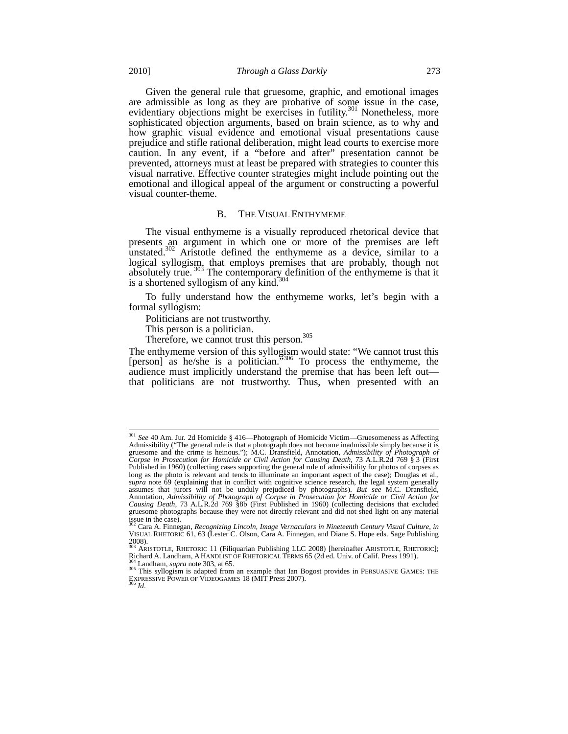Given the general rule that gruesome, graphic, and emotional images are admissible as long as they are probative of some issue in the case, evidentiary objections might be exercises in futility.[301] Nonetheless, more sophisticated objection arguments, based on brain science, as to why and how graphic visual evidence and emotional visual presentations cause prejudice and stifle rational deliberation, might lead courts to exercise more caution. In any event, if a "before and after" presentation cannot be prevented, attorneys must at least be prepared with strategies to counter this visual narrative. Effective counter strategies might include pointing out the emotional and illogical appeal of the argument or constructing a powerful visual counter-theme.

## B. THE VISUAL ENTHYMEME

The visual enthymeme is a visually reproduced rhetorical device that presents an argument in which one or more of the premises are left unstated.[302] Aristotle defined the enthymeme as a device, similar to a logical syllogism, that employs premises that are probably, though not absolutely true.[303] The contemporary definition of the enthymeme is that it is a shortened syllogism of any kind.[304]

To fully understand how the enthymeme works, let's begin with a formal syllogism:

Politicians are not trustworthy.
This person is a politician.
Therefore, we cannot trust this person.[305]

The enthymeme version of this syllogism would state: "We cannot trust this [person] as he/she is a politician."[306] To process the enthymeme, the audience must implicitly understand the premise that has been left out—that politicians are not trustworthy. Thus, when presented with an

---

[301] *See* 40 Am. Jur. 2d Homicide § 416—Photograph of Homicide Victim—Gruesomeness as Affecting Admissibility ("The general rule is that a photograph does not become inadmissible simply because it is gruesome and the crime is heinous."); M.C. Dransfield, Annotation, *Admissibility of Photograph of Corpse in Prosecution for Homicide or Civil Action for Causing Death*, 73 A.L.R.2d 769 § 3 (First Published in 1960) (collecting cases supporting the general rule of admissibility for photos of corpses as long as the photo is relevant and tends to illuminate an important aspect of the case); Douglas et al., *supra* note 69 (explaining that in conflict with cognitive science research, the legal system generally assumes that jurors will not be unduly prejudiced by photographs). *But see* M.C. Dransfield, Annotation, *Admissibility of Photograph of Corpse in Prosecution for Homicide or Civil Action for Causing Death*, 73 A.L.R.2d 769 §8b (First Published in 1960) (collecting decisions that excluded gruesome photographs because they were not directly relevant and did not shed light on any material issue in the case).

[302] Cara A. Finnegan, *Recognizing Lincoln, Image Vernaculars in Nineteenth Century Visual Culture*, *in* VISUAL RHETORIC 61, 63 (Lester C. Olson, Cara A. Finnegan, and Diane S. Hope eds. Sage Publishing 2008).

[303] ARISTOTLE, RHETORIC 11 (Filiquarian Publishing LLC 2008) [hereinafter ARISTOTLE, RHETORIC]; Richard A. Landham, A HANDLIST OF RHETORICAL TERMS 65 (2d ed. Univ. of Calif. Press 1991).

[304] Landham, *supra* note 303, at 65.

[305] This syllogism is adapted from an example that Ian Bogost provides in PERSUASIVE GAMES: THE EXPRESSIVE POWER OF VIDEOGAMES 18 (MIT Press 2007).

[306] *Id*.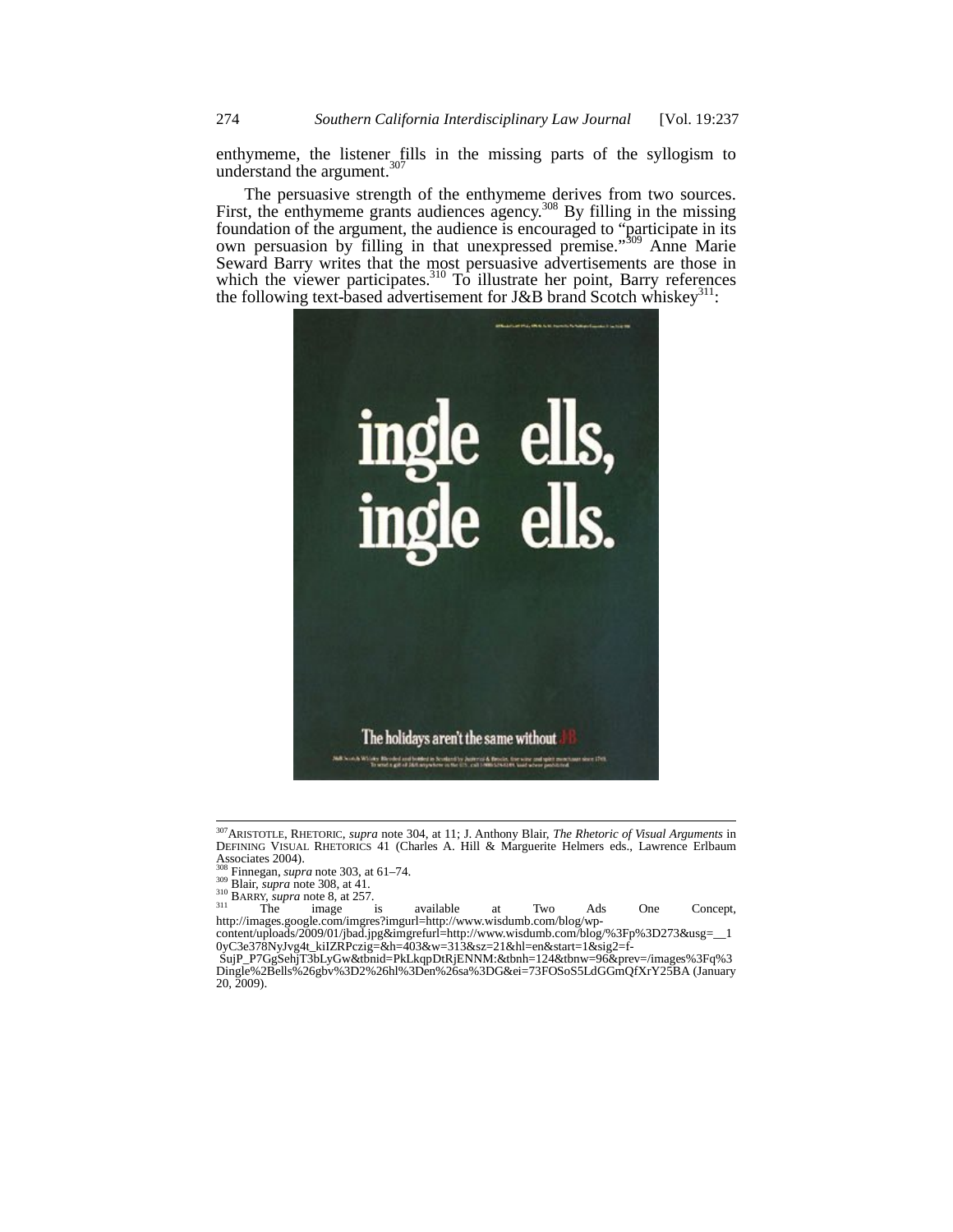enthymeme, the listener fills in the missing parts of the syllogism to understand the argument.[307]

The persuasive strength of the enthymeme derives from two sources. First, the enthymeme grants audiences agency.[308] By filling in the missing foundation of the argument, the audience is encouraged to "participate in its own persuasion by filling in that unexpressed premise."[309] Anne Marie Seward Barry writes that the most persuasive advertisements are those in which the viewer participates.[310] To illustrate her point, Barry references the following text-based advertisement for J&B brand Scotch whiskey[311]:

ingle ells,
ingle ells.

The holidays aren't the same without J&B

---

[307] ARISTOTLE, RHETORIC, *supra* note 304, at 11; J. Anthony Blair, *The Rhetoric of Visual Arguments* in DEFINING VISUAL RHETORICS 41 (Charles A. Hill & Marguerite Helmers eds., Lawrence Erlbaum Associates 2004).

[308] Finnegan, *supra* note 303, at 61–74.

[309] Blair, *supra* note 308, at 41.

[310] BARRY, *supra* note 8, at 257.

[311] The image is available at Two Ads One Concept, http://images.google.com/imgres?imgurl=http://www.wisdumb.com/blog/wp-content/uploads/2009/01/jbad.jpg&imgrefurl=http://www.wisdumb.com/blog/%3Fp%3D273&usg=__10yC3e378NyJvg4t_kiIZRPczig=&h=403&w=313&sz=21&hl=en&start=1&sig2=f-SujP_P7GgSehjT3bLyGw&tbnid=PkLkqpDtRjENNM:&tbnh=124&tbnw=96&prev=/images%3Fq%3Dingle%2Bells%26gbv%3D2%26hl%3Den%26sa%3DG&ei=73FOSoS5LdGGmQfXrY25BA (January 20, 2009).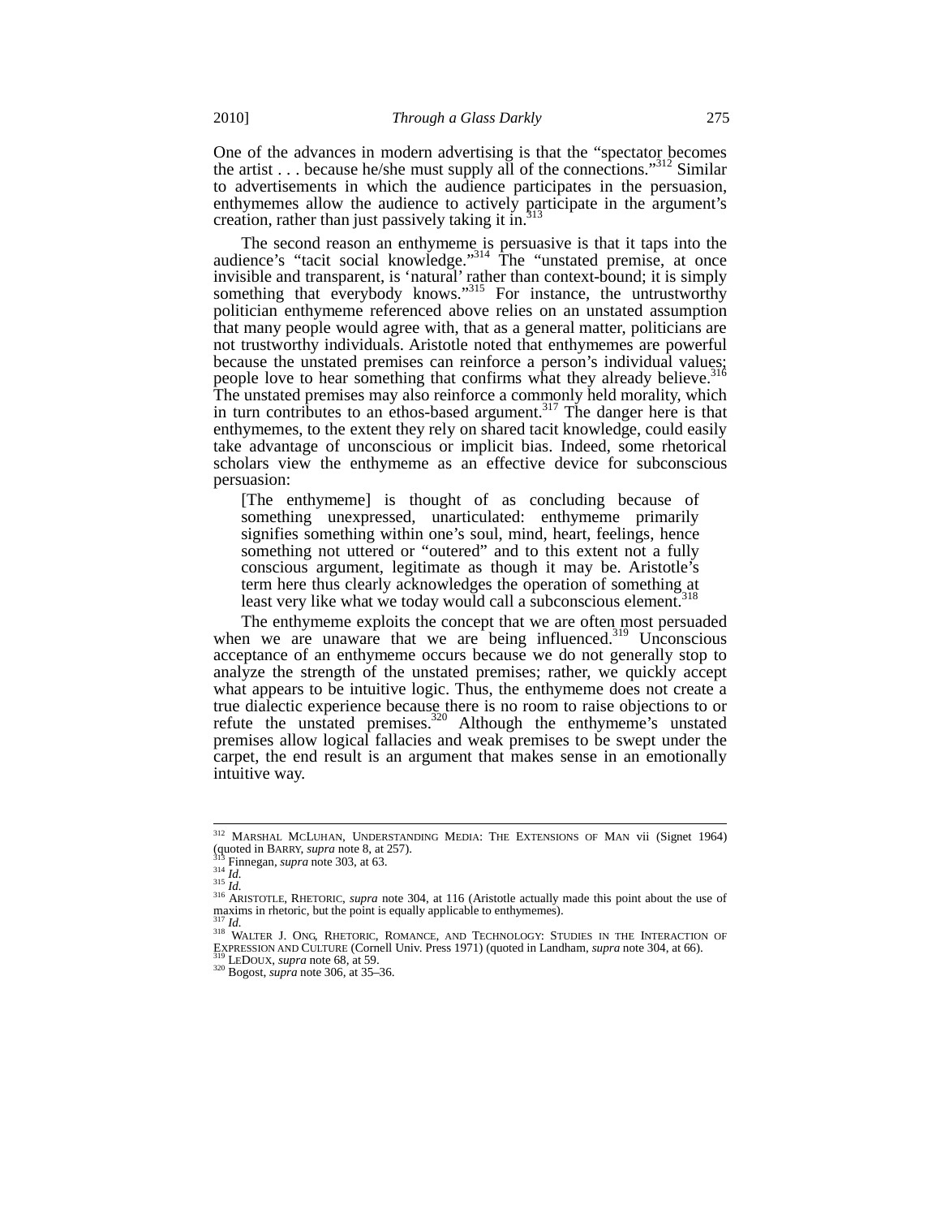One of the advances in modern advertising is that the "spectator becomes the artist . . . because he/she must supply all of the connections."[312] Similar to advertisements in which the audience participates in the persuasion, enthymemes allow the audience to actively participate in the argument's creation, rather than just passively taking it in.[313]

The second reason an enthymeme is persuasive is that it taps into the audience's "tacit social knowledge."[314] The "unstated premise, at once invisible and transparent, is 'natural' rather than context-bound; it is simply something that everybody knows."[315] For instance, the untrustworthy politician enthymeme referenced above relies on an unstated assumption that many people would agree with, that as a general matter, politicians are not trustworthy individuals. Aristotle noted that enthymemes are powerful because the unstated premises can reinforce a person's individual values; people love to hear something that confirms what they already believe.[316] The unstated premises may also reinforce a commonly held morality, which in turn contributes to an ethos-based argument.[317] The danger here is that enthymemes, to the extent they rely on shared tacit knowledge, could easily take advantage of unconscious or implicit bias. Indeed, some rhetorical scholars view the enthymeme as an effective device for subconscious persuasion:

> [The enthymeme] is thought of as concluding because of something unexpressed, unarticulated: enthymeme primarily signifies something within one's soul, mind, heart, feelings, hence something not uttered or "outered" and to this extent not a fully conscious argument, legitimate as though it may be. Aristotle's term here thus clearly acknowledges the operation of something at least very like what we today would call a subconscious element.[318]

The enthymeme exploits the concept that we are often most persuaded when we are unaware that we are being influenced.[319] Unconscious acceptance of an enthymeme occurs because we do not generally stop to analyze the strength of the unstated premises; rather, we quickly accept what appears to be intuitive logic. Thus, the enthymeme does not create a true dialectic experience because there is no room to raise objections to or refute the unstated premises.[320] Although the enthymeme's unstated premises allow logical fallacies and weak premises to be swept under the carpet, the end result is an argument that makes sense in an emotionally intuitive way.

---

[312] MARSHAL MCLUHAN, UNDERSTANDING MEDIA: THE EXTENSIONS OF MAN vii (Signet 1964) (quoted in BARRY, *supra* note 8, at 257).
[313] Finnegan, *supra* note 303, at 63.
[314] *Id.*
[315] *Id.*
[316] ARISTOTLE, RHETORIC, *supra* note 304, at 116 (Aristotle actually made this point about the use of maxims in rhetoric, but the point is equally applicable to enthymemes).
[317] *Id.*
[318] WALTER J. ONG, RHETORIC, ROMANCE, AND TECHNOLOGY: STUDIES IN THE INTERACTION OF EXPRESSION AND CULTURE (Cornell Univ. Press 1971) (quoted in Landham, *supra* note 304, at 66).
[319] LEDOUX, *supra* note 68, at 59.
[320] Bogost, *supra* note 306, at 35–36.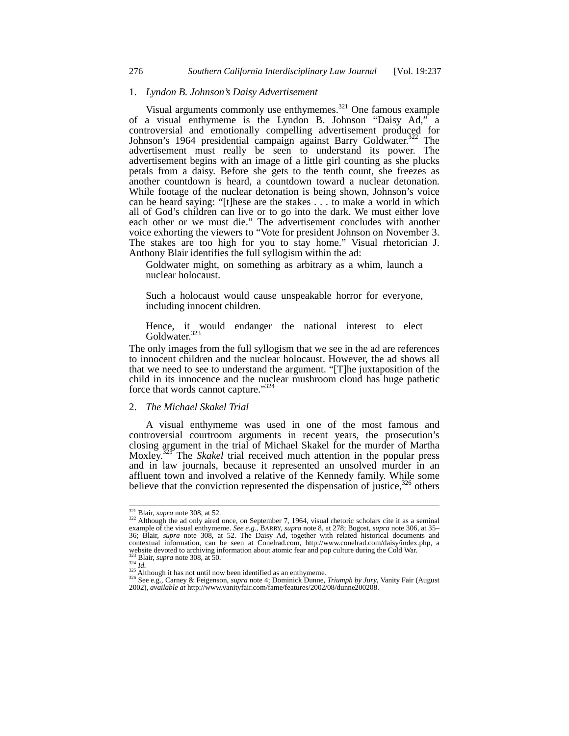### 1. *Lyndon B. Johnson's Daisy Advertisement*

Visual arguments commonly use enthymemes.[321] One famous example of a visual enthymeme is the Lyndon B. Johnson "Daisy Ad," a controversial and emotionally compelling advertisement produced for Johnson's 1964 presidential campaign against Barry Goldwater.[322] The advertisement must really be seen to understand its power. The advertisement begins with an image of a little girl counting as she plucks petals from a daisy. Before she gets to the tenth count, she freezes as another countdown is heard, a countdown toward a nuclear detonation. While footage of the nuclear detonation is being shown, Johnson's voice can be heard saying: "[t]hese are the stakes . . . to make a world in which all of God's children can live or to go into the dark. We must either love each other or we must die." The advertisement concludes with another voice exhorting the viewers to "Vote for president Johnson on November 3. The stakes are too high for you to stay home." Visual rhetorician J. Anthony Blair identifies the full syllogism within the ad:

> Goldwater might, on something as arbitrary as a whim, launch a nuclear holocaust.
>
> Such a holocaust would cause unspeakable horror for everyone, including innocent children.
>
> Hence, it would endanger the national interest to elect Goldwater.[323]

The only images from the full syllogism that we see in the ad are references to innocent children and the nuclear holocaust. However, the ad shows all that we need to see to understand the argument. "[T]he juxtaposition of the child in its innocence and the nuclear mushroom cloud has huge pathetic force that words cannot capture."[324]

### 2. *The Michael Skakel Trial*

A visual enthymeme was used in one of the most famous and controversial courtroom arguments in recent years, the prosecution's closing argument in the trial of Michael Skakel for the murder of Martha Moxley.[325] The *Skakel* trial received much attention in the popular press and in law journals, because it represented an unsolved murder in an affluent town and involved a relative of the Kennedy family. While some believe that the conviction represented the dispensation of justice,[326] others

---

[321] Blair, *supra* note 308, at 52.

[322] Although the ad only aired once, on September 7, 1964, visual rhetoric scholars cite it as a seminal example of the visual enthymeme. *See e.g.*, BARRY, *supra* note 8, at 278; Bogost, *supra* note 306, at 35–36; Blair, *supra* note 308, at 52. The Daisy Ad, together with related historical documents and contextual information, can be seen at Conelrad.com, http://www.conelrad.com/daisy/index.php, a website devoted to archiving information about atomic fear and pop culture during the Cold War.

[323] Blair, *supra* note 308, at 50.

[324] *Id.*

[325] Although it has not until now been identified as an enthymeme.

[326] See e.g., Carney & Feigenson, *supra* note 4; Dominick Dunne, *Triumph by Jury*, Vanity Fair (August 2002), *available at* http://www.vanityfair.com/fame/features/2002/08/dunne200208.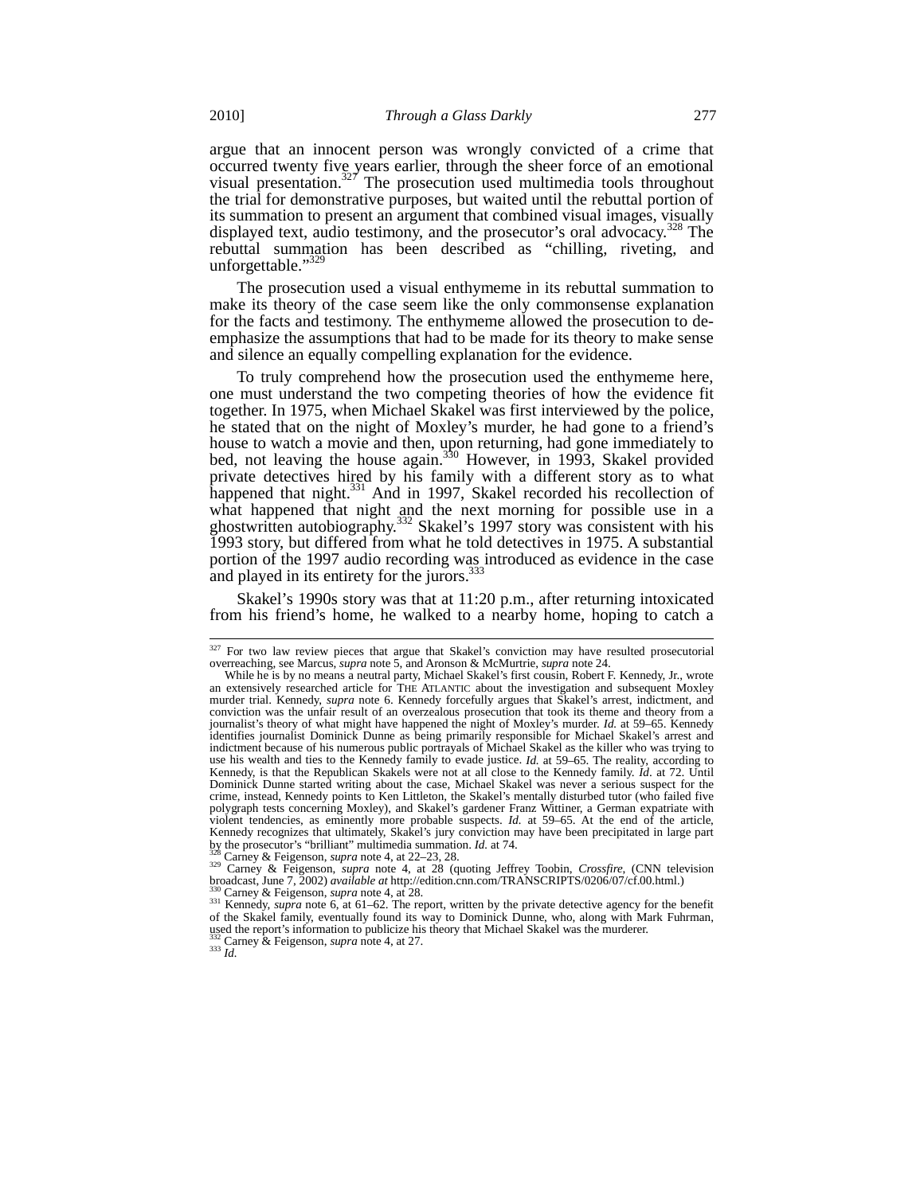argue that an innocent person was wrongly convicted of a crime that occurred twenty five years earlier, through the sheer force of an emotional visual presentation.[327] The prosecution used multimedia tools throughout the trial for demonstrative purposes, but waited until the rebuttal portion of its summation to present an argument that combined visual images, visually displayed text, audio testimony, and the prosecutor's oral advocacy.[328] The rebuttal summation has been described as "chilling, riveting, and unforgettable."[329]

The prosecution used a visual enthymeme in its rebuttal summation to make its theory of the case seem like the only commonsense explanation for the facts and testimony. The enthymeme allowed the prosecution to de-emphasize the assumptions that had to be made for its theory to make sense and silence an equally compelling explanation for the evidence.

To truly comprehend how the prosecution used the enthymeme here, one must understand the two competing theories of how the evidence fit together. In 1975, when Michael Skakel was first interviewed by the police, he stated that on the night of Moxley's murder, he had gone to a friend's house to watch a movie and then, upon returning, had gone immediately to bed, not leaving the house again.[330] However, in 1993, Skakel provided private detectives hired by his family with a different story as to what happened that night.[331] And in 1997, Skakel recorded his recollection of what happened that night and the next morning for possible use in a ghostwritten autobiography.[332] Skakel's 1997 story was consistent with his 1993 story, but differed from what he told detectives in 1975. A substantial portion of the 1997 audio recording was introduced as evidence in the case and played in its entirety for the jurors.[333]

Skakel's 1990s story was that at 11:20 p.m., after returning intoxicated from his friend's home, he walked to a nearby home, hoping to catch a

---

[327] For two law review pieces that argue that Skakel's conviction may have resulted prosecutorial overreaching, see Marcus, *supra* note 5, and Aronson & McMurtrie, *supra* note 24.

While he is by no means a neutral party, Michael Skakel's first cousin, Robert F. Kennedy, Jr., wrote an extensively researched article for THE ATLANTIC about the investigation and subsequent Moxley murder trial. Kennedy, *supra* note 6. Kennedy forcefully argues that Skakel's arrest, indictment, and conviction was the unfair result of an overzealous prosecution that took its theme and theory from a journalist's theory of what might have happened the night of Moxley's murder. *Id.* at 59–65. Kennedy identifies journalist Dominick Dunne as being primarily responsible for Michael Skakel's arrest and indictment because of his numerous public portrayals of Michael Skakel as the killer who was trying to use his wealth and ties to the Kennedy family to evade justice. *Id.* at 59–65. The reality, according to Kennedy, is that the Republican Skakels were not at all close to the Kennedy family. *Id.* at 72. Until Dominick Dunne started writing about the case, Michael Skakel was never a serious suspect for the crime, instead, Kennedy points to Ken Littleton, the Skakel's mentally disturbed tutor (who failed five polygraph tests concerning Moxley), and Skakel's gardener Franz Wittiner, a German expatriate with violent tendencies, as eminently more probable suspects. *Id.* at 59–65. At the end of the article, Kennedy recognizes that ultimately, Skakel's jury conviction may have been precipitated in large part by the prosecutor's "brilliant" multimedia summation. *Id.* at 74.

[328] Carney & Feigenson, *supra* note 4, at 22–23, 28.

[329] Carney & Feigenson, *supra* note 4, at 28 (quoting Jeffrey Toobin, *Crossfire*, (CNN television broadcast, June 7, 2002) *available at* http://edition.cnn.com/TRANSCRIPTS/0206/07/cf.00.html.)

[330] Carney & Feigenson, *supra* note 4, at 28.

[331] Kennedy, *supra* note 6, at 61–62. The report, written by the private detective agency for the benefit of the Skakel family, eventually found its way to Dominick Dunne, who, along with Mark Fuhrman, used the report's information to publicize his theory that Michael Skakel was the murderer.

[332] Carney & Feigenson, *supra* note 4, at 27.

[333] *Id.*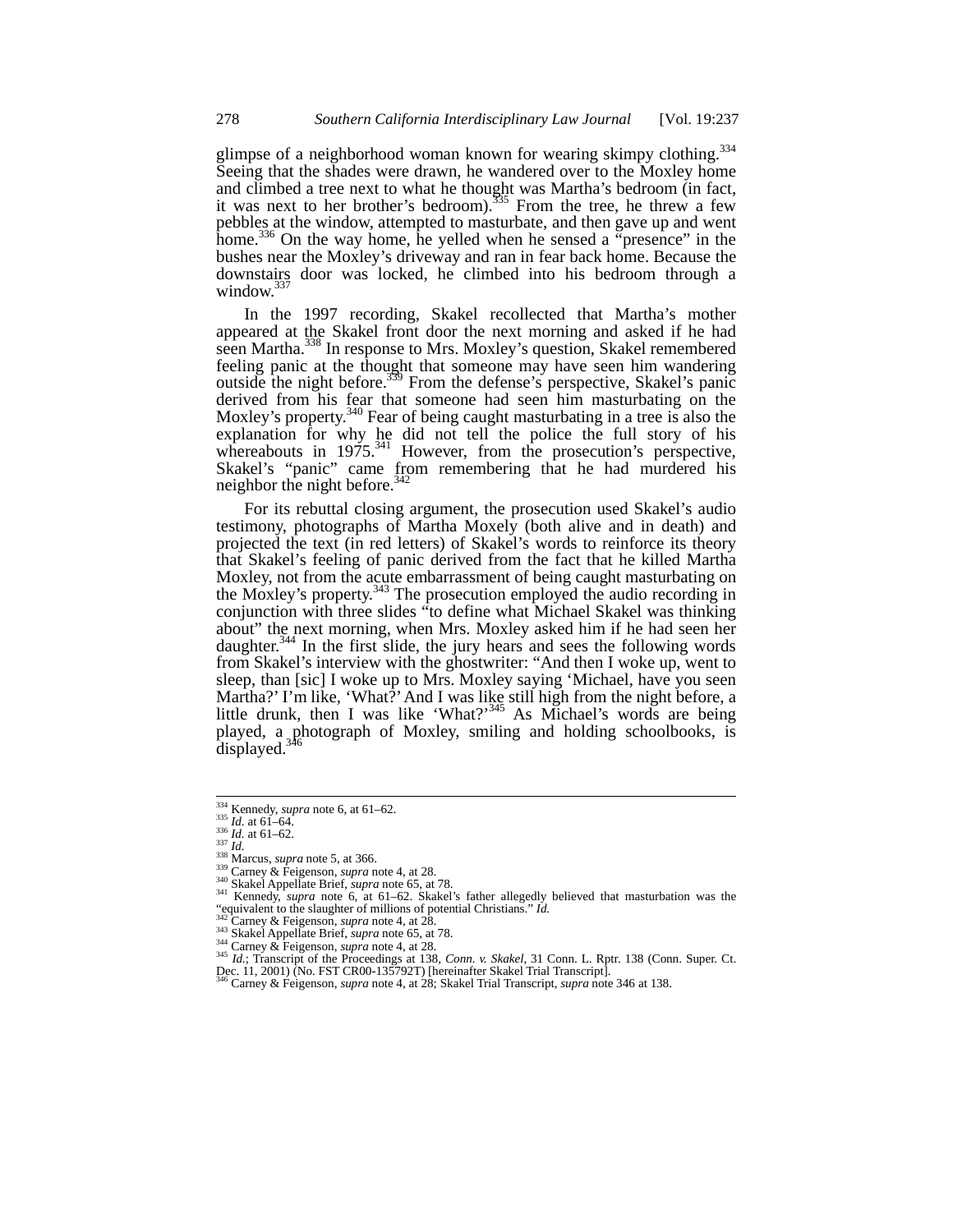glimpse of a neighborhood woman known for wearing skimpy clothing.[334] Seeing that the shades were drawn, he wandered over to the Moxley home and climbed a tree next to what he thought was Martha's bedroom (in fact, it was next to her brother's bedroom).[335] From the tree, he threw a few pebbles at the window, attempted to masturbate, and then gave up and went home.[336] On the way home, he yelled when he sensed a "presence" in the bushes near the Moxley's driveway and ran in fear back home. Because the downstairs door was locked, he climbed into his bedroom through a window.[337]

In the 1997 recording, Skakel recollected that Martha's mother appeared at the Skakel front door the next morning and asked if he had seen Martha.[338] In response to Mrs. Moxley's question, Skakel remembered feeling panic at the thought that someone may have seen him wandering outside the night before.[339] From the defense's perspective, Skakel's panic derived from his fear that someone had seen him masturbating on the Moxley's property.[340] Fear of being caught masturbating in a tree is also the explanation for why he did not tell the police the full story of his whereabouts in 1975.[341] However, from the prosecution's perspective, Skakel's "panic" came from remembering that he had murdered his neighbor the night before.[342]

For its rebuttal closing argument, the prosecution used Skakel's audio testimony, photographs of Martha Moxely (both alive and in death) and projected the text (in red letters) of Skakel's words to reinforce its theory that Skakel's feeling of panic derived from the fact that he killed Martha Moxley, not from the acute embarrassment of being caught masturbating on the Moxley's property.[343] The prosecution employed the audio recording in conjunction with three slides "to define what Michael Skakel was thinking about" the next morning, when Mrs. Moxley asked him if he had seen her daughter.[344] In the first slide, the jury hears and sees the following words from Skakel's interview with the ghostwriter: "And then I woke up, went to sleep, than [sic] I woke up to Mrs. Moxley saying 'Michael, have you seen Martha?' I'm like, 'What?' And I was like still high from the night before, a little drunk, then I was like 'What?'[345] As Michael's words are being played, a photograph of Moxley, smiling and holding schoolbooks, is displayed.[346]

---

[334] Kennedy, *supra* note 6, at 61–62.
[335] *Id.* at 61–64.
[336] *Id.* at 61–62.
[337] *Id.*
[338] Marcus, *supra* note 5, at 366.
[339] Carney & Feigenson, *supra* note 4, at 28.
[340] Skakel Appellate Brief, *supra* note 65, at 78.
[341] Kennedy, *supra* note 6, at 61–62. Skakel's father allegedly believed that masturbation was the "equivalent to the slaughter of millions of potential Christians." *Id.*
[342] Carney & Feigenson, *supra* note 4, at 28.
[343] Skakel Appellate Brief, *supra* note 65, at 78.
[344] Carney & Feigenson, *supra* note 4, at 28.
[345] *Id.*; Transcript of the Proceedings at 138, *Conn. v. Skakel*, 31 Conn. L. Rptr. 138 (Conn. Super. Ct. Dec. 11, 2001) (No. FST CR00-135792T) [hereinafter Skakel Trial Transcript].
[346] Carney & Feigenson, *supra* note 4, at 28; Skakel Trial Transcript, *supra* note 346 at 138.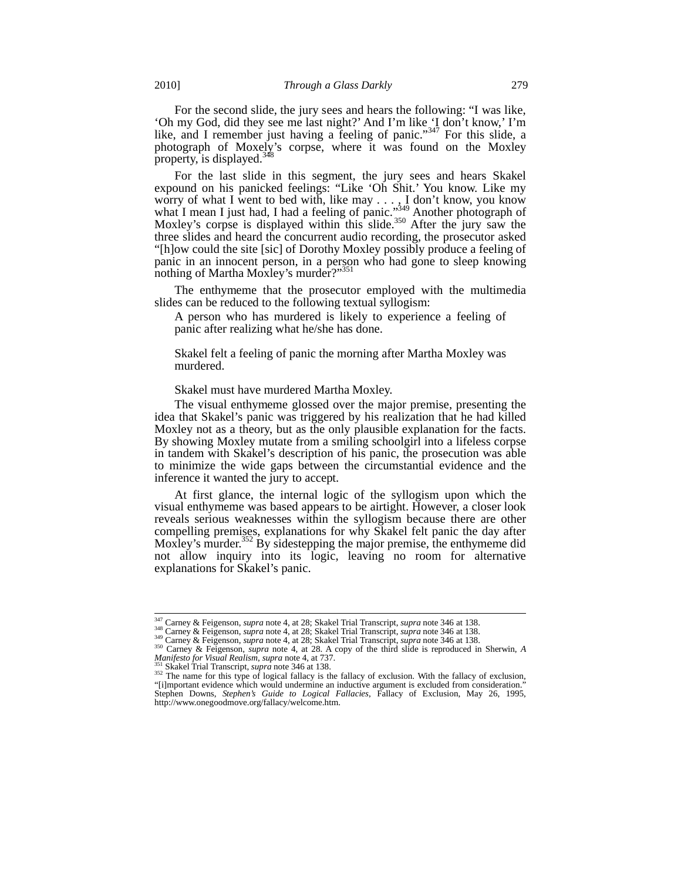For the second slide, the jury sees and hears the following: "I was like, 'Oh my God, did they see me last night?' And I'm like 'I don't know,' I'm like, and I remember just having a feeling of panic."[347] For this slide, a photograph of Moxely's corpse, where it was found on the Moxley property, is displayed.[348]

For the last slide in this segment, the jury sees and hears Skakel expound on his panicked feelings: "Like 'Oh Shit.' You know. Like my worry of what I went to bed with, like may . . . , I don't know, you know what I mean I just had, I had a feeling of panic."[349] Another photograph of Moxley's corpse is displayed within this slide.[350] After the jury saw the three slides and heard the concurrent audio recording, the prosecutor asked "[h]ow could the site [sic] of Dorothy Moxley possibly produce a feeling of panic in an innocent person, in a person who had gone to sleep knowing nothing of Martha Moxley's murder?"[351]

The enthymeme that the prosecutor employed with the multimedia slides can be reduced to the following textual syllogism:

> A person who has murdered is likely to experience a feeling of panic after realizing what he/she has done.
>
> Skakel felt a feeling of panic the morning after Martha Moxley was murdered.
>
> Skakel must have murdered Martha Moxley.

The visual enthymeme glossed over the major premise, presenting the idea that Skakel's panic was triggered by his realization that he had killed Moxley not as a theory, but as the only plausible explanation for the facts. By showing Moxley mutate from a smiling schoolgirl into a lifeless corpse in tandem with Skakel's description of his panic, the prosecution was able to minimize the wide gaps between the circumstantial evidence and the inference it wanted the jury to accept.

At first glance, the internal logic of the syllogism upon which the visual enthymeme was based appears to be airtight. However, a closer look reveals serious weaknesses within the syllogism because there are other compelling premises, explanations for why Skakel felt panic the day after Moxley's murder.[352] By sidestepping the major premise, the enthymeme did not allow inquiry into its logic, leaving no room for alternative explanations for Skakel's panic.

---

[347] Carney & Feigenson, *supra* note 4, at 28; Skakel Trial Transcript, *supra* note 346 at 138.

[348] Carney & Feigenson, *supra* note 4, at 28; Skakel Trial Transcript, *supra* note 346 at 138.

[349] Carney & Feigenson, *supra* note 4, at 28; Skakel Trial Transcript, *supra* note 346 at 138.

[350] Carney & Feigenson, *supra* note 4, at 28. A copy of the third slide is reproduced in Sherwin, *A Manifesto for Visual Realism*, *supra* note 4, at 737.

[351] Skakel Trial Transcript, *supra* note 346 at 138.

[352] The name for this type of logical fallacy is the fallacy of exclusion. With the fallacy of exclusion, "[i]mportant evidence which would undermine an inductive argument is excluded from consideration." Stephen Downs, *Stephen's Guide to Logical Fallacies*, Fallacy of Exclusion, May 26, 1995, http://www.onegoodmove.org/fallacy/welcome.htm.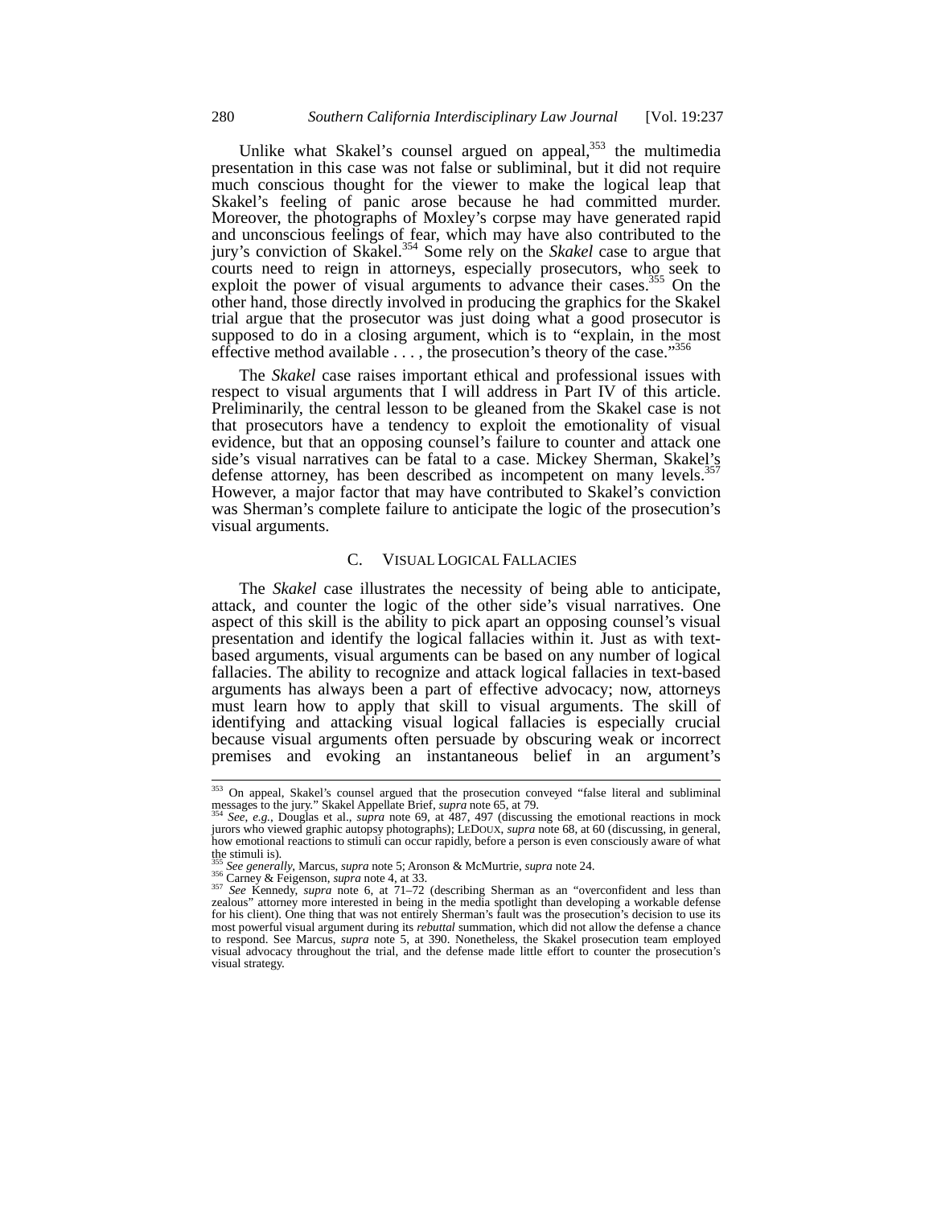Unlike what Skakel's counsel argued on appeal,[353] the multimedia presentation in this case was not false or subliminal, but it did not require much conscious thought for the viewer to make the logical leap that Skakel's feeling of panic arose because he had committed murder. Moreover, the photographs of Moxley's corpse may have generated rapid and unconscious feelings of fear, which may have also contributed to the jury's conviction of Skakel.[354] Some rely on the *Skakel* case to argue that courts need to reign in attorneys, especially prosecutors, who seek to exploit the power of visual arguments to advance their cases.[355] On the other hand, those directly involved in producing the graphics for the Skakel trial argue that the prosecutor was just doing what a good prosecutor is supposed to do in a closing argument, which is to "explain, in the most effective method available . . . , the prosecution's theory of the case."[356]

The *Skakel* case raises important ethical and professional issues with respect to visual arguments that I will address in Part IV of this article. Preliminarily, the central lesson to be gleaned from the Skakel case is not that prosecutors have a tendency to exploit the emotionality of visual evidence, but that an opposing counsel's failure to counter and attack one side's visual narratives can be fatal to a case. Mickey Sherman, Skakel's defense attorney, has been described as incompetent on many levels.[357] However, a major factor that may have contributed to Skakel's conviction was Sherman's complete failure to anticipate the logic of the prosecution's visual arguments.

### C. Visual Logical Fallacies

The *Skakel* case illustrates the necessity of being able to anticipate, attack, and counter the logic of the other side's visual narratives. One aspect of this skill is the ability to pick apart an opposing counsel's visual presentation and identify the logical fallacies within it. Just as with text-based arguments, visual arguments can be based on any number of logical fallacies. The ability to recognize and attack logical fallacies in text-based arguments has always been a part of effective advocacy; now, attorneys must learn how to apply that skill to visual arguments. The skill of identifying and attacking visual logical fallacies is especially crucial because visual arguments often persuade by obscuring weak or incorrect premises and evoking an instantaneous belief in an argument's

---

[353] On appeal, Skakel's counsel argued that the prosecution conveyed "false literal and subliminal messages to the jury." Skakel Appellate Brief, *supra* note 65, at 79.

[354] *See, e.g.*, Douglas et al., *supra* note 69, at 487, 497 (discussing the emotional reactions in mock jurors who viewed graphic autopsy photographs); LeDoux, *supra* note 68, at 60 (discussing, in general, how emotional reactions to stimuli can occur rapidly, before a person is even consciously aware of what the stimuli is).

[355] *See generally*, Marcus, *supra* note 5; Aronson & McMurtrie, *supra* note 24.

[356] Carney & Feigenson, *supra* note 4, at 33.

[357] *See* Kennedy, *supra* note 6, at 71–72 (describing Sherman as an "overconfident and less than zealous" attorney more interested in being in the media spotlight than developing a workable defense for his client). One thing that was not entirely Sherman's fault was the prosecution's decision to use its most powerful visual argument during its *rebuttal* summation, which did not allow the defense a chance to respond. See Marcus, *supra* note 5, at 390. Nonetheless, the Skakel prosecution team employed visual advocacy throughout the trial, and the defense made little effort to counter the prosecution's visual strategy.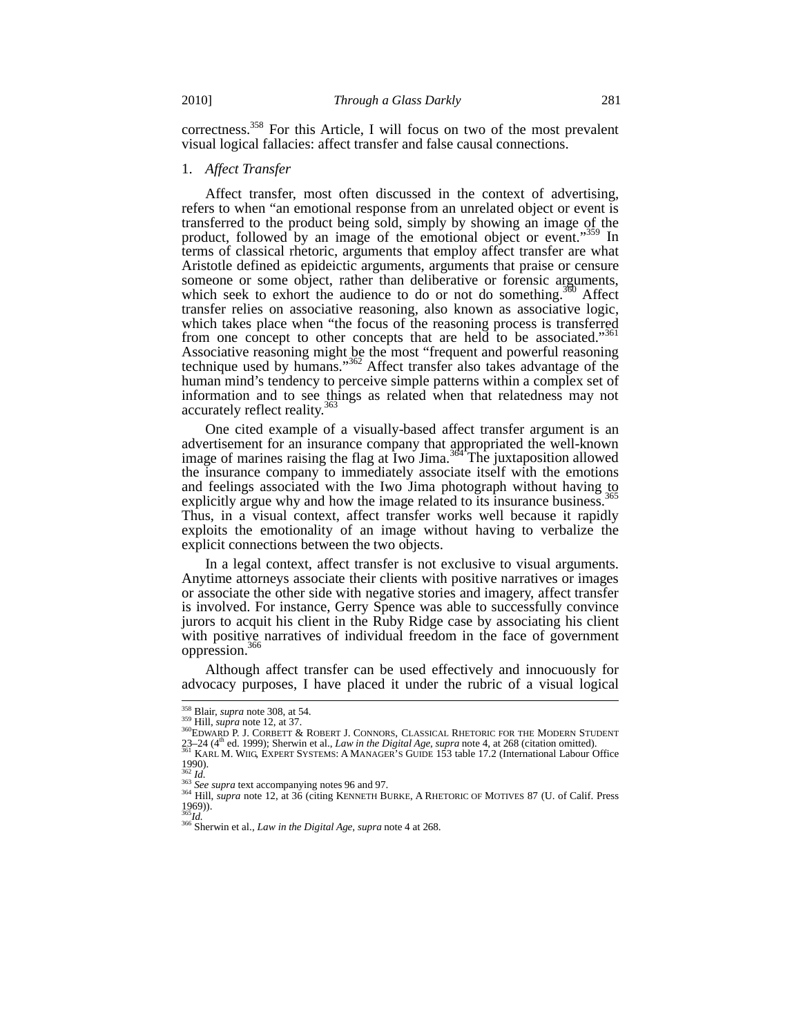correctness.[358] For this Article, I will focus on two of the most prevalent visual logical fallacies: affect transfer and false causal connections.

### 1. *Affect Transfer*

Affect transfer, most often discussed in the context of advertising, refers to when "an emotional response from an unrelated object or event is transferred to the product being sold, simply by showing an image of the product, followed by an image of the emotional object or event."[359] In terms of classical rhetoric, arguments that employ affect transfer are what Aristotle defined as epideictic arguments, arguments that praise or censure someone or some object, rather than deliberative or forensic arguments, which seek to exhort the audience to do or not do something.[360] Affect transfer relies on associative reasoning, also known as associative logic, which takes place when "the focus of the reasoning process is transferred from one concept to other concepts that are held to be associated."[361] Associative reasoning might be the most "frequent and powerful reasoning technique used by humans."[362] Affect transfer also takes advantage of the human mind's tendency to perceive simple patterns within a complex set of information and to see things as related when that relatedness may not accurately reflect reality.[363]

One cited example of a visually-based affect transfer argument is an advertisement for an insurance company that appropriated the well-known image of marines raising the flag at Iwo Jima.[364] The juxtaposition allowed the insurance company to immediately associate itself with the emotions and feelings associated with the Iwo Jima photograph without having to explicitly argue why and how the image related to its insurance business.[365] Thus, in a visual context, affect transfer works well because it rapidly exploits the emotionality of an image without having to verbalize the explicit connections between the two objects.

In a legal context, affect transfer is not exclusive to visual arguments. Anytime attorneys associate their clients with positive narratives or images or associate the other side with negative stories and imagery, affect transfer is involved. For instance, Gerry Spence was able to successfully convince jurors to acquit his client in the Ruby Ridge case by associating his client with positive narratives of individual freedom in the face of government oppression.[366]

Although affect transfer can be used effectively and innocuously for advocacy purposes, I have placed it under the rubric of a visual logical

---

[358] Blair, *supra* note 308, at 54.
[359] Hill, *supra* note 12, at 37.
[360] EDWARD P. J. CORBETT & ROBERT J. CONNORS, CLASSICAL RHETORIC FOR THE MODERN STUDENT 23–24 (4th ed. 1999); Sherwin et al., *Law in the Digital Age*, *supra* note 4, at 268 (citation omitted).
[361] KARL M. WIIG, EXPERT SYSTEMS: A MANAGER'S GUIDE 153 table 17.2 (International Labour Office 1990).
[362] *Id.*
[363] *See supra* text accompanying notes 96 and 97.
[364] Hill, *supra* note 12, at 36 (citing KENNETH BURKE, A RHETORIC OF MOTIVES 87 (U. of Calif. Press 1969)).
[365] *Id.*
[366] Sherwin et al., *Law in the Digital Age*, *supra* note 4 at 268.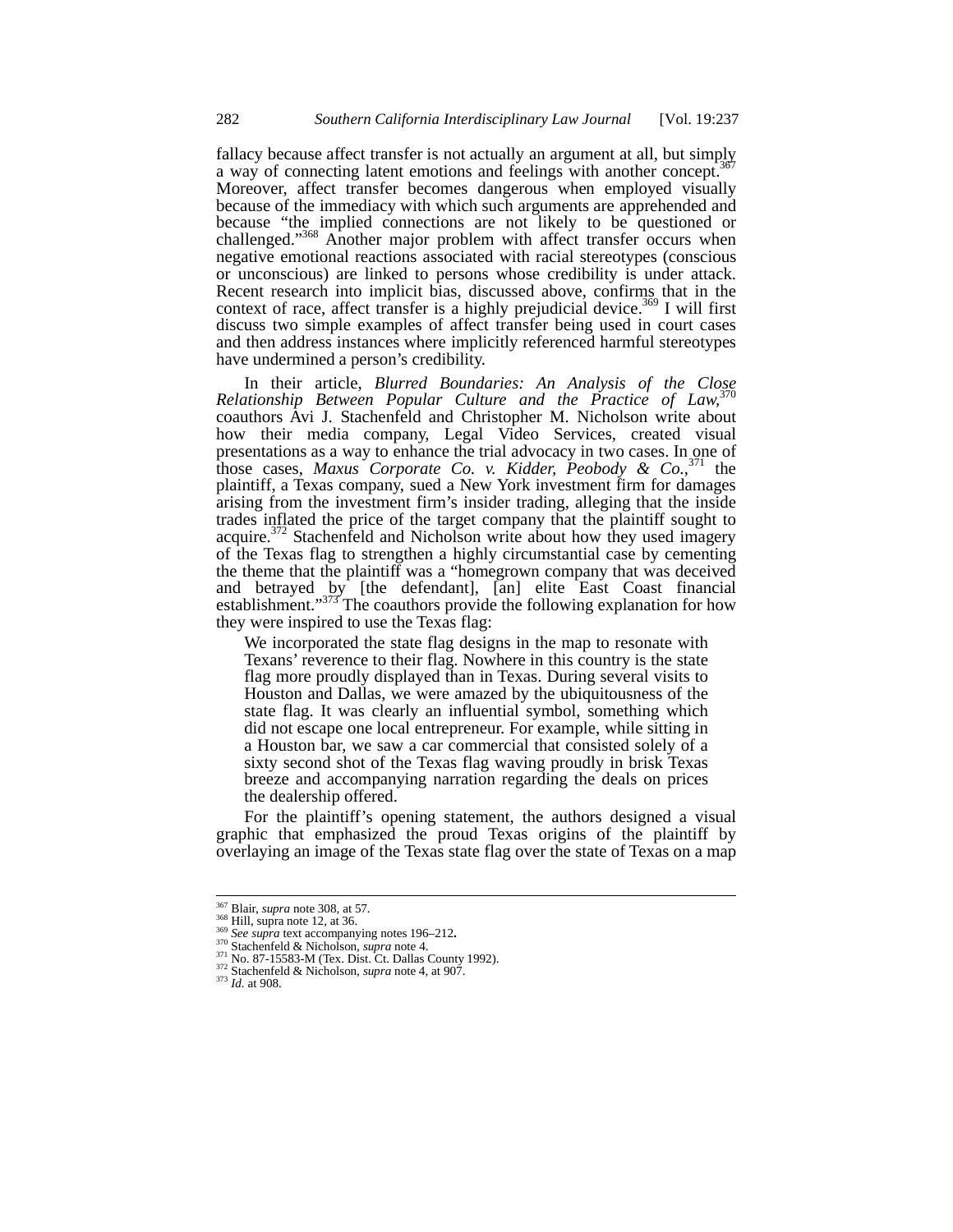fallacy because affect transfer is not actually an argument at all, but simply a way of connecting latent emotions and feelings with another concept.[367] Moreover, affect transfer becomes dangerous when employed visually because of the immediacy with which such arguments are apprehended and because "the implied connections are not likely to be questioned or challenged."[368] Another major problem with affect transfer occurs when negative emotional reactions associated with racial stereotypes (conscious or unconscious) are linked to persons whose credibility is under attack. Recent research into implicit bias, discussed above, confirms that in the context of race, affect transfer is a highly prejudicial device.[369] I will first discuss two simple examples of affect transfer being used in court cases and then address instances where implicitly referenced harmful stereotypes have undermined a person's credibility.

In their article, *Blurred Boundaries: An Analysis of the Close Relationship Between Popular Culture and the Practice of Law,*[370] coauthors Avi J. Stachenfeld and Christopher M. Nicholson write about how their media company, Legal Video Services, created visual presentations as a way to enhance the trial advocacy in two cases. In one of those cases, *Maxus Corporate Co. v. Kidder, Peobody & Co.*,[371] the plaintiff, a Texas company, sued a New York investment firm for damages arising from the investment firm's insider trading, alleging that the inside trades inflated the price of the target company that the plaintiff sought to acquire.[372] Stachenfeld and Nicholson write about how they used imagery of the Texas flag to strengthen a highly circumstantial case by cementing the theme that the plaintiff was a "homegrown company that was deceived and betrayed by [the defendant], [an] elite East Coast financial establishment."[373] The coauthors provide the following explanation for how they were inspired to use the Texas flag:

> We incorporated the state flag designs in the map to resonate with Texans' reverence to their flag. Nowhere in this country is the state flag more proudly displayed than in Texas. During several visits to Houston and Dallas, we were amazed by the ubiquitousness of the state flag. It was clearly an influential symbol, something which did not escape one local entrepreneur. For example, while sitting in a Houston bar, we saw a car commercial that consisted solely of a sixty second shot of the Texas flag waving proudly in brisk Texas breeze and accompanying narration regarding the deals on prices the dealership offered.

For the plaintiff's opening statement, the authors designed a visual graphic that emphasized the proud Texas origins of the plaintiff by overlaying an image of the Texas state flag over the state of Texas on a map

---

[367] Blair, *supra* note 308, at 57.
[368] Hill, supra note 12, at 36.
[369] *See supra* text accompanying notes 196–212.
[370] Stachenfeld & Nicholson, *supra* note 4.
[371] No. 87-15583-M (Tex. Dist. Ct. Dallas County 1992).
[372] Stachenfeld & Nicholson, *supra* note 4, at 907.
[373] *Id.* at 908.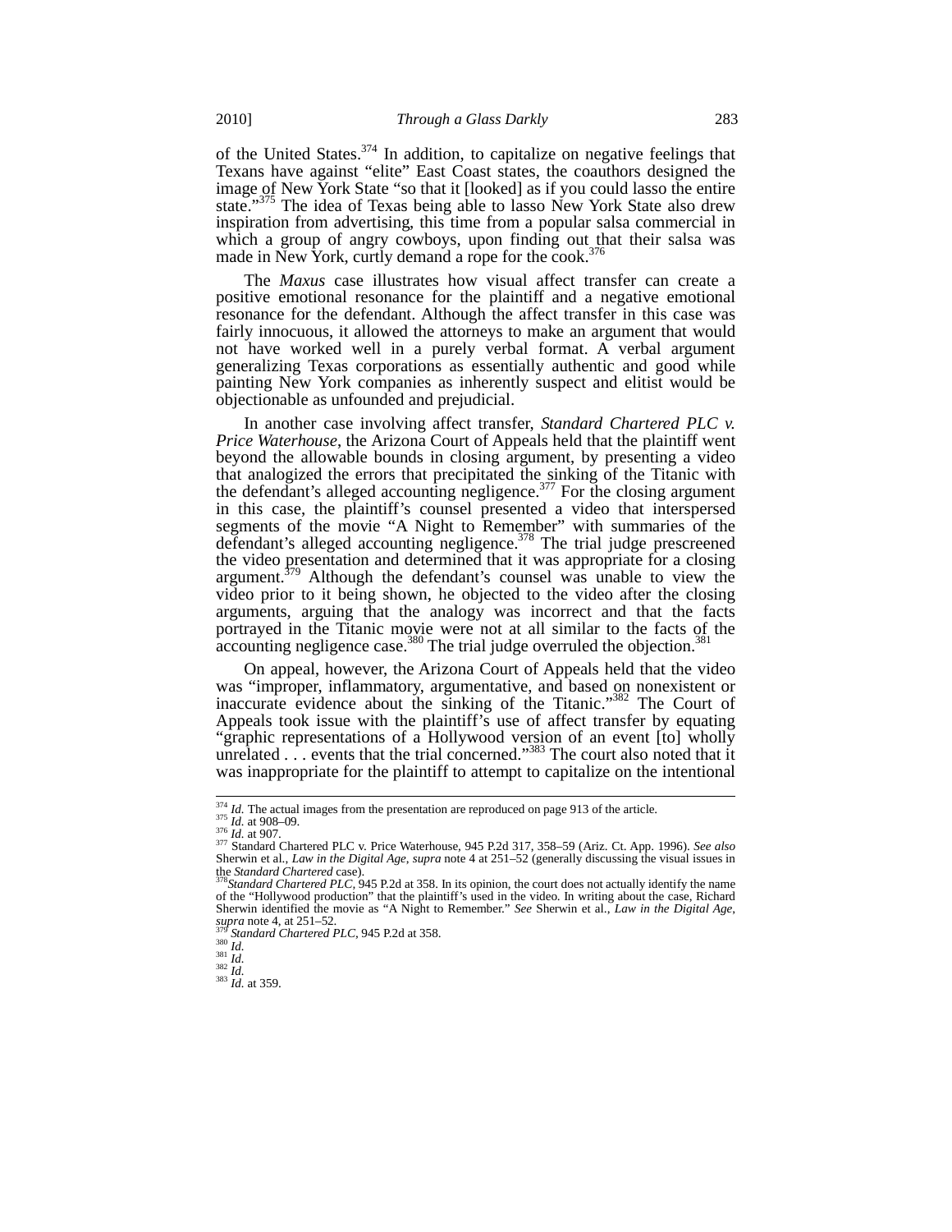of the United States.[374] In addition, to capitalize on negative feelings that Texans have against "elite" East Coast states, the coauthors designed the image of New York State "so that it [looked] as if you could lasso the entire state."[375] The idea of Texas being able to lasso New York State also drew inspiration from advertising, this time from a popular salsa commercial in which a group of angry cowboys, upon finding out that their salsa was made in New York, curtly demand a rope for the cook.[376]

The *Maxus* case illustrates how visual affect transfer can create a positive emotional resonance for the plaintiff and a negative emotional resonance for the defendant. Although the affect transfer in this case was fairly innocuous, it allowed the attorneys to make an argument that would not have worked well in a purely verbal format. A verbal argument generalizing Texas corporations as essentially authentic and good while painting New York companies as inherently suspect and elitist would be objectionable as unfounded and prejudicial.

In another case involving affect transfer, *Standard Chartered PLC v. Price Waterhouse*, the Arizona Court of Appeals held that the plaintiff went beyond the allowable bounds in closing argument, by presenting a video that analogized the errors that precipitated the sinking of the Titanic with the defendant's alleged accounting negligence.[377] For the closing argument in this case, the plaintiff's counsel presented a video that interspersed segments of the movie "A Night to Remember" with summaries of the defendant's alleged accounting negligence.[378] The trial judge prescreened the video presentation and determined that it was appropriate for a closing argument.[379] Although the defendant's counsel was unable to view the video prior to it being shown, he objected to the video after the closing arguments, arguing that the analogy was incorrect and that the facts portrayed in the Titanic movie were not at all similar to the facts of the accounting negligence case.[380] The trial judge overruled the objection.[381]

On appeal, however, the Arizona Court of Appeals held that the video was "improper, inflammatory, argumentative, and based on nonexistent or inaccurate evidence about the sinking of the Titanic."[382] The Court of Appeals took issue with the plaintiff's use of affect transfer by equating "graphic representations of a Hollywood version of an event [to] wholly unrelated . . . events that the trial concerned."[383] The court also noted that it was inappropriate for the plaintiff to attempt to capitalize on the intentional

---

[374] *Id.* The actual images from the presentation are reproduced on page 913 of the article.

[375] *Id.* at 908–09.

[376] *Id.* at 907.

[377] Standard Chartered PLC v. Price Waterhouse, 945 P.2d 317, 358–59 (Ariz. Ct. App. 1996). *See also* Sherwin et al., *Law in the Digital Age*, *supra* note 4 at 251–52 (generally discussing the visual issues in the *Standard Chartered* case).

[378] *Standard Chartered PLC*, 945 P.2d at 358. In its opinion, the court does not actually identify the name of the "Hollywood production" that the plaintiff's used in the video. In writing about the case, Richard Sherwin identified the movie as "A Night to Remember." *See* Sherwin et al., *Law in the Digital Age*, *supra* note 4, at 251–52.

[379] *Standard Chartered PLC*, 945 P.2d at 358.

[380] *Id.*

[381] *Id.*

[382] *Id.*

[383] *Id.* at 359.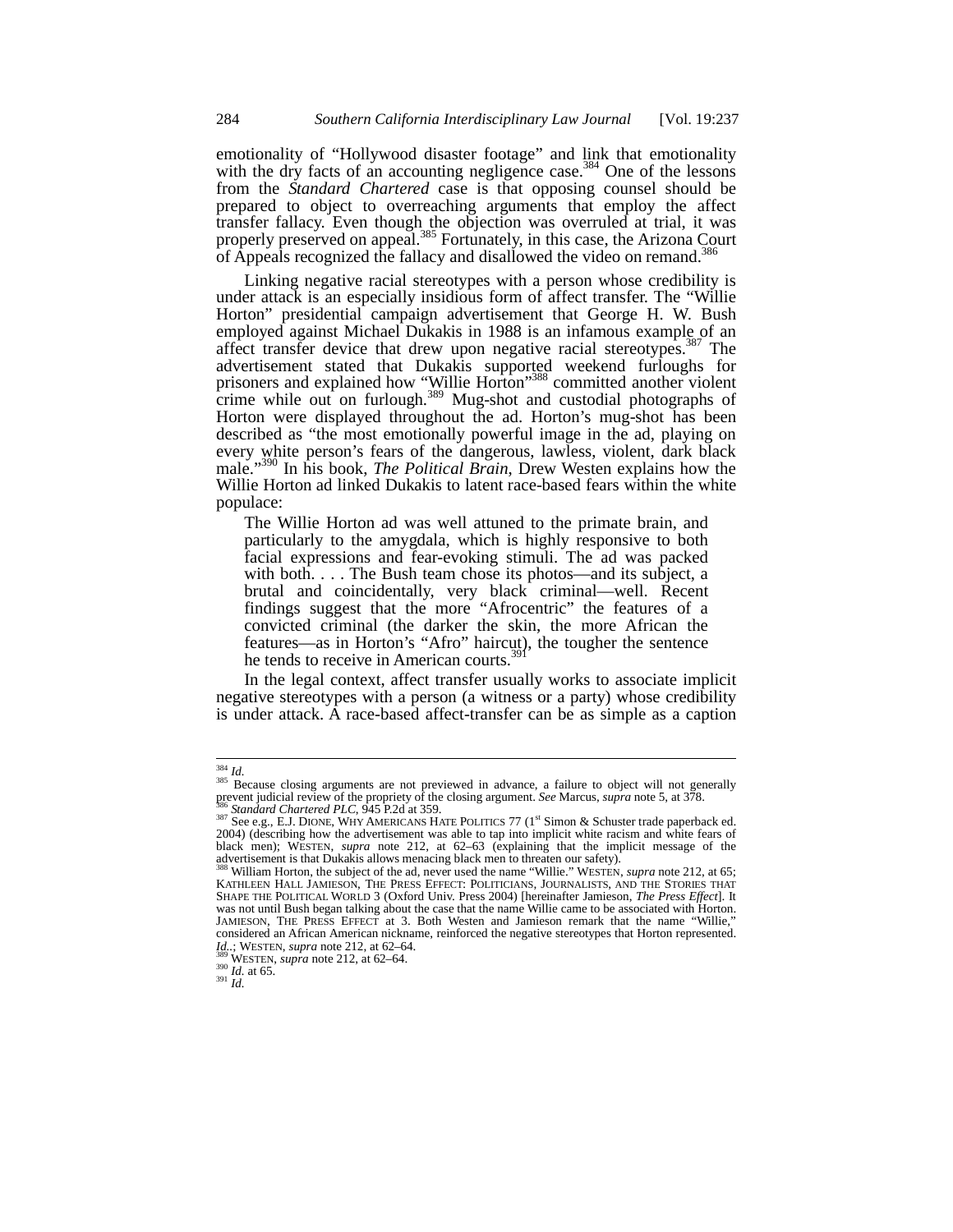emotionality of "Hollywood disaster footage" and link that emotionality with the dry facts of an accounting negligence case.[384] One of the lessons from the *Standard Chartered* case is that opposing counsel should be prepared to object to overreaching arguments that employ the affect transfer fallacy. Even though the objection was overruled at trial, it was properly preserved on appeal.[385] Fortunately, in this case, the Arizona Court of Appeals recognized the fallacy and disallowed the video on remand.[386]

Linking negative racial stereotypes with a person whose credibility is under attack is an especially insidious form of affect transfer. The "Willie Horton" presidential campaign advertisement that George H. W. Bush employed against Michael Dukakis in 1988 is an infamous example of an affect transfer device that drew upon negative racial stereotypes.[387] The advertisement stated that Dukakis supported weekend furloughs for prisoners and explained how "Willie Horton"[388] committed another violent crime while out on furlough.[389] Mug-shot and custodial photographs of Horton were displayed throughout the ad. Horton's mug-shot has been described as "the most emotionally powerful image in the ad, playing on every white person's fears of the dangerous, lawless, violent, dark black male."[390] In his book, *The Political Brain*, Drew Westen explains how the Willie Horton ad linked Dukakis to latent race-based fears within the white populace:

> The Willie Horton ad was well attuned to the primate brain, and particularly to the amygdala, which is highly responsive to both facial expressions and fear-evoking stimuli. The ad was packed with both. . . . The Bush team chose its photos—and its subject, a brutal and coincidentally, very black criminal—well. Recent findings suggest that the more "Afrocentric" the features of a convicted criminal (the darker the skin, the more African the features—as in Horton's "Afro" haircut), the tougher the sentence he tends to receive in American courts.[391]

In the legal context, affect transfer usually works to associate implicit negative stereotypes with a person (a witness or a party) whose credibility is under attack. A race-based affect-transfer can be as simple as a caption

---

[384] *Id.*

[385] Because closing arguments are not previewed in advance, a failure to object will not generally prevent judicial review of the propriety of the closing argument. *See* Marcus, *supra* note 5, at 378.

[386] *Standard Chartered PLC*, 945 P.2d at 359.

[387] See e.g., E.J. DIONE, WHY AMERICANS HATE POLITICS 77 (1st Simon & Schuster trade paperback ed. 2004) (describing how the advertisement was able to tap into implicit white racism and white fears of black men); WESTEN, *supra* note 212, at 62–63 (explaining that the implicit message of the advertisement is that Dukakis allows menacing black men to threaten our safety).

[388] William Horton, the subject of the ad, never used the name "Willie." WESTEN, *supra* note 212, at 65; KATHLEEN HALL JAMIESON, THE PRESS EFFECT: POLITICIANS, JOURNALISTS, AND THE STORIES THAT SHAPE THE POLITICAL WORLD 3 (Oxford Univ. Press 2004) [hereinafter Jamieson, *The Press Effect*]. It was not until Bush began talking about the case that the name Willie came to be associated with Horton. JAMIESON, THE PRESS EFFECT at 3. Both Westen and Jamieson remark that the name "Willie," considered an African American nickname, reinforced the negative stereotypes that Horton represented. *Id.*.; WESTEN, *supra* note 212, at 62–64.

[389] WESTEN, *supra* note 212, at 62–64.

[390] *Id.* at 65.

[391] *Id.*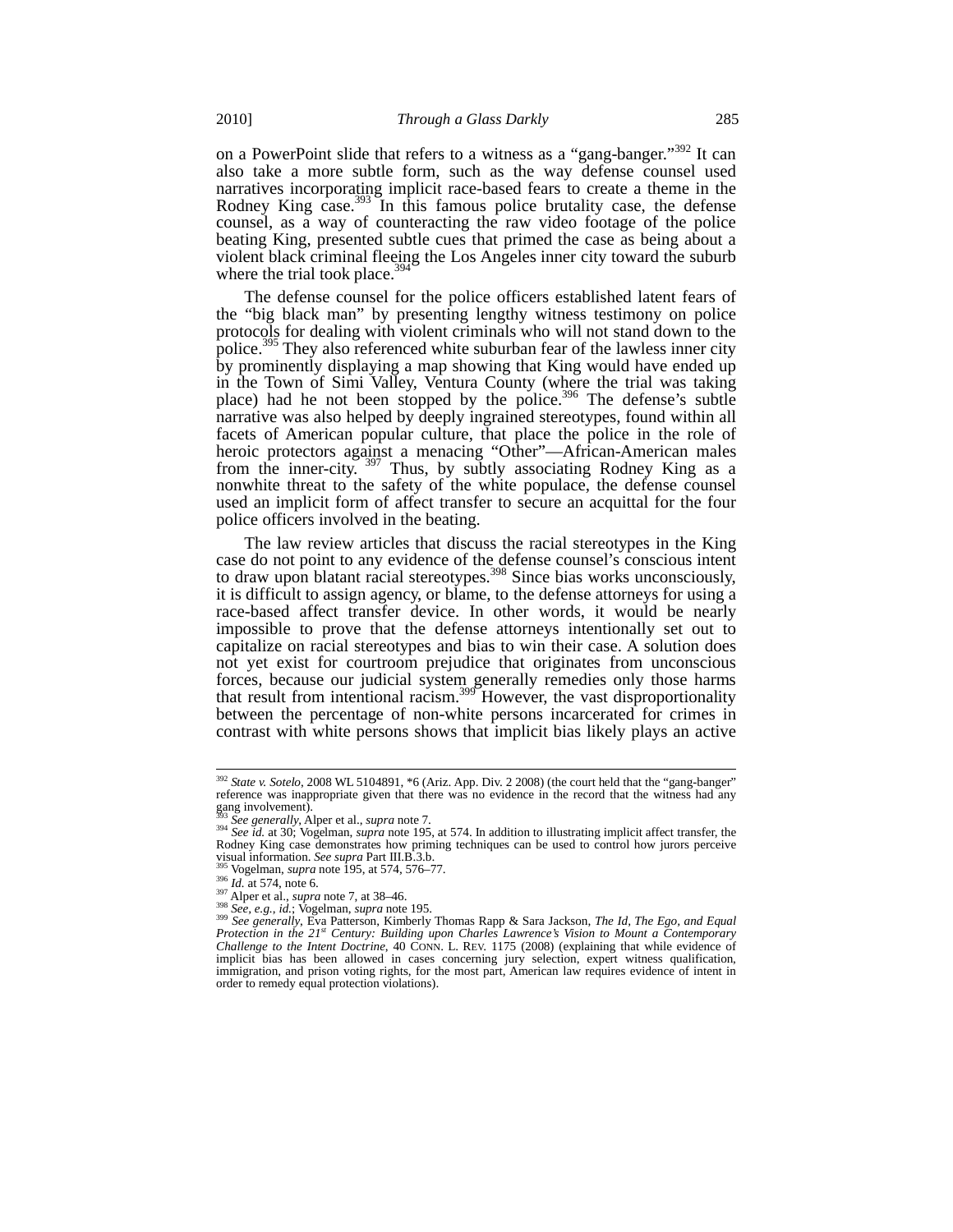on a PowerPoint slide that refers to a witness as a "gang-banger."[392] It can also take a more subtle form, such as the way defense counsel used narratives incorporating implicit race-based fears to create a theme in the Rodney King case.[393] In this famous police brutality case, the defense counsel, as a way of counteracting the raw video footage of the police beating King, presented subtle cues that primed the case as being about a violent black criminal fleeing the Los Angeles inner city toward the suburb where the trial took place.[394]

The defense counsel for the police officers established latent fears of the "big black man" by presenting lengthy witness testimony on police protocols for dealing with violent criminals who will not stand down to the police.[395] They also referenced white suburban fear of the lawless inner city by prominently displaying a map showing that King would have ended up in the Town of Simi Valley, Ventura County (where the trial was taking place) had he not been stopped by the police.[396] The defense's subtle narrative was also helped by deeply ingrained stereotypes, found within all facets of American popular culture, that place the police in the role of heroic protectors against a menacing "Other"—African-American males from the inner-city.[397] Thus, by subtly associating Rodney King as a nonwhite threat to the safety of the white populace, the defense counsel used an implicit form of affect transfer to secure an acquittal for the four police officers involved in the beating.

The law review articles that discuss the racial stereotypes in the King case do not point to any evidence of the defense counsel's conscious intent to draw upon blatant racial stereotypes.[398] Since bias works unconsciously, it is difficult to assign agency, or blame, to the defense attorneys for using a race-based affect transfer device. In other words, it would be nearly impossible to prove that the defense attorneys intentionally set out to capitalize on racial stereotypes and bias to win their case. A solution does not yet exist for courtroom prejudice that originates from unconscious forces, because our judicial system generally remedies only those harms that result from intentional racism.[399] However, the vast disproportionality between the percentage of non-white persons incarcerated for crimes in contrast with white persons shows that implicit bias likely plays an active

---

[392] *State v. Sotelo*, 2008 WL 5104891, *6 (Ariz. App. Div. 2 2008) (the court held that the "gang-banger" reference was inappropriate given that there was no evidence in the record that the witness had any gang involvement).

[393] *See generally*, Alper et al., *supra* note 7.

[394] *See id.* at 30; Vogelman, *supra* note 195, at 574. In addition to illustrating implicit affect transfer, the Rodney King case demonstrates how priming techniques can be used to control how jurors perceive visual information. *See supra* Part III.B.3.b.

[395] Vogelman, *supra* note 195, at 574, 576–77.

[396] *Id.* at 574, note 6.

[397] Alper et al., *supra* note 7, at 38–46.

[398] *See, e.g.*, *id.*; Vogelman, *supra* note 195.

[399] *See generally*, Eva Patterson, Kimberly Thomas Rapp & Sara Jackson, *The Id, The Ego, and Equal Protection in the 21st Century: Building upon Charles Lawrence's Vision to Mount a Contemporary Challenge to the Intent Doctrine*, 40 CONN. L. REV. 1175 (2008) (explaining that while evidence of implicit bias has been allowed in cases concerning jury selection, expert witness qualification, immigration, and prison voting rights, for the most part, American law requires evidence of intent in order to remedy equal protection violations).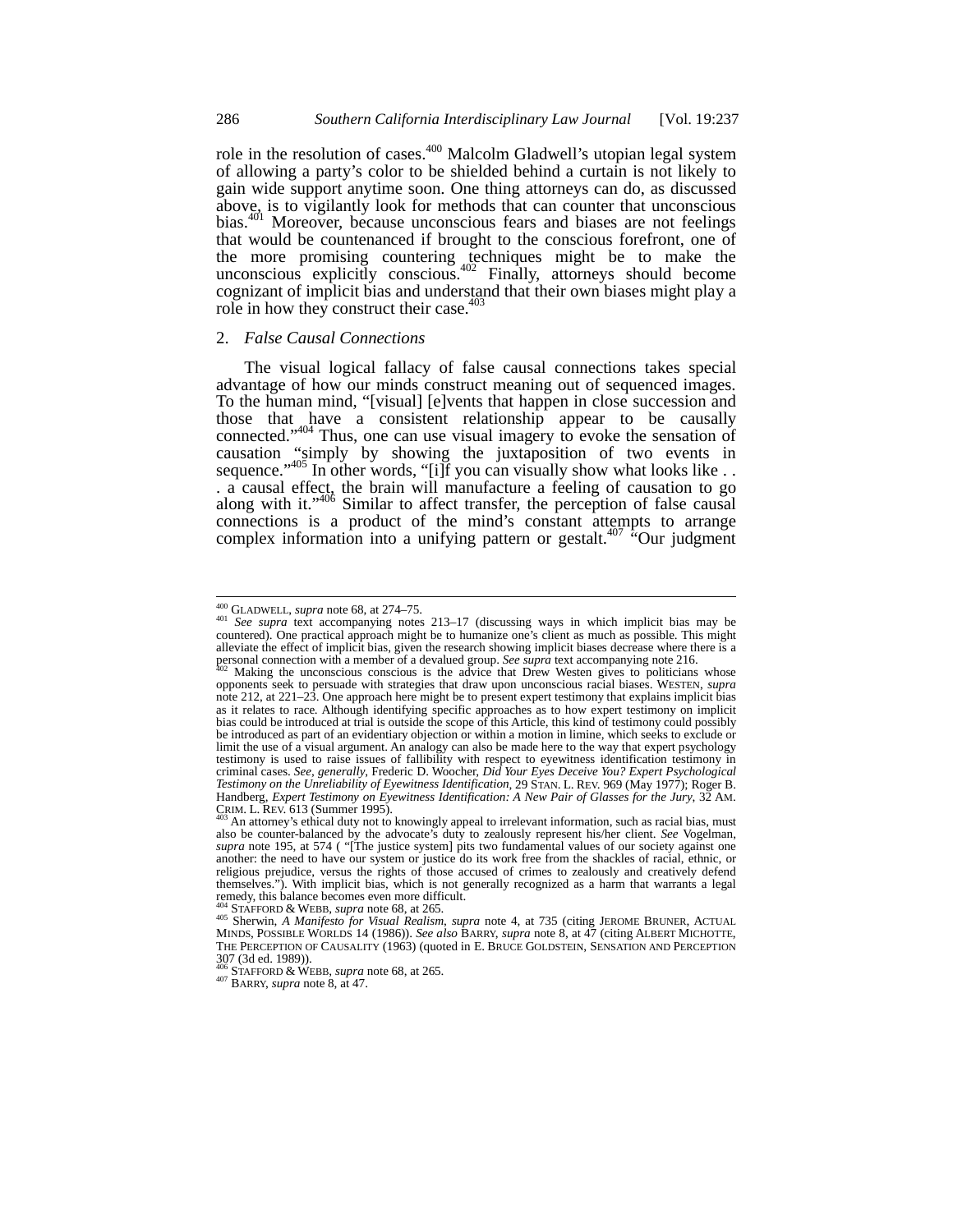role in the resolution of cases.[400] Malcolm Gladwell's utopian legal system of allowing a party's color to be shielded behind a curtain is not likely to gain wide support anytime soon. One thing attorneys can do, as discussed above, is to vigilantly look for methods that can counter that unconscious bias.[401] Moreover, because unconscious fears and biases are not feelings that would be countenanced if brought to the conscious forefront, one of the more promising countering techniques might be to make the unconscious explicitly conscious.[402] Finally, attorneys should become cognizant of implicit bias and understand that their own biases might play a role in how they construct their case.[403]

### 2. *False Causal Connections*

The visual logical fallacy of false causal connections takes special advantage of how our minds construct meaning out of sequenced images. To the human mind, "[visual] [e]vents that happen in close succession and those that have a consistent relationship appear to be causally connected."[404] Thus, one can use visual imagery to evoke the sensation of causation "simply by showing the juxtaposition of two events in sequence."[405] In other words, "[i]f you can visually show what looks like . . . a causal effect, the brain will manufacture a feeling of causation to go along with it."[406] Similar to affect transfer, the perception of false causal connections is a product of the mind's constant attempts to arrange complex information into a unifying pattern or gestalt.[407] "Our judgment

---

[400] GLADWELL, *supra* note 68, at 274–75.

[401] *See supra* text accompanying notes 213–17 (discussing ways in which implicit bias may be countered). One practical approach might be to humanize one's client as much as possible. This might alleviate the effect of implicit bias, given the research showing implicit biases decrease where there is a personal connection with a member of a devalued group. *See supra* text accompanying note 216.

[402] Making the unconscious conscious is the advice that Drew Westen gives to politicians whose opponents seek to persuade with strategies that draw upon unconscious racial biases. WESTEN, *supra* note 212, at 221–23. One approach here might be to present expert testimony that explains implicit bias as it relates to race. Although identifying specific approaches as to how expert testimony on implicit bias could be introduced at trial is outside the scope of this Article, this kind of testimony could possibly be introduced as part of an evidentiary objection or within a motion in limine, which seeks to exclude or limit the use of a visual argument. An analogy can also be made here to the way that expert psychology testimony is used to raise issues of fallibility with respect to eyewitness identification testimony in criminal cases. *See, generally*, Frederic D. Woocher, *Did Your Eyes Deceive You? Expert Psychological Testimony on the Unreliability of Eyewitness Identification*, 29 STAN. L. REV. 969 (May 1977); Roger B. Handberg, *Expert Testimony on Eyewitness Identification: A New Pair of Glasses for the Jury*, 32 AM. CRIM. L. REV. 613 (Summer 1995).

[403] An attorney's ethical duty not to knowingly appeal to irrelevant information, such as racial bias, must also be counter-balanced by the advocate's duty to zealously represent his/her client. *See* Vogelman, *supra* note 195, at 574 ( "[The justice system] pits two fundamental values of our society against one another: the need to have our system or justice do its work free from the shackles of racial, ethnic, or religious prejudice, versus the rights of those accused of crimes to zealously and creatively defend themselves."). With implicit bias, which is not generally recognized as a harm that warrants a legal remedy, this balance becomes even more difficult.

[404] STAFFORD & WEBB, *supra* note 68, at 265.

[405] Sherwin, *A Manifesto for Visual Realism*, *supra* note 4, at 735 (citing JEROME BRUNER, ACTUAL MINDS, POSSIBLE WORLDS 14 (1986)). *See also* BARRY, *supra* note 8, at 47 (citing ALBERT MICHOTTE, THE PERCEPTION OF CAUSALITY (1963) (quoted in E. BRUCE GOLDSTEIN, SENSATION AND PERCEPTION 307 (3d ed. 1989)).

[406] STAFFORD & WEBB, *supra* note 68, at 265.

[407] BARRY, *supra* note 8, at 47.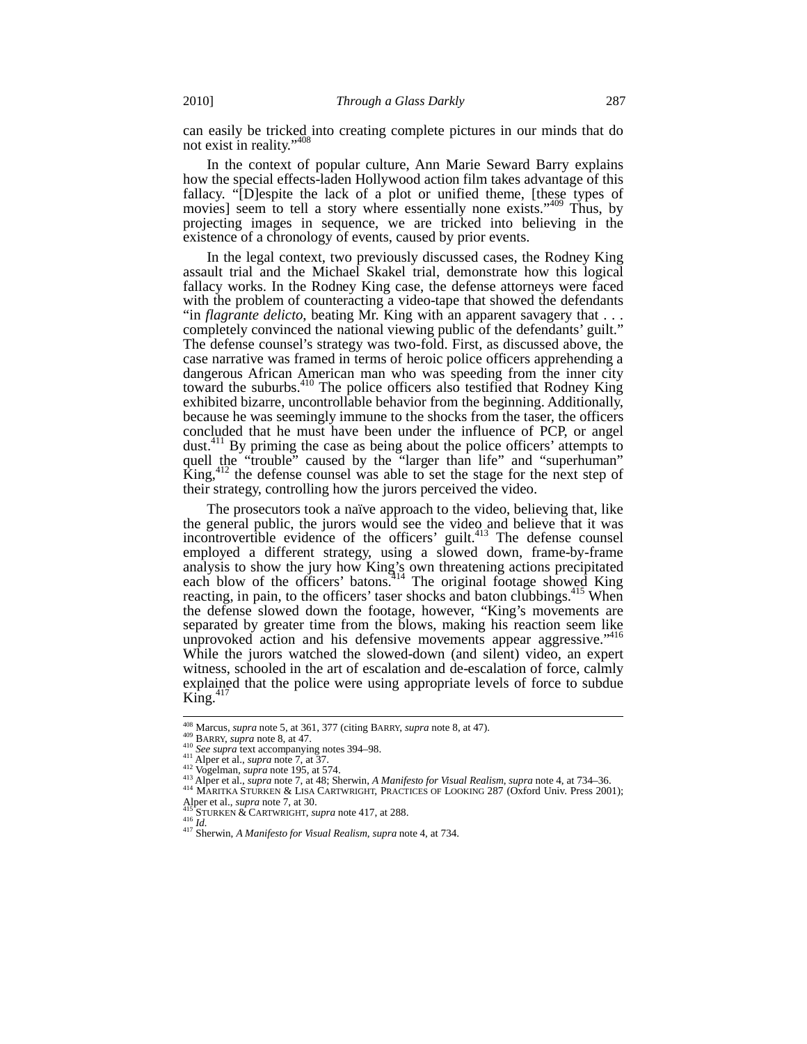can easily be tricked into creating complete pictures in our minds that do not exist in reality."[408]

In the context of popular culture, Ann Marie Seward Barry explains how the special effects-laden Hollywood action film takes advantage of this fallacy. "[D]espite the lack of a plot or unified theme, [these types of movies] seem to tell a story where essentially none exists."[409] Thus, by projecting images in sequence, we are tricked into believing in the existence of a chronology of events, caused by prior events.

In the legal context, two previously discussed cases, the Rodney King assault trial and the Michael Skakel trial, demonstrate how this logical fallacy works. In the Rodney King case, the defense attorneys were faced with the problem of counteracting a video-tape that showed the defendants "in *flagrante delicto*, beating Mr. King with an apparent savagery that . . . completely convinced the national viewing public of the defendants' guilt." The defense counsel's strategy was two-fold. First, as discussed above, the case narrative was framed in terms of heroic police officers apprehending a dangerous African American man who was speeding from the inner city toward the suburbs.[410] The police officers also testified that Rodney King exhibited bizarre, uncontrollable behavior from the beginning. Additionally, because he was seemingly immune to the shocks from the taser, the officers concluded that he must have been under the influence of PCP, or angel dust.[411] By priming the case as being about the police officers' attempts to quell the "trouble" caused by the "larger than life" and "superhuman" King,[412] the defense counsel was able to set the stage for the next step of their strategy, controlling how the jurors perceived the video.

The prosecutors took a naïve approach to the video, believing that, like the general public, the jurors would see the video and believe that it was incontrovertible evidence of the officers' guilt.[413] The defense counsel employed a different strategy, using a slowed down, frame-by-frame analysis to show the jury how King's own threatening actions precipitated each blow of the officers' batons.[414] The original footage showed King reacting, in pain, to the officers' taser shocks and baton clubbings.[415] When the defense slowed down the footage, however, "King's movements are separated by greater time from the blows, making his reaction seem like unprovoked action and his defensive movements appear aggressive."[416] While the jurors watched the slowed-down (and silent) video, an expert witness, schooled in the art of escalation and de-escalation of force, calmly explained that the police were using appropriate levels of force to subdue King.[417]

---

[408] Marcus, *supra* note 5, at 361, 377 (citing BARRY, *supra* note 8, at 47).
[409] BARRY, *supra* note 8, at 47.
[410] *See supra* text accompanying notes 394–98.
[411] Alper et al., *supra* note 7, at 37.
[412] Vogelman, *supra* note 195, at 574.
[413] Alper et al., *supra* note 7, at 48; Sherwin, *A Manifesto for Visual Realism*, *supra* note 4, at 734–36.
[414] MARITKA STURKEN & LISA CARTWRIGHT, PRACTICES OF LOOKING 287 (Oxford Univ. Press 2001); Alper et al., *supra* note 7, at 30.
[415] STURKEN & CARTWRIGHT, *supra* note 417, at 288.
[416] *Id.*
[417] Sherwin, *A Manifesto for Visual Realism*, *supra* note 4, at 734.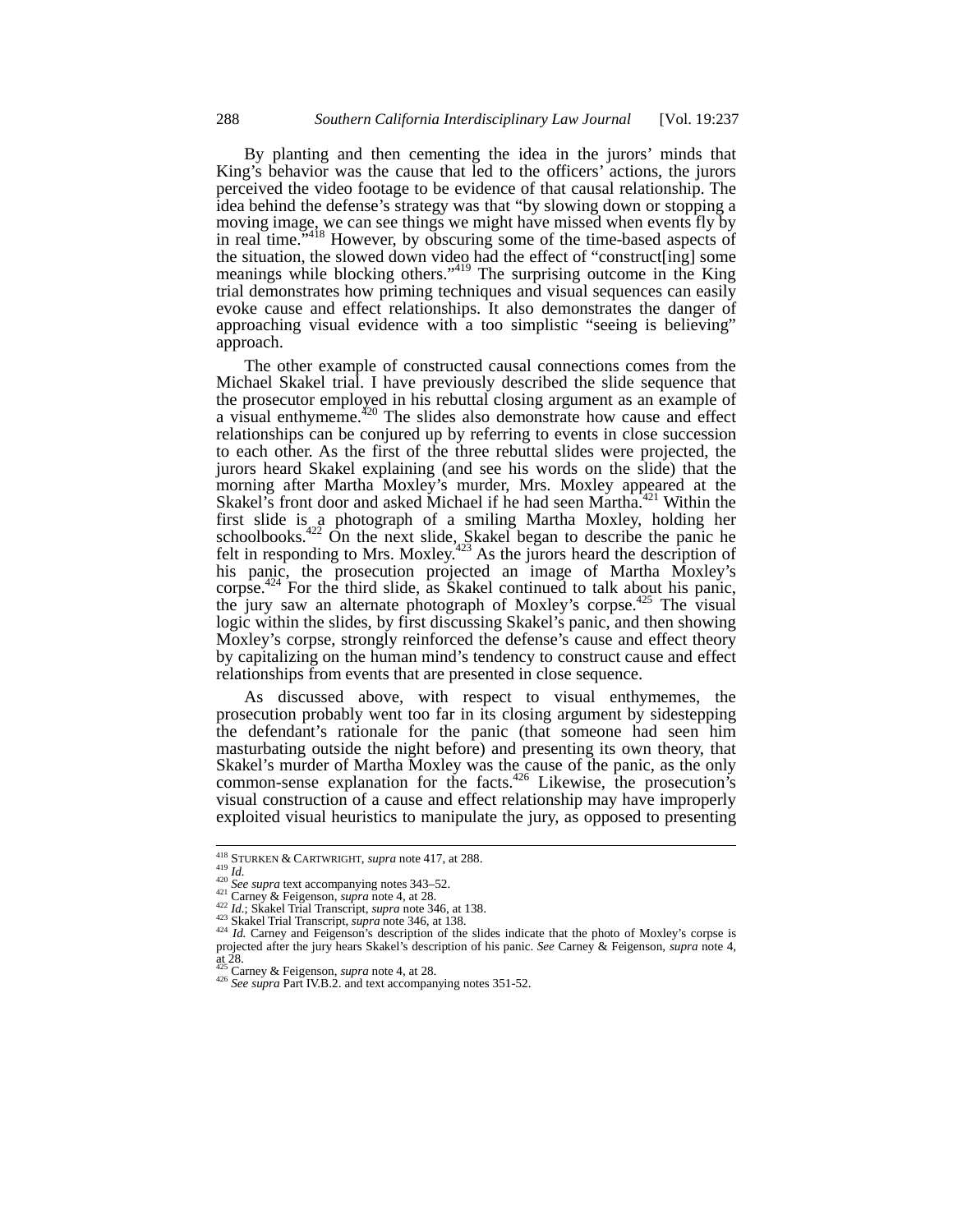By planting and then cementing the idea in the jurors' minds that King's behavior was the cause that led to the officers' actions, the jurors perceived the video footage to be evidence of that causal relationship. The idea behind the defense's strategy was that "by slowing down or stopping a moving image, we can see things we might have missed when events fly by in real time."[418] However, by obscuring some of the time-based aspects of the situation, the slowed down video had the effect of "construct[ing] some meanings while blocking others."[419] The surprising outcome in the King trial demonstrates how priming techniques and visual sequences can easily evoke cause and effect relationships. It also demonstrates the danger of approaching visual evidence with a too simplistic "seeing is believing" approach.

The other example of constructed causal connections comes from the Michael Skakel trial. I have previously described the slide sequence that the prosecutor employed in his rebuttal closing argument as an example of a visual enthymeme.[420] The slides also demonstrate how cause and effect relationships can be conjured up by referring to events in close succession to each other. As the first of the three rebuttal slides were projected, the jurors heard Skakel explaining (and see his words on the slide) that the morning after Martha Moxley's murder, Mrs. Moxley appeared at the Skakel's front door and asked Michael if he had seen Martha.[421] Within the first slide is a photograph of a smiling Martha Moxley, holding her schoolbooks.[422] On the next slide, Skakel began to describe the panic he felt in responding to Mrs. Moxley.[423] As the jurors heard the description of his panic, the prosecution projected an image of Martha Moxley's corpse.[424] For the third slide, as Skakel continued to talk about his panic, the jury saw an alternate photograph of Moxley's corpse.[425] The visual logic within the slides, by first discussing Skakel's panic, and then showing Moxley's corpse, strongly reinforced the defense's cause and effect theory by capitalizing on the human mind's tendency to construct cause and effect relationships from events that are presented in close sequence.

As discussed above, with respect to visual enthymemes, the prosecution probably went too far in its closing argument by sidestepping the defendant's rationale for the panic (that someone had seen him masturbating outside the night before) and presenting its own theory, that Skakel's murder of Martha Moxley was the cause of the panic, as the only common-sense explanation for the facts.[426] Likewise, the prosecution's visual construction of a cause and effect relationship may have improperly exploited visual heuristics to manipulate the jury, as opposed to presenting

---

[418] STURKEN & CARTWRIGHT, *supra* note 417, at 288.
[419] *Id.*
[420] *See supra* text accompanying notes 343–52.
[421] Carney & Feigenson, *supra* note 4, at 28.
[422] *Id.*; Skakel Trial Transcript, *supra* note 346, at 138.
[423] Skakel Trial Transcript, *supra* note 346, at 138.
[424] *Id.* Carney and Feigenson's description of the slides indicate that the photo of Moxley's corpse is projected after the jury hears Skakel's description of his panic. *See* Carney & Feigenson, *supra* note 4, at 28.
[425] Carney & Feigenson, *supra* note 4, at 28.
[426] *See supra* Part IV.B.2. and text accompanying notes 351-52.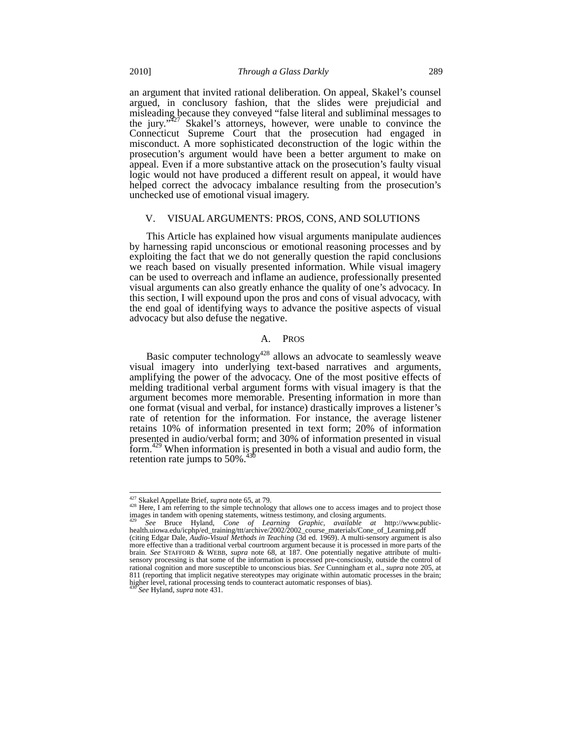an argument that invited rational deliberation. On appeal, Skakel's counsel argued, in conclusory fashion, that the slides were prejudicial and misleading because they conveyed "false literal and subliminal messages to the jury."[427] Skakel's attorneys, however, were unable to convince the Connecticut Supreme Court that the prosecution had engaged in misconduct. A more sophisticated deconstruction of the logic within the prosecution's argument would have been a better argument to make on appeal. Even if a more substantive attack on the prosecution's faulty visual logic would not have produced a different result on appeal, it would have helped correct the advocacy imbalance resulting from the prosecution's unchecked use of emotional visual imagery.

## V. VISUAL ARGUMENTS: PROS, CONS, AND SOLUTIONS

This Article has explained how visual arguments manipulate audiences by harnessing rapid unconscious or emotional reasoning processes and by exploiting the fact that we do not generally question the rapid conclusions we reach based on visually presented information. While visual imagery can be used to overreach and inflame an audience, professionally presented visual arguments can also greatly enhance the quality of one's advocacy. In this section, I will expound upon the pros and cons of visual advocacy, with the end goal of identifying ways to advance the positive aspects of visual advocacy but also defuse the negative.

### A. PROS

Basic computer technology[428] allows an advocate to seamlessly weave visual imagery into underlying text-based narratives and arguments, amplifying the power of the advocacy. One of the most positive effects of melding traditional verbal argument forms with visual imagery is that the argument becomes more memorable. Presenting information in more than one format (visual and verbal, for instance) drastically improves a listener's rate of retention for the information. For instance, the average listener retains 10% of information presented in text form; 20% of information presented in audio/verbal form; and 30% of information presented in visual form.[429] When information is presented in both a visual and audio form, the retention rate jumps to 50%.[430]

---

[427] Skakel Appellate Brief, *supra* note 65, at 79.

[428] Here, I am referring to the simple technology that allows one to access images and to project those images in tandem with opening statements, witness testimony, and closing arguments.

[429] *See* Bruce Hyland, *Cone of Learning Graphic*, *available at* http://www.public-health.uiowa.edu/icphp/ed_training/ttt/archive/2002/2002_course_materials/Cone_of_Learning.pdf (citing Edgar Dale, *Audio-Visual Methods in Teaching* (3d ed. 1969). A multi-sensory argument is also more effective than a traditional verbal courtroom argument because it is processed in more parts of the brain. *See* STAFFORD & WEBB, *supra* note 68, at 187. One potentially negative attribute of multi-sensory processing is that some of the information is processed pre-consciously, outside the control of rational cognition and more susceptible to unconscious bias. *See* Cunningham et al., *supra* note 205, at 811 (reporting that implicit negative stereotypes may originate within automatic processes in the brain; higher level, rational processing tends to counteract automatic responses of bias).

[430] *See* Hyland, *supra* note 431.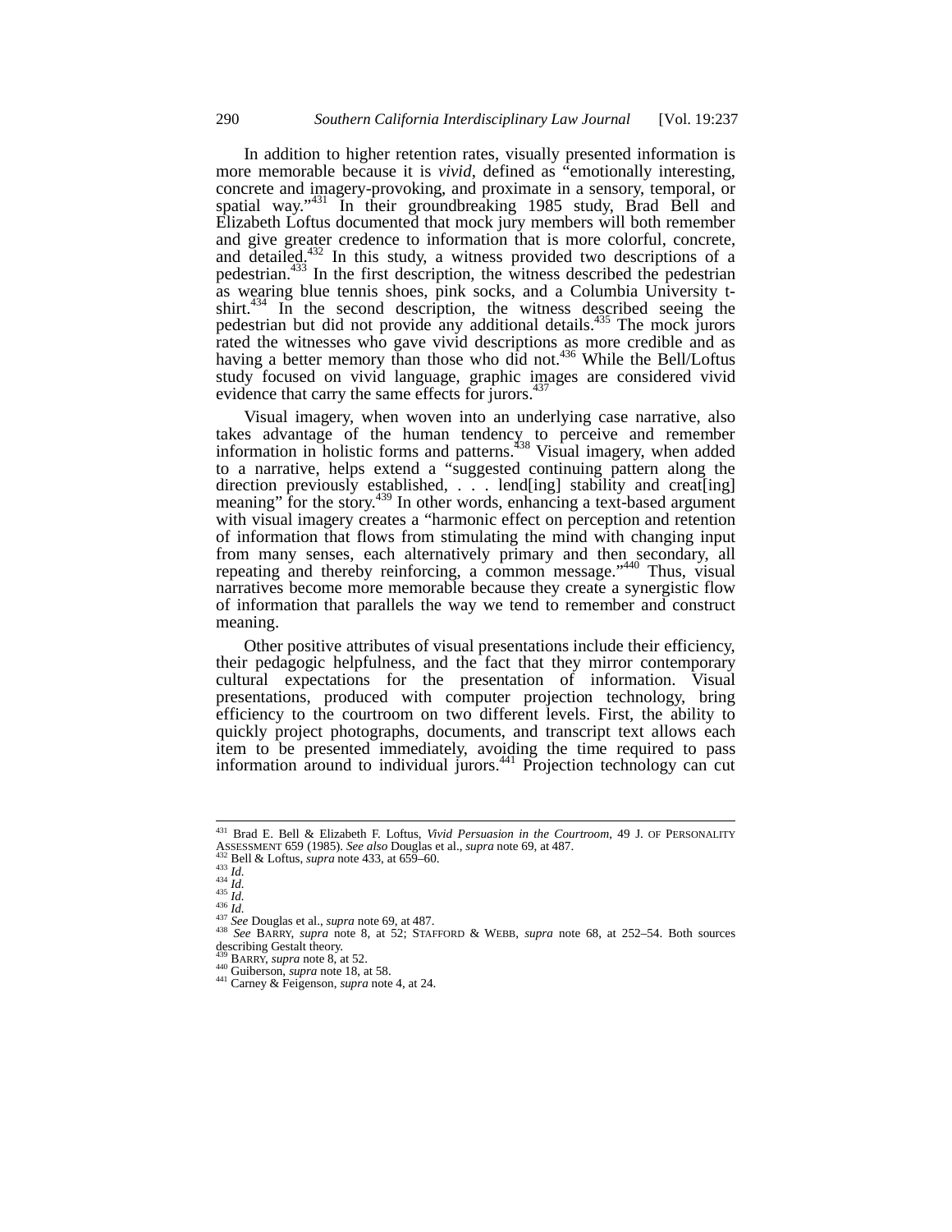In addition to higher retention rates, visually presented information is more memorable because it is *vivid*, defined as "emotionally interesting, concrete and imagery-provoking, and proximate in a sensory, temporal, or spatial way."[431] In their groundbreaking 1985 study, Brad Bell and Elizabeth Loftus documented that mock jury members will both remember and give greater credence to information that is more colorful, concrete, and detailed.[432] In this study, a witness provided two descriptions of a pedestrian.[433] In the first description, the witness described the pedestrian as wearing blue tennis shoes, pink socks, and a Columbia University t-shirt.[434] In the second description, the witness described seeing the pedestrian but did not provide any additional details.[435] The mock jurors rated the witnesses who gave vivid descriptions as more credible and as having a better memory than those who did not.[436] While the Bell/Loftus study focused on vivid language, graphic images are considered vivid evidence that carry the same effects for jurors.[437]

Visual imagery, when woven into an underlying case narrative, also takes advantage of the human tendency to perceive and remember information in holistic forms and patterns.[438] Visual imagery, when added to a narrative, helps extend a "suggested continuing pattern along the direction previously established, . . . lend[ing] stability and creat[ing] meaning" for the story.[439] In other words, enhancing a text-based argument with visual imagery creates a "harmonic effect on perception and retention of information that flows from stimulating the mind with changing input from many senses, each alternatively primary and then secondary, all repeating and thereby reinforcing, a common message."[440] Thus, visual narratives become more memorable because they create a synergistic flow of information that parallels the way we tend to remember and construct meaning.

Other positive attributes of visual presentations include their efficiency, their pedagogic helpfulness, and the fact that they mirror contemporary cultural expectations for the presentation of information. Visual presentations, produced with computer projection technology, bring efficiency to the courtroom on two different levels. First, the ability to quickly project photographs, documents, and transcript text allows each item to be presented immediately, avoiding the time required to pass information around to individual jurors.[441] Projection technology can cut

---

[431] Brad E. Bell & Elizabeth F. Loftus, *Vivid Persuasion in the Courtroom*, 49 J. OF PERSONALITY ASSESSMENT 659 (1985). *See also* Douglas et al., *supra* note 69, at 487.
[432] Bell & Loftus, *supra* note 433, at 659–60.
[433] *Id.*
[434] *Id.*
[435] *Id.*
[436] *Id.*
[437] *See* Douglas et al., *supra* note 69, at 487.
[438] *See* BARRY, *supra* note 8, at 52; STAFFORD & WEBB, *supra* note 68, at 252–54. Both sources describing Gestalt theory.
[439] BARRY, *supra* note 8, at 52.
[440] Guiberson, *supra* note 18, at 58.
[441] Carney & Feigenson, *supra* note 4, at 24.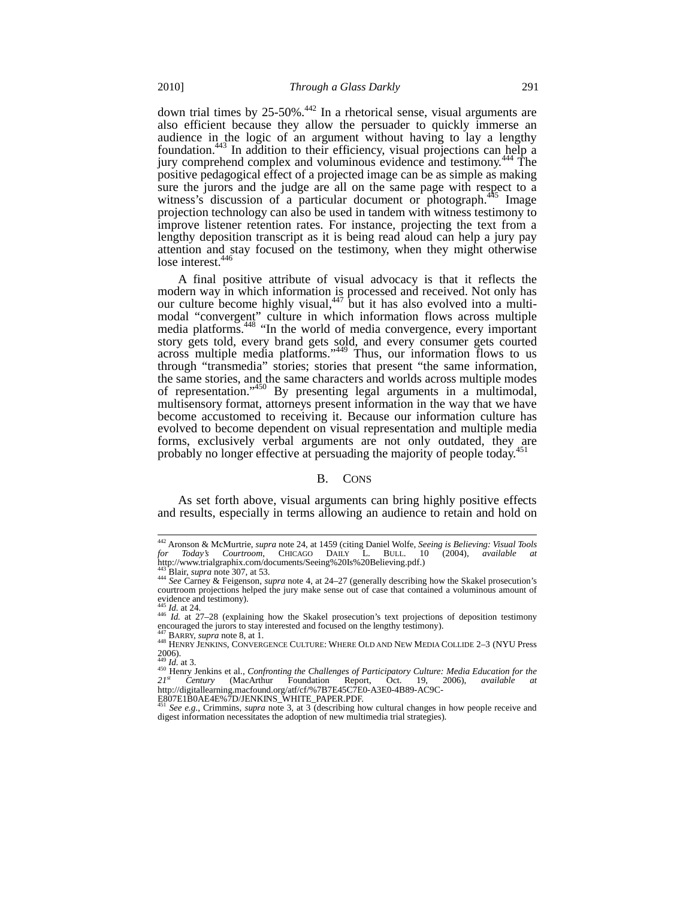down trial times by 25-50%.[442] In a rhetorical sense, visual arguments are also efficient because they allow the persuader to quickly immerse an audience in the logic of an argument without having to lay a lengthy foundation.[443] In addition to their efficiency, visual projections can help a jury comprehend complex and voluminous evidence and testimony.[444] The positive pedagogical effect of a projected image can be as simple as making sure the jurors and the judge are all on the same page with respect to a witness's discussion of a particular document or photograph.[445] Image projection technology can also be used in tandem with witness testimony to improve listener retention rates. For instance, projecting the text from a lengthy deposition transcript as it is being read aloud can help a jury pay attention and stay focused on the testimony, when they might otherwise lose interest.[446]

A final positive attribute of visual advocacy is that it reflects the modern way in which information is processed and received. Not only has our culture become highly visual,[447] but it has also evolved into a multimodal "convergent" culture in which information flows across multiple media platforms.[448] "In the world of media convergence, every important story gets told, every brand gets sold, and every consumer gets courted across multiple media platforms."[449] Thus, our information flows to us through "transmedia" stories; stories that present "the same information, the same stories, and the same characters and worlds across multiple modes of representation."[450] By presenting legal arguments in a multimodal, multisensory format, attorneys present information in the way that we have become accustomed to receiving it. Because our information culture has evolved to become dependent on visual representation and multiple media forms, exclusively verbal arguments are not only outdated, they are probably no longer effective at persuading the majority of people today.[451]

## B. Cons

As set forth above, visual arguments can bring highly positive effects and results, especially in terms allowing an audience to retain and hold on

---

[442] Aronson & McMurtrie, *supra* note 24, at 1459 (citing Daniel Wolfe, *Seeing is Believing: Visual Tools for Today's Courtroom*, CHICAGO DAILY L. BULL. 10 (2004), *available at* http://www.trialgraphix.com/documents/Seeing%20Is%20Believing.pdf.)

[443] Blair, *supra* note 307, at 53.

[444] *See* Carney & Feigenson, *supra* note 4, at 24–27 (generally describing how the Skakel prosecution's courtroom projections helped the jury make sense out of case that contained a voluminous amount of evidence and testimony).

[445] *Id.* at 24.

[446] *Id.* at 27–28 (explaining how the Skakel prosecution's text projections of deposition testimony encouraged the jurors to stay interested and focused on the lengthy testimony).

[447] BARRY, *supra* note 8, at 1.

[448] HENRY JENKINS, CONVERGENCE CULTURE: WHERE OLD AND NEW MEDIA COLLIDE 2–3 (NYU Press 2006).

[449] *Id.* at 3.

[450] Henry Jenkins et al., *Confronting the Challenges of Participatory Culture: Media Education for the 21st Century* (MacArthur Foundation Report, Oct. 19, 2006), *available at* http://digitallearning.macfound.org/atf/cf/%7B7E45C7E0-A3E0-4B89-AC9C-E807E1B0AE4E%7D/JENKINS_WHITE_PAPER.PDF.

[451] *See e.g.*, Crimmins, *supra* note 3, at 3 (describing how cultural changes in how people receive and digest information necessitates the adoption of new multimedia trial strategies).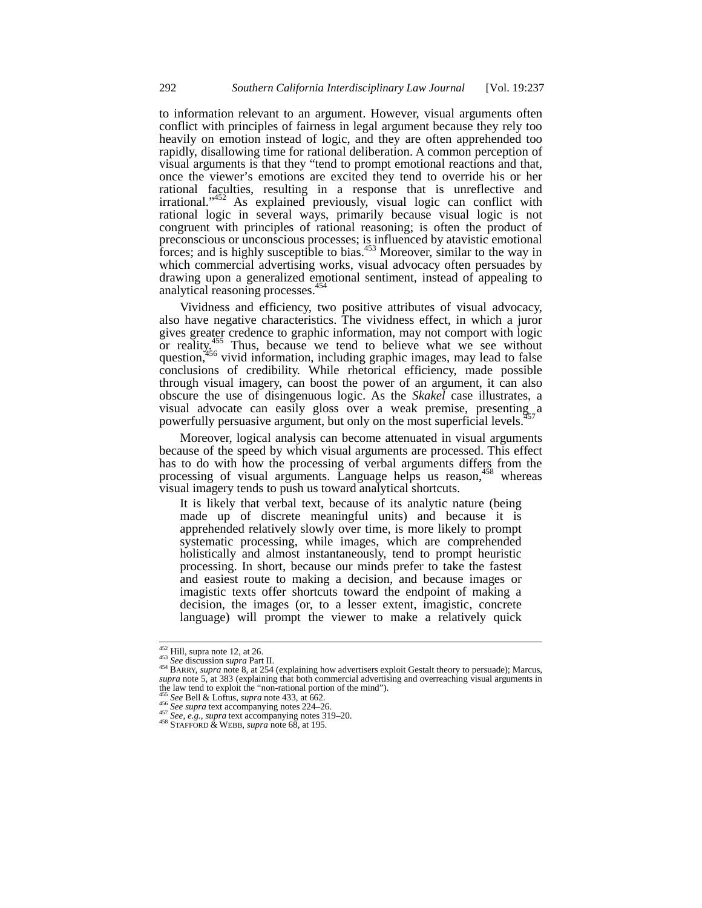to information relevant to an argument. However, visual arguments often conflict with principles of fairness in legal argument because they rely too heavily on emotion instead of logic, and they are often apprehended too rapidly, disallowing time for rational deliberation. A common perception of visual arguments is that they "tend to prompt emotional reactions and that, once the viewer's emotions are excited they tend to override his or her rational faculties, resulting in a response that is unreflective and irrational."[452] As explained previously, visual logic can conflict with rational logic in several ways, primarily because visual logic is not congruent with principles of rational reasoning; is often the product of preconscious or unconscious processes; is influenced by atavistic emotional forces; and is highly susceptible to bias.[453] Moreover, similar to the way in which commercial advertising works, visual advocacy often persuades by drawing upon a generalized emotional sentiment, instead of appealing to analytical reasoning processes.[454]

Vividness and efficiency, two positive attributes of visual advocacy, also have negative characteristics. The vividness effect, in which a juror gives greater credence to graphic information, may not comport with logic or reality.[455] Thus, because we tend to believe what we see without question,[456] vivid information, including graphic images, may lead to false conclusions of credibility. While rhetorical efficiency, made possible through visual imagery, can boost the power of an argument, it can also obscure the use of disingenuous logic. As the *Skakel* case illustrates, a visual advocate can easily gloss over a weak premise, presenting a powerfully persuasive argument, but only on the most superficial levels.[457]

Moreover, logical analysis can become attenuated in visual arguments because of the speed by which visual arguments are processed. This effect has to do with how the processing of verbal arguments differs from the processing of visual arguments. Language helps us reason,[458] whereas visual imagery tends to push us toward analytical shortcuts.

> It is likely that verbal text, because of its analytic nature (being made up of discrete meaningful units) and because it is apprehended relatively slowly over time, is more likely to prompt systematic processing, while images, which are comprehended holistically and almost instantaneously, tend to prompt heuristic processing. In short, because our minds prefer to take the fastest and easiest route to making a decision, and because images or imagistic texts offer shortcuts toward the endpoint of making a decision, the images (or, to a lesser extent, imagistic, concrete language) will prompt the viewer to make a relatively quick

---

[452] Hill, supra note 12, at 26.

[453] *See* discussion *supra* Part II.

[454] BARRY, *supra* note 8, at 254 (explaining how advertisers exploit Gestalt theory to persuade); Marcus, *supra* note 5, at 383 (explaining that both commercial advertising and overreaching visual arguments in the law tend to exploit the "non-rational portion of the mind").

[455] *See* Bell & Loftus, *supra* note 433, at 662.

[456] *See supra* text accompanying notes 224–26.

[457] *See, e.g.*, *supra* text accompanying notes 319–20.

[458] STAFFORD & WEBB, *supra* note 68, at 195.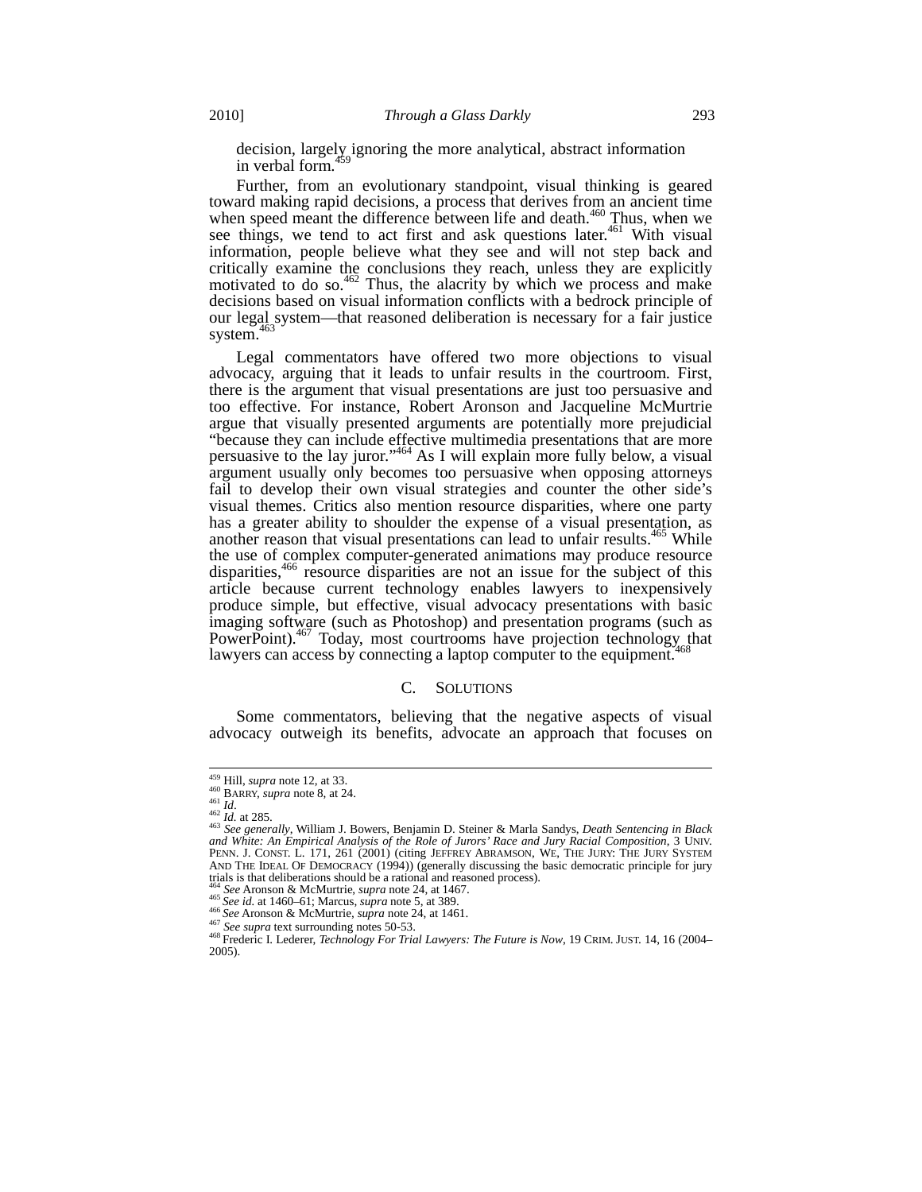decision, largely ignoring the more analytical, abstract information in verbal form.[459]

Further, from an evolutionary standpoint, visual thinking is geared toward making rapid decisions, a process that derives from an ancient time when speed meant the difference between life and death.[460] Thus, when we see things, we tend to act first and ask questions later.[461] With visual information, people believe what they see and will not step back and critically examine the conclusions they reach, unless they are explicitly motivated to do so.[462] Thus, the alacrity by which we process and make decisions based on visual information conflicts with a bedrock principle of our legal system—that reasoned deliberation is necessary for a fair justice system.[463]

Legal commentators have offered two more objections to visual advocacy, arguing that it leads to unfair results in the courtroom. First, there is the argument that visual presentations are just too persuasive and too effective. For instance, Robert Aronson and Jacqueline McMurtrie argue that visually presented arguments are potentially more prejudicial "because they can include effective multimedia presentations that are more persuasive to the lay juror."[464] As I will explain more fully below, a visual argument usually only becomes too persuasive when opposing attorneys fail to develop their own visual strategies and counter the other side's visual themes. Critics also mention resource disparities, where one party has a greater ability to shoulder the expense of a visual presentation, as another reason that visual presentations can lead to unfair results.[465] While the use of complex computer-generated animations may produce resource disparities,[466] resource disparities are not an issue for the subject of this article because current technology enables lawyers to inexpensively produce simple, but effective, visual advocacy presentations with basic imaging software (such as Photoshop) and presentation programs (such as PowerPoint).[467] Today, most courtrooms have projection technology that lawyers can access by connecting a laptop computer to the equipment.[468]

### C. SOLUTIONS

Some commentators, believing that the negative aspects of visual advocacy outweigh its benefits, advocate an approach that focuses on

---

[459] Hill, *supra* note 12, at 33.
[460] BARRY, *supra* note 8, at 24.
[461] *Id*.
[462] *Id.* at 285.
[463] *See generally*, William J. Bowers, Benjamin D. Steiner & Marla Sandys, *Death Sentencing in Black and White: An Empirical Analysis of the Role of Jurors' Race and Jury Racial Composition*, 3 UNIV. PENN. J. CONST. L. 171, 261 (2001) (citing JEFFREY ABRAMSON, WE, THE JURY: THE JURY SYSTEM AND THE IDEAL OF DEMOCRACY (1994)) (generally discussing the basic democratic principle for jury trials is that deliberations should be a rational and reasoned process).
[464] *See* Aronson & McMurtrie, *supra* note 24, at 1467.
[465] *See id.* at 1460–61; Marcus, *supra* note 5, at 389.
[466] *See* Aronson & McMurtrie, *supra* note 24, at 1461.
[467] *See supra* text surrounding notes 50-53.
[468] Frederic I. Lederer, *Technology For Trial Lawyers: The Future is Now*, 19 CRIM. JUST. 14, 16 (2004–2005).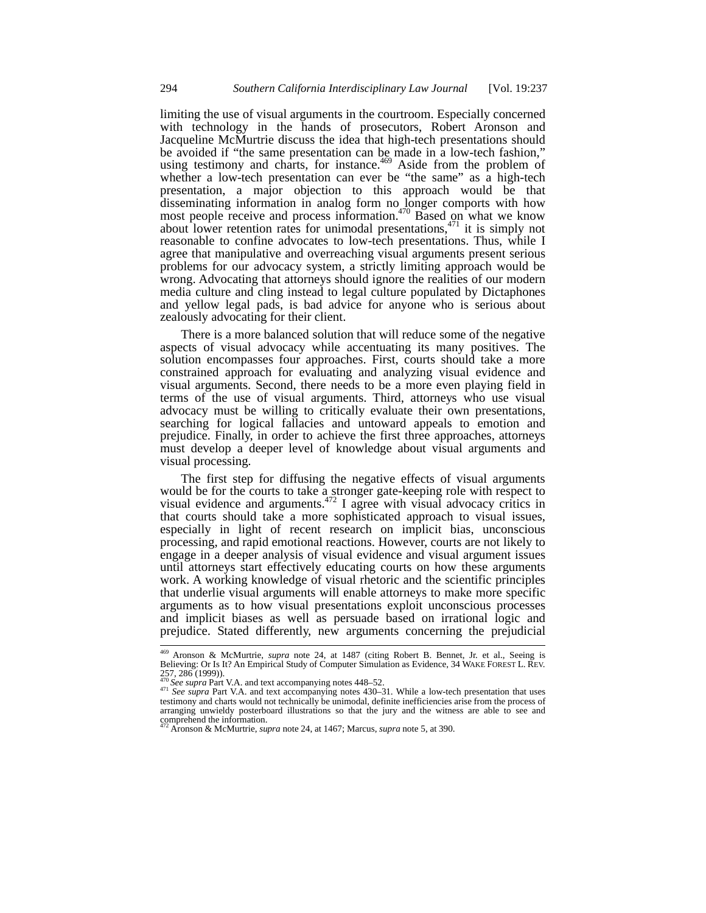limiting the use of visual arguments in the courtroom. Especially concerned with technology in the hands of prosecutors, Robert Aronson and Jacqueline McMurtrie discuss the idea that high-tech presentations should be avoided if "the same presentation can be made in a low-tech fashion," using testimony and charts, for instance.[469] Aside from the problem of whether a low-tech presentation can ever be "the same" as a high-tech presentation, a major objection to this approach would be that disseminating information in analog form no longer comports with how most people receive and process information.[470] Based on what we know about lower retention rates for unimodal presentations,[471] it is simply not reasonable to confine advocates to low-tech presentations. Thus, while I agree that manipulative and overreaching visual arguments present serious problems for our advocacy system, a strictly limiting approach would be wrong. Advocating that attorneys should ignore the realities of our modern media culture and cling instead to legal culture populated by Dictaphones and yellow legal pads, is bad advice for anyone who is serious about zealously advocating for their client.

There is a more balanced solution that will reduce some of the negative aspects of visual advocacy while accentuating its many positives. The solution encompasses four approaches. First, courts should take a more constrained approach for evaluating and analyzing visual evidence and visual arguments. Second, there needs to be a more even playing field in terms of the use of visual arguments. Third, attorneys who use visual advocacy must be willing to critically evaluate their own presentations, searching for logical fallacies and untoward appeals to emotion and prejudice. Finally, in order to achieve the first three approaches, attorneys must develop a deeper level of knowledge about visual arguments and visual processing.

The first step for diffusing the negative effects of visual arguments would be for the courts to take a stronger gate-keeping role with respect to visual evidence and arguments.[472] I agree with visual advocacy critics in that courts should take a more sophisticated approach to visual issues, especially in light of recent research on implicit bias, unconscious processing, and rapid emotional reactions. However, courts are not likely to engage in a deeper analysis of visual evidence and visual argument issues until attorneys start effectively educating courts on how these arguments work. A working knowledge of visual rhetoric and the scientific principles that underlie visual arguments will enable attorneys to make more specific arguments as to how visual presentations exploit unconscious processes and implicit biases as well as persuade based on irrational logic and prejudice. Stated differently, new arguments concerning the prejudicial

---

[469] Aronson & McMurtrie, *supra* note 24, at 1487 (citing Robert B. Bennet, Jr. et al., Seeing is Believing: Or Is It? An Empirical Study of Computer Simulation as Evidence, 34 WAKE FOREST L. REV. 257, 286 (1999)).

[470] *See supra* Part V.A. and text accompanying notes 448–52.

[471] *See supra* Part V.A. and text accompanying notes 430–31. While a low-tech presentation that uses testimony and charts would not technically be unimodal, definite inefficiencies arise from the process of arranging unwieldy posterboard illustrations so that the jury and the witness are able to see and comprehend the information.

[472] Aronson & McMurtrie, *supra* note 24, at 1467; Marcus, *supra* note 5, at 390.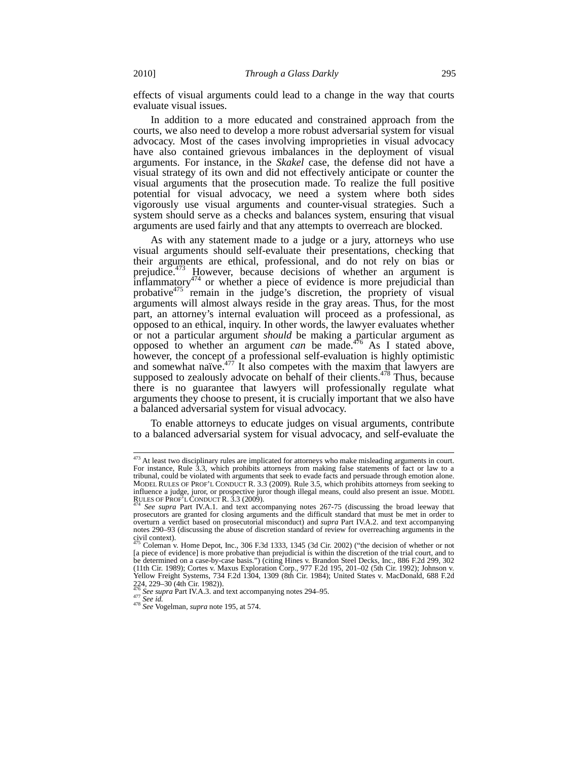effects of visual arguments could lead to a change in the way that courts evaluate visual issues.

In addition to a more educated and constrained approach from the courts, we also need to develop a more robust adversarial system for visual advocacy. Most of the cases involving improprieties in visual advocacy have also contained grievous imbalances in the deployment of visual arguments. For instance, in the *Skakel* case, the defense did not have a visual strategy of its own and did not effectively anticipate or counter the visual arguments that the prosecution made. To realize the full positive potential for visual advocacy, we need a system where both sides vigorously use visual arguments and counter-visual strategies. Such a system should serve as a checks and balances system, ensuring that visual arguments are used fairly and that any attempts to overreach are blocked.

As with any statement made to a judge or a jury, attorneys who use visual arguments should self-evaluate their presentations, checking that their arguments are ethical, professional, and do not rely on bias or prejudice.[473] However, because decisions of whether an argument is inflammatory[474] or whether a piece of evidence is more prejudicial than probative[475] remain in the judge's discretion, the propriety of visual arguments will almost always reside in the gray areas. Thus, for the most part, an attorney's internal evaluation will proceed as a professional, as opposed to an ethical, inquiry. In other words, the lawyer evaluates whether or not a particular argument *should* be making a particular argument as opposed to whether an argument *can* be made.[476] As I stated above, however, the concept of a professional self-evaluation is highly optimistic and somewhat naïve.[477] It also competes with the maxim that lawyers are supposed to zealously advocate on behalf of their clients.[478] Thus, because there is no guarantee that lawyers will professionally regulate what arguments they choose to present, it is crucially important that we also have a balanced adversarial system for visual advocacy.

To enable attorneys to educate judges on visual arguments, contribute to a balanced adversarial system for visual advocacy, and self-evaluate the

---

[473] At least two disciplinary rules are implicated for attorneys who make misleading arguments in court. For instance, Rule 3.3, which prohibits attorneys from making false statements of fact or law to a tribunal, could be violated with arguments that seek to evade facts and persuade through emotion alone. MODEL RULES OF PROF'L CONDUCT R. 3.3 (2009). Rule 3.5, which prohibits attorneys from seeking to influence a judge, juror, or prospective juror though illegal means, could also present an issue. MODEL RULES OF PROF'L CONDUCT R. 3.3 (2009).

[474] *See supra* Part IV.A.1. and text accompanying notes 267-75 (discussing the broad leeway that prosecutors are granted for closing arguments and the difficult standard that must be met in order to overturn a verdict based on prosecutorial misconduct) and *supra* Part IV.A.2. and text accompanying notes 290–93 (discussing the abuse of discretion standard of review for overreaching arguments in the civil context).

[475] Coleman v. Home Depot, Inc., 306 F.3d 1333, 1345 (3d Cir. 2002) ("the decision of whether or not [a piece of evidence] is more probative than prejudicial is within the discretion of the trial court, and to be determined on a case-by-case basis.") (citing Hines v. Brandon Steel Decks, Inc., 886 F.2d 299, 302 (11th Cir. 1989); Cortes v. Maxus Exploration Corp., 977 F.2d 195, 201–02 (5th Cir. 1992); Johnson v. Yellow Freight Systems, 734 F.2d 1304, 1309 (8th Cir. 1984); United States v. MacDonald, 688 F.2d 224, 229–30 (4th Cir. 1982)).

[476] *See supra* Part IV.A.3. and text accompanying notes 294–95.

[477] *See id.*

[478] *See* Vogelman, *supra* note 195, at 574.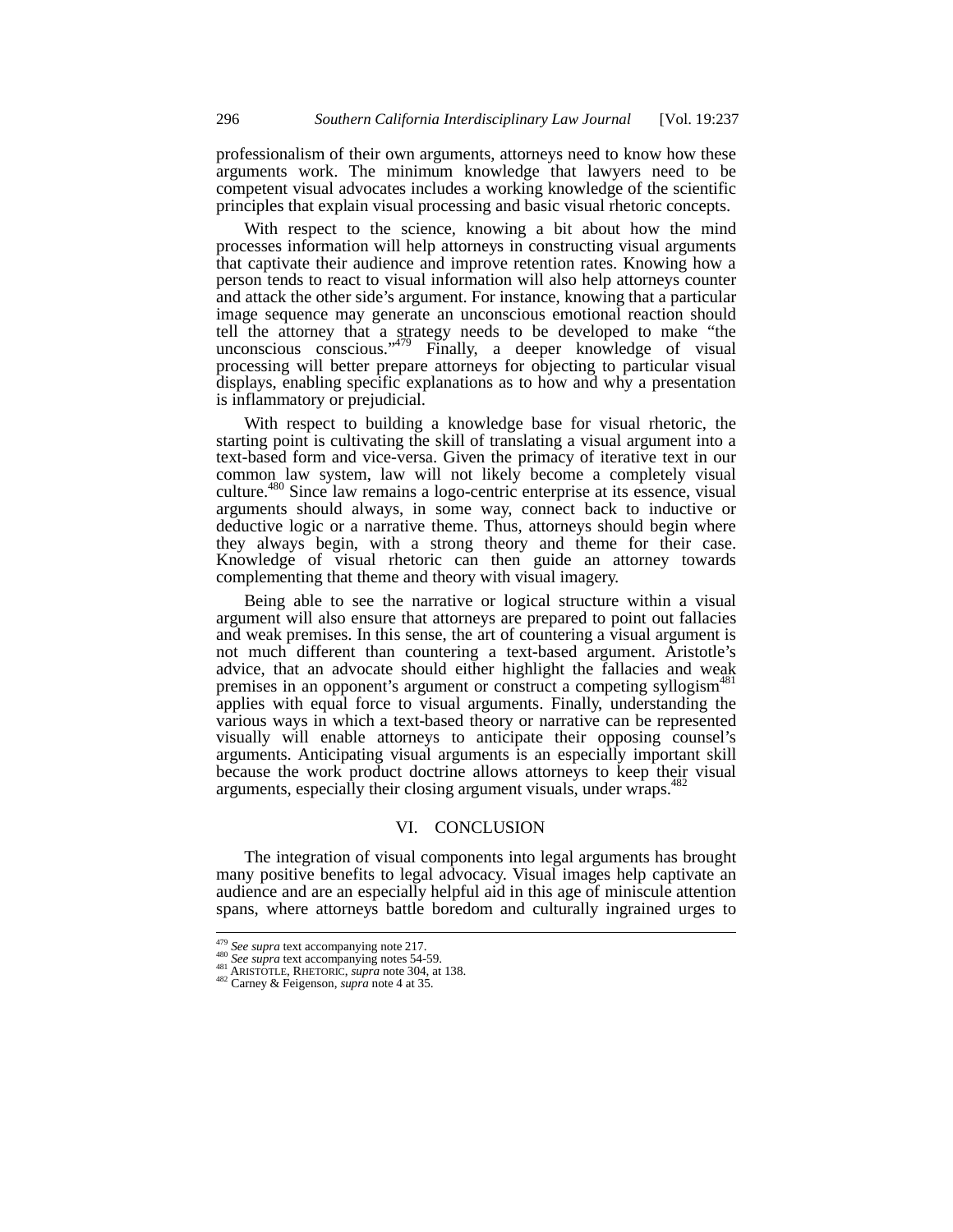professionalism of their own arguments, attorneys need to know how these arguments work. The minimum knowledge that lawyers need to be competent visual advocates includes a working knowledge of the scientific principles that explain visual processing and basic visual rhetoric concepts.

With respect to the science, knowing a bit about how the mind processes information will help attorneys in constructing visual arguments that captivate their audience and improve retention rates. Knowing how a person tends to react to visual information will also help attorneys counter and attack the other side's argument. For instance, knowing that a particular image sequence may generate an unconscious emotional reaction should tell the attorney that a strategy needs to be developed to make "the unconscious conscious."[479] Finally, a deeper knowledge of visual processing will better prepare attorneys for objecting to particular visual displays, enabling specific explanations as to how and why a presentation is inflammatory or prejudicial.

With respect to building a knowledge base for visual rhetoric, the starting point is cultivating the skill of translating a visual argument into a text-based form and vice-versa. Given the primacy of iterative text in our common law system, law will not likely become a completely visual culture.[480] Since law remains a logo-centric enterprise at its essence, visual arguments should always, in some way, connect back to inductive or deductive logic or a narrative theme. Thus, attorneys should begin where they always begin, with a strong theory and theme for their case. Knowledge of visual rhetoric can then guide an attorney towards complementing that theme and theory with visual imagery.

Being able to see the narrative or logical structure within a visual argument will also ensure that attorneys are prepared to point out fallacies and weak premises. In this sense, the art of countering a visual argument is not much different than countering a text-based argument. Aristotle's advice, that an advocate should either highlight the fallacies and weak premises in an opponent's argument or construct a competing syllogism[481] applies with equal force to visual arguments. Finally, understanding the various ways in which a text-based theory or narrative can be represented visually will enable attorneys to anticipate their opposing counsel's arguments. Anticipating visual arguments is an especially important skill because the work product doctrine allows attorneys to keep their visual arguments, especially their closing argument visuals, under wraps.[482]

## VI. CONCLUSION

The integration of visual components into legal arguments has brought many positive benefits to legal advocacy. Visual images help captivate an audience and are an especially helpful aid in this age of miniscule attention spans, where attorneys battle boredom and culturally ingrained urges to

---

[479] *See supra* text accompanying note 217.
[480] *See supra* text accompanying notes 54-59.
[481] ARISTOTLE, RHETORIC, *supra* note 304, at 138.
[482] Carney & Feigenson, *supra* note 4 at 35.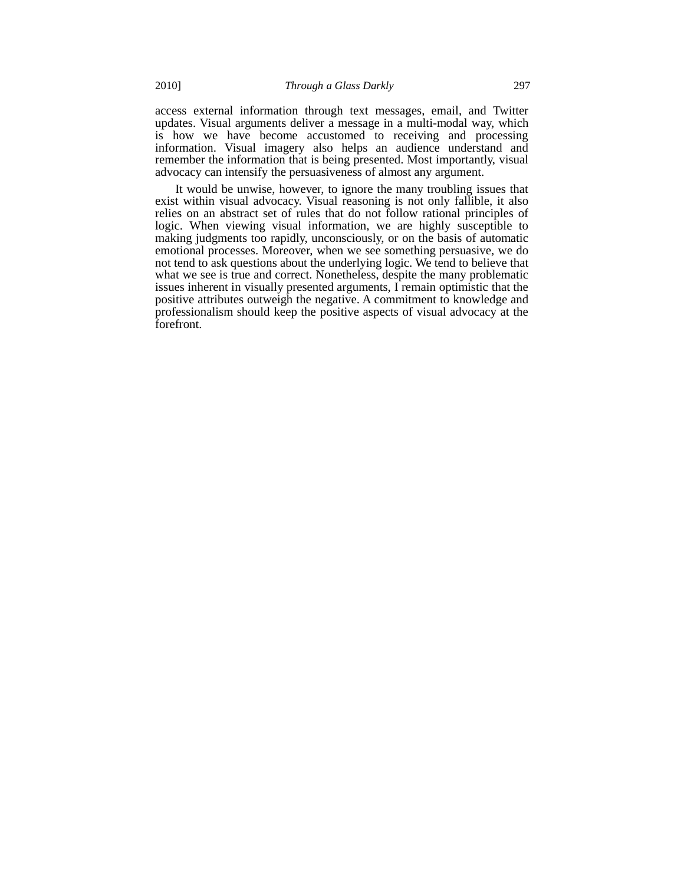access external information through text messages, email, and Twitter updates. Visual arguments deliver a message in a multi-modal way, which is how we have become accustomed to receiving and processing information. Visual imagery also helps an audience understand and remember the information that is being presented. Most importantly, visual advocacy can intensify the persuasiveness of almost any argument.

It would be unwise, however, to ignore the many troubling issues that exist within visual advocacy. Visual reasoning is not only fallible, it also relies on an abstract set of rules that do not follow rational principles of logic. When viewing visual information, we are highly susceptible to making judgments too rapidly, unconsciously, or on the basis of automatic emotional processes. Moreover, when we see something persuasive, we do not tend to ask questions about the underlying logic. We tend to believe that what we see is true and correct. Nonetheless, despite the many problematic issues inherent in visually presented arguments, I remain optimistic that the positive attributes outweigh the negative. A commitment to knowledge and professionalism should keep the positive aspects of visual advocacy at the forefront.